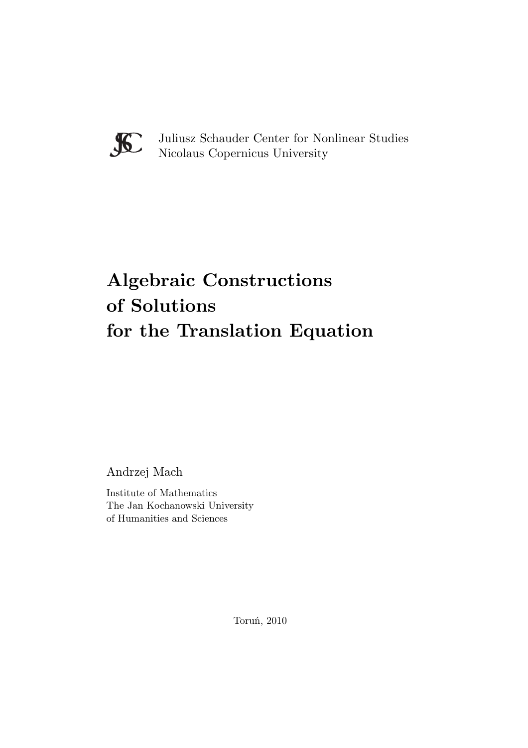Juliusz Schauder Center for Nonlinear Studies
Nicolaus Copernicus University

# Algebraic Constructions of Solutions for the Translation Equation

Andrzej Mach

Institute of Mathematics
The Jan Kochanowski University
of Humanities and Sciences

Toruń, 2010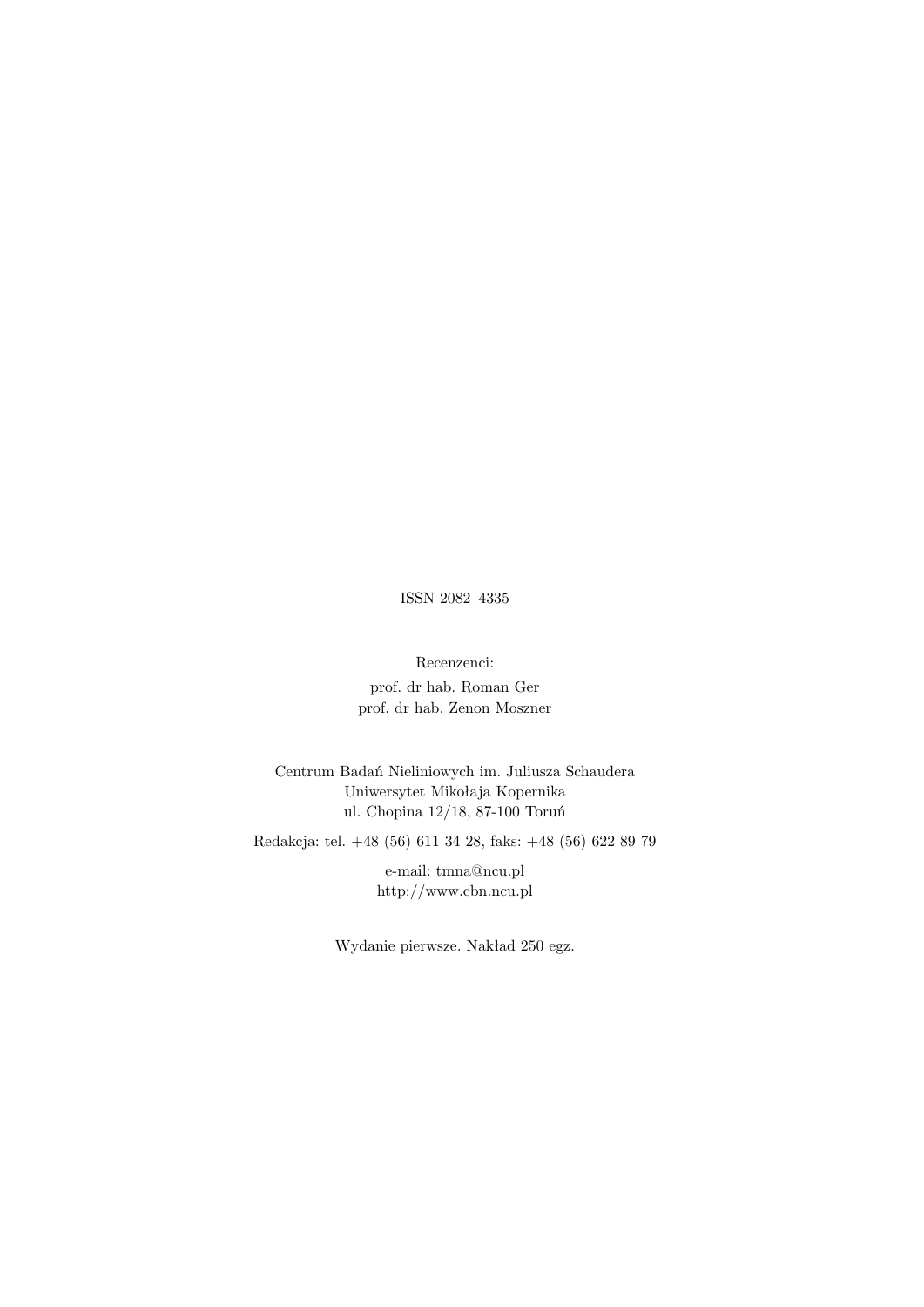ISSN 2082–4335

Recenzenci:

prof. dr hab. Roman Ger

prof. dr hab. Zenon Moszner

Centrum Badań Nieliniowych im. Juliusza Schaudera

Uniwersytet Mikołaja Kopernika

ul. Chopina 12/18, 87-100 Toruń

Redakcja: tel. +48 (56) 611 34 28, faks: +48 (56) 622 89 79

e-mail: tmna@ncu.pl

http://www.cbn.ncu.pl

Wydanie pierwsze. Nakład 250 egz.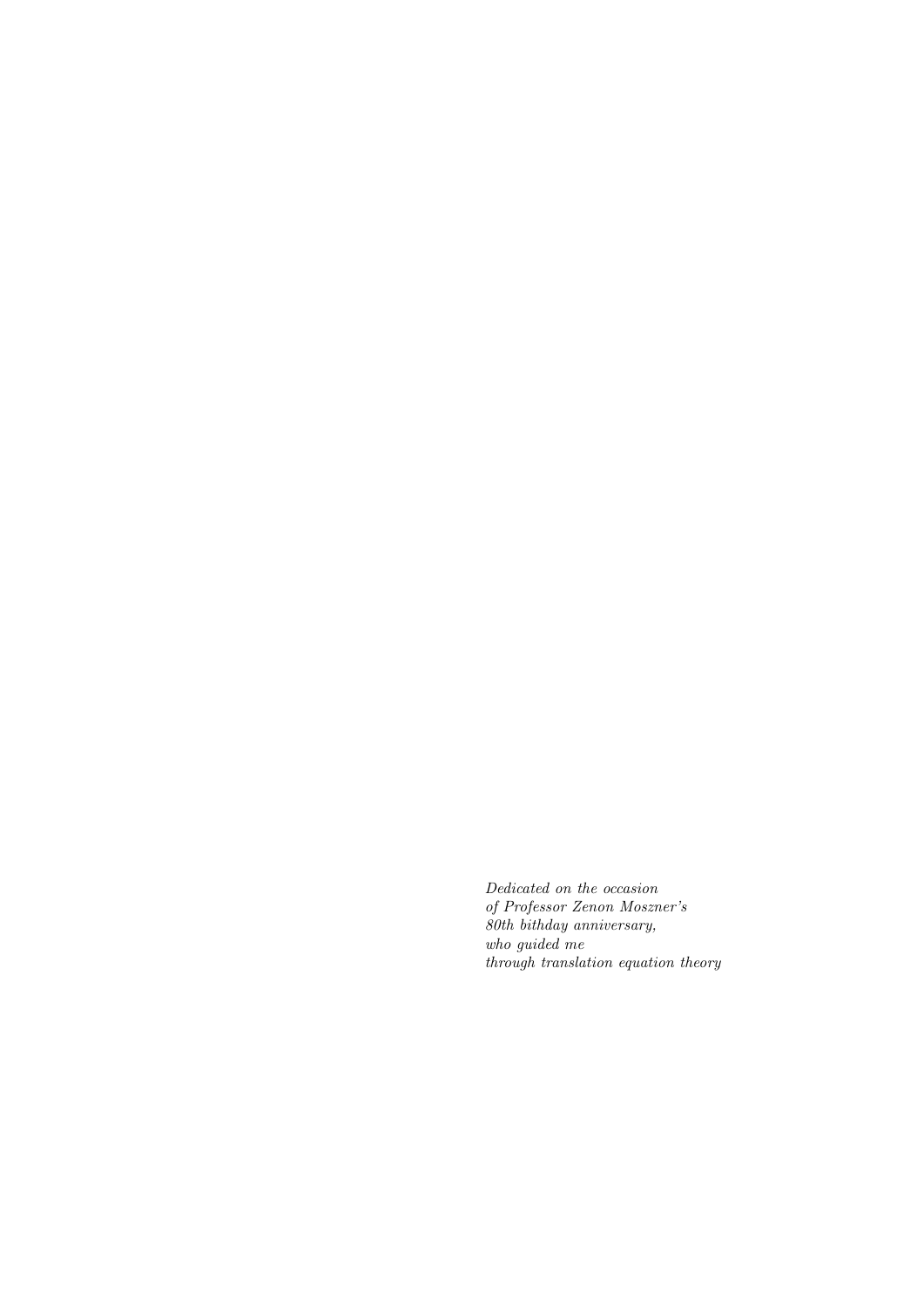*Dedicated on the occasion*
*of Professor Zenon Moszner's*
*80th bithday anniversary,*
*who guided me*
*through translation equation theory*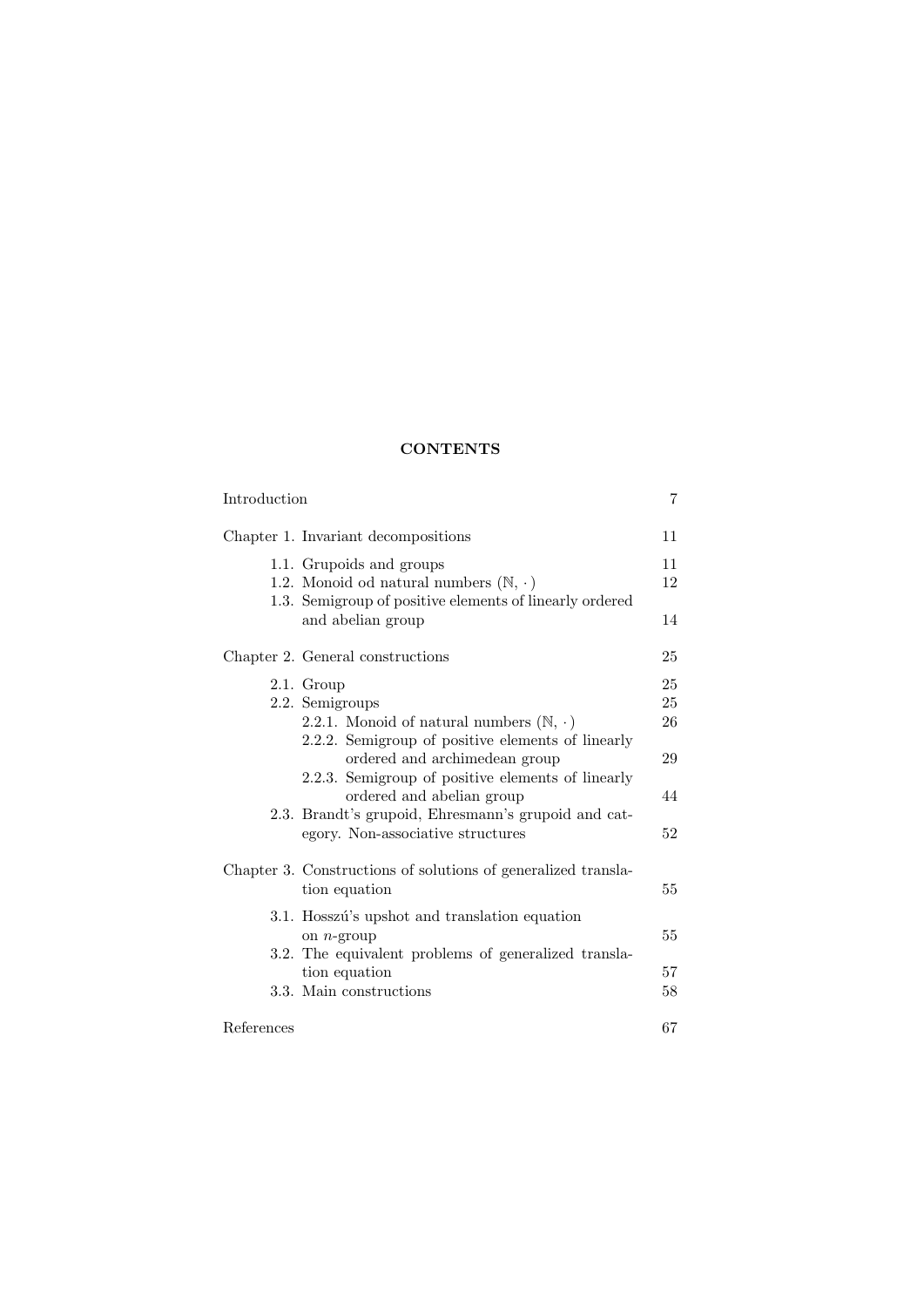## CONTENTS

Introduction 7

Chapter 1. Invariant decompositions 11

- 1.1. Grupoids and groups 11
- 1.2. Monoid od natural numbers $(\mathbb{N}, \cdot)$ 12
- 1.3. Semigroup of positive elements of linearly ordered and abelian group 14

Chapter 2. General constructions 25

- 2.1. Group 25
- 2.2. Semigroups 25
  - 2.2.1. Monoid of natural numbers $(\mathbb{N}, \cdot)$ 26
  - 2.2.2. Semigroup of positive elements of linearly ordered and archimedean group 29
  - 2.2.3. Semigroup of positive elements of linearly ordered and abelian group 44
- 2.3. Brandt's grupoid, Ehresmann's grupoid and category. Non-associative structures 52

Chapter 3. Constructions of solutions of generalized translation equation 55

- 3.1. Hosszú's upshot and translation equation on $n$-group 55
- 3.2. The equivalent problems of generalized translation equation 57
- 3.3. Main constructions 58

References 67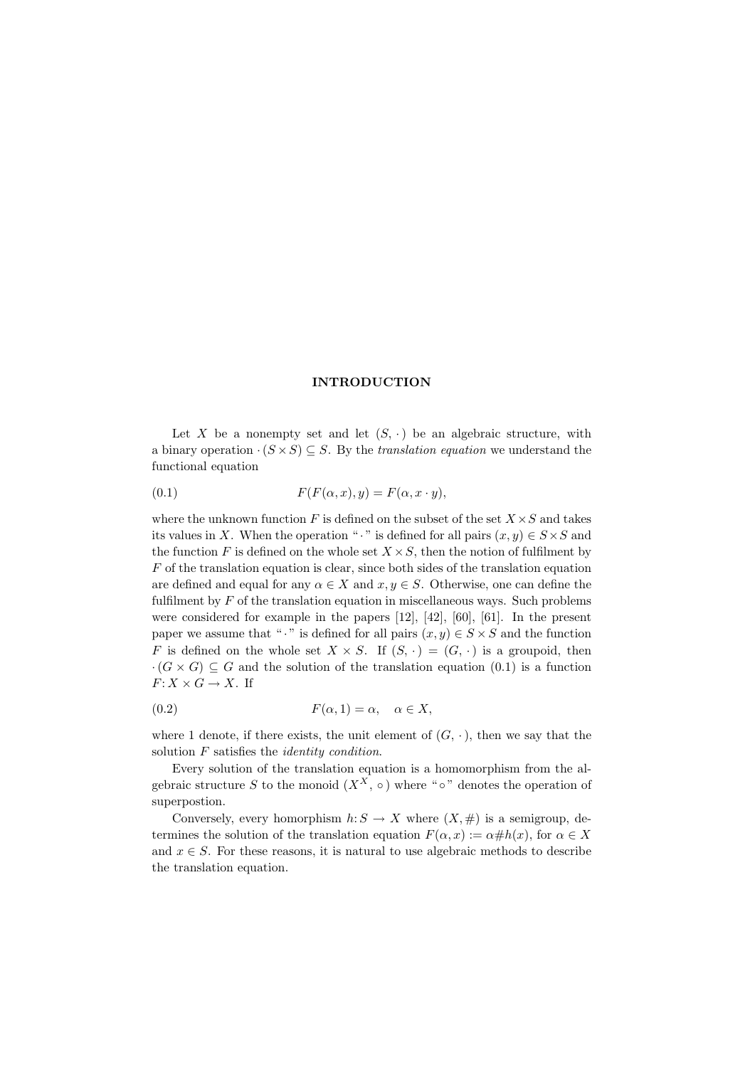# INTRODUCTION

Let $X$ be a nonempty set and let $(S, \cdot)$ be an algebraic structure, with a binary operation $\cdot (S \times S) \subseteq S$. By the *translation equation* we understand the functional equation

$$F(F(\alpha, x), y) = F(\alpha, x \cdot y), \tag{0.1}$$

where the unknown function $F$ is defined on the subset of the set $X \times S$ and takes its values in $X$. When the operation " $\cdot$ " is defined for all pairs $(x, y) \in S \times S$ and the function $F$ is defined on the whole set $X \times S$, then the notion of fulfilment by $F$ of the translation equation is clear, since both sides of the translation equation are defined and equal for any $\alpha \in X$ and $x, y \in S$. Otherwise, one can define the fulfilment by $F$ of the translation equation in miscellaneous ways. Such problems were considered for example in the papers [12], [42], [60], [61]. In the present paper we assume that " $\cdot$ " is defined for all pairs $(x, y) \in S \times S$ and the function $F$ is defined on the whole set $X \times S$. If $(S, \cdot) = (G, \cdot)$ is a groupoid, then $\cdot (G \times G) \subseteq G$ and the solution of the translation equation (0.1) is a function $F\colon X \times G \to X$. If

$$F(\alpha, 1) = \alpha, \quad \alpha \in X, \tag{0.2}$$

where 1 denote, if there exists, the unit element of $(G, \cdot)$, then we say that the solution $F$ satisfies the *identity condition*.

Every solution of the translation equation is a homomorphism from the algebraic structure $S$ to the monoid $(X^X, \circ)$ where " $\circ$ " denotes the operation of superpostion.

Conversely, every homorphism $h\colon S \to X$ where $(X, \#)$ is a semigroup, determines the solution of the translation equation $F(\alpha, x) := \alpha \# h(x)$, for $\alpha \in X$ and $x \in S$. For these reasons, it is natural to use algebraic methods to describe the translation equation.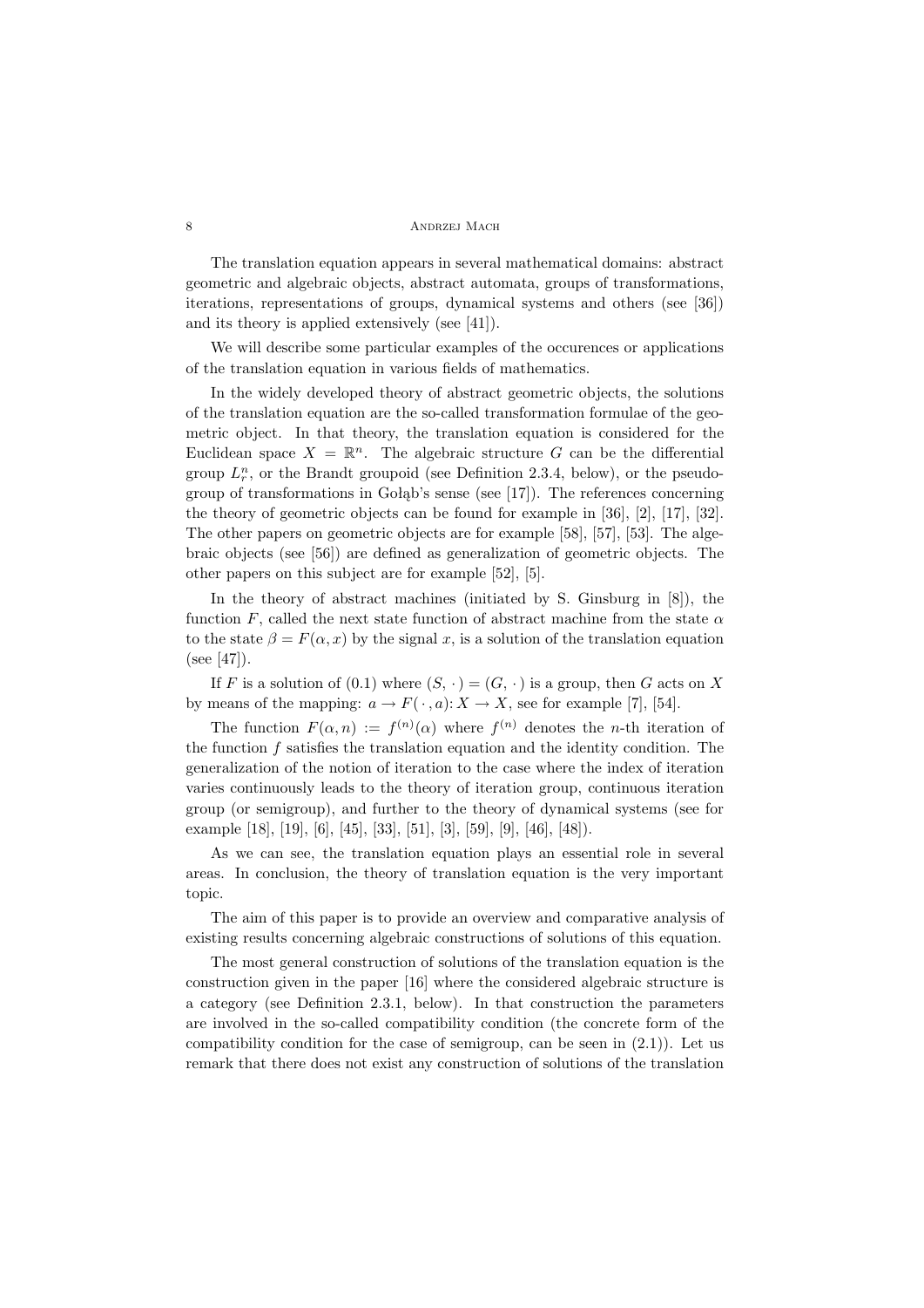The translation equation appears in several mathematical domains: abstract geometric and algebraic objects, abstract automata, groups of transformations, iterations, representations of groups, dynamical systems and others (see [36]) and its theory is applied extensively (see [41]).

We will describe some particular examples of the occurences or applications of the translation equation in various fields of mathematics.

In the widely developed theory of abstract geometric objects, the solutions of the translation equation are the so-called transformation formulae of the geometric object. In that theory, the translation equation is considered for the Euclidean space $X = \mathbb{R}^n$. The algebraic structure $G$ can be the differential group $L^n_r$, or the Brandt groupoid (see Definition 2.3.4, below), or the pseudogroup of transformations in Gołąb's sense (see [17]). The references concerning the theory of geometric objects can be found for example in [36], [2], [17], [32]. The other papers on geometric objects are for example [58], [57], [53]. The algebraic objects (see [56]) are defined as generalization of geometric objects. The other papers on this subject are for example [52], [5].

In the theory of abstract machines (initiated by S. Ginsburg in [8]), the function $F$, called the next state function of abstract machine from the state $\alpha$ to the state $\beta = F(\alpha, x)$ by the signal $x$, is a solution of the translation equation (see [47]).

If $F$ is a solution of (0.1) where $(S, \cdot) = (G, \cdot)$ is a group, then $G$ acts on $X$ by means of the mapping: $a \to F(\,\cdot\,, a)\colon X \to X$, see for example [7], [54].

The function $F(\alpha, n) := f^{(n)}(\alpha)$ where $f^{(n)}$ denotes the $n$-th iteration of the function $f$ satisfies the translation equation and the identity condition. The generalization of the notion of iteration to the case where the index of iteration varies continuously leads to the theory of iteration group, continuous iteration group (or semigroup), and further to the theory of dynamical systems (see for example [18], [19], [6], [45], [33], [51], [3], [59], [9], [46], [48]).

As we can see, the translation equation plays an essential role in several areas. In conclusion, the theory of translation equation is the very important topic.

The aim of this paper is to provide an overview and comparative analysis of existing results concerning algebraic constructions of solutions of this equation.

The most general construction of solutions of the translation equation is the construction given in the paper [16] where the considered algebraic structure is a category (see Definition 2.3.1, below). In that construction the parameters are involved in the so-called compatibility condition (the concrete form of the compatibility condition for the case of semigroup, can be seen in (2.1)). Let us remark that there does not exist any construction of solutions of the translation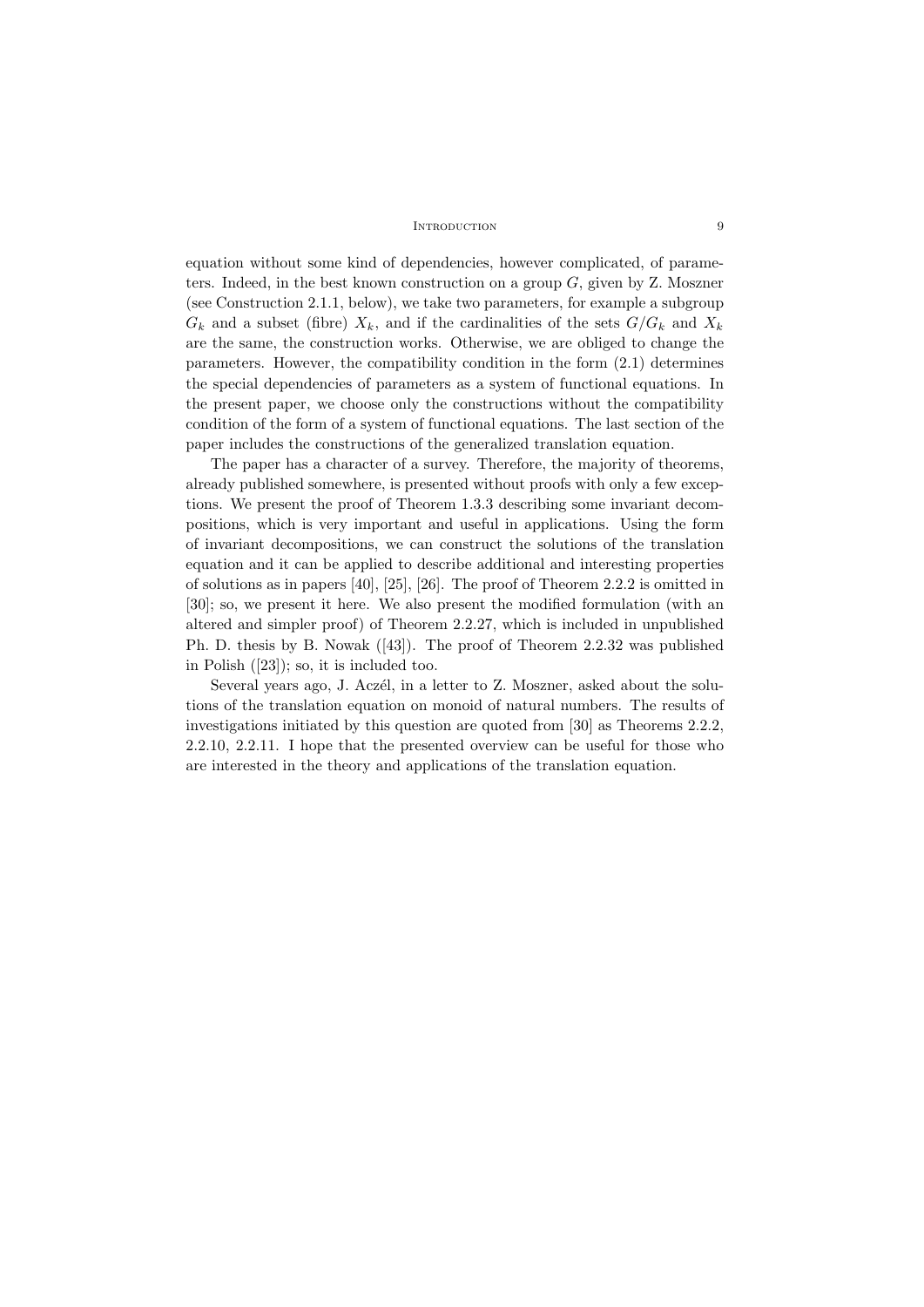equation without some kind of dependencies, however complicated, of parameters. Indeed, in the best known construction on a group $G$, given by Z. Moszner (see Construction 2.1.1, below), we take two parameters, for example a subgroup $G_k$ and a subset (fibre) $X_k$, and if the cardinalities of the sets $G/G_k$ and $X_k$ are the same, the construction works. Otherwise, we are obliged to change the parameters. However, the compatibility condition in the form (2.1) determines the special dependencies of parameters as a system of functional equations. In the present paper, we choose only the constructions without the compatibility condition of the form of a system of functional equations. The last section of the paper includes the constructions of the generalized translation equation.

The paper has a character of a survey. Therefore, the majority of theorems, already published somewhere, is presented without proofs with only a few exceptions. We present the proof of Theorem 1.3.3 describing some invariant decompositions, which is very important and useful in applications. Using the form of invariant decompositions, we can construct the solutions of the translation equation and it can be applied to describe additional and interesting properties of solutions as in papers [40], [25], [26]. The proof of Theorem 2.2.2 is omitted in [30]; so, we present it here. We also present the modified formulation (with an altered and simpler proof) of Theorem 2.2.27, which is included in unpublished Ph. D. thesis by B. Nowak ([43]). The proof of Theorem 2.2.32 was published in Polish ([23]); so, it is included too.

Several years ago, J. Aczél, in a letter to Z. Moszner, asked about the solutions of the translation equation on monoid of natural numbers. The results of investigations initiated by this question are quoted from [30] as Theorems 2.2.2, 2.2.10, 2.2.11. I hope that the presented overview can be useful for those who are interested in the theory and applications of the translation equation.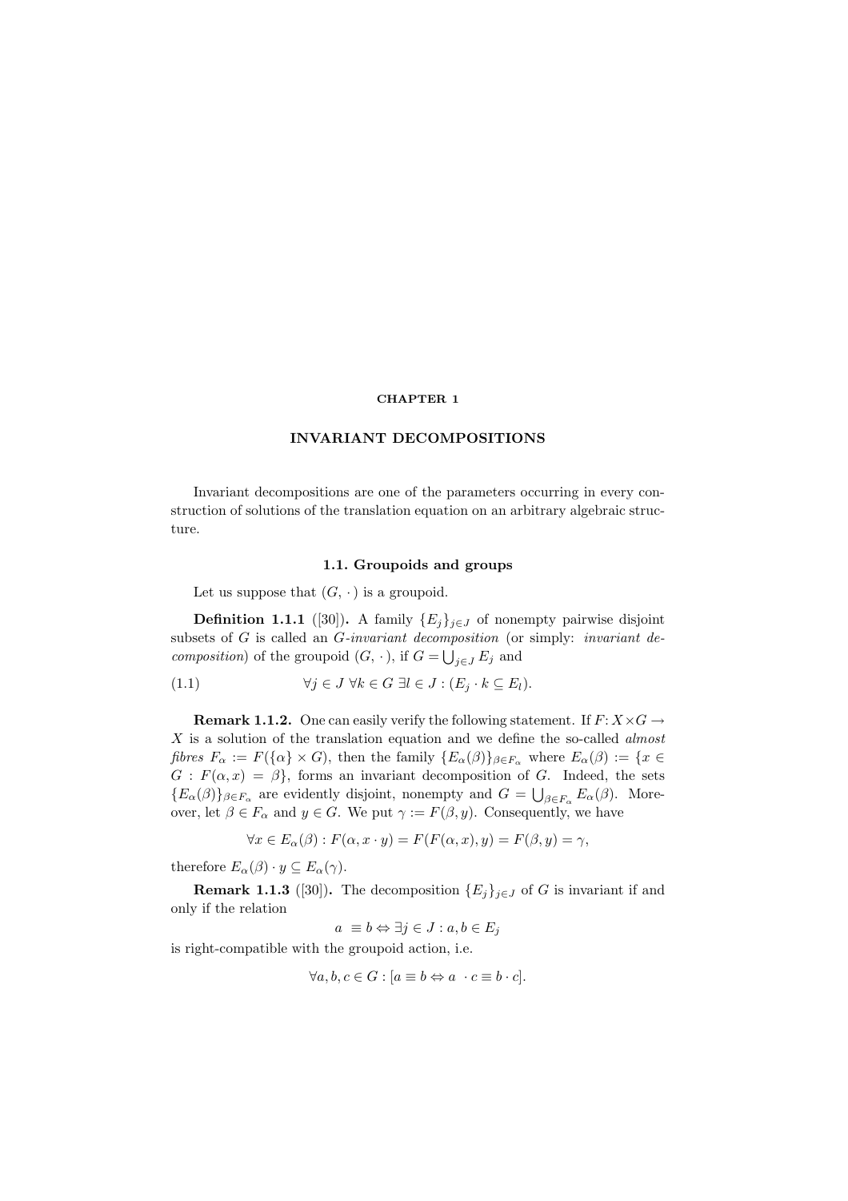# CHAPTER 1

## INVARIANT DECOMPOSITIONS

Invariant decompositions are one of the parameters occurring in every construction of solutions of the translation equation on an arbitrary algebraic structure.

### 1.1. Groupoids and groups

Let us suppose that $(G, \cdot)$ is a groupoid.

**Definition 1.1.1** ([30])**.** A family $\{E_j\}_{j \in J}$ of nonempty pairwise disjoint subsets of $G$ is called an *$G$-invariant decomposition* (or simply: *invariant decomposition*) of the groupoid $(G, \cdot)$, if $G = \bigcup_{j \in J} E_j$ and

$$\forall j \in J \; \forall k \in G \; \exists l \in J : (E_j \cdot k \subseteq E_l). \tag{1.1}$$

**Remark 1.1.2.** One can easily verify the following statement. If $F\colon X \times G \to X$ is a solution of the translation equation and we define the so-called *almost fibres* $F_\alpha := F(\{\alpha\} \times G)$, then the family $\{E_\alpha(\beta)\}_{\beta \in F_\alpha}$ where $E_\alpha(\beta) := \{x \in G : F(\alpha, x) = \beta\}$, forms an invariant decomposition of $G$. Indeed, the sets $\{E_\alpha(\beta)\}_{\beta \in F_\alpha}$ are evidently disjoint, nonempty and $G = \bigcup_{\beta \in F_\alpha} E_\alpha(\beta)$. Moreover, let $\beta \in F_\alpha$ and $y \in G$. We put $\gamma := F(\beta, y)$. Consequently, we have

$$\forall x \in E_\alpha(\beta) : F(\alpha, x \cdot y) = F(F(\alpha, x), y) = F(\beta, y) = \gamma,$$

therefore $E_\alpha(\beta) \cdot y \subseteq E_\alpha(\gamma)$.

**Remark 1.1.3** ([30])**.** The decomposition $\{E_j\}_{j \in J}$ of $G$ is invariant if and only if the relation

$$a \equiv b \Leftrightarrow \exists j \in J : a, b \in E_j$$

is right-compatible with the groupoid action, i.e.

$$\forall a, b, c \in G : [a \equiv b \Leftrightarrow a \cdot c \equiv b \cdot c].$$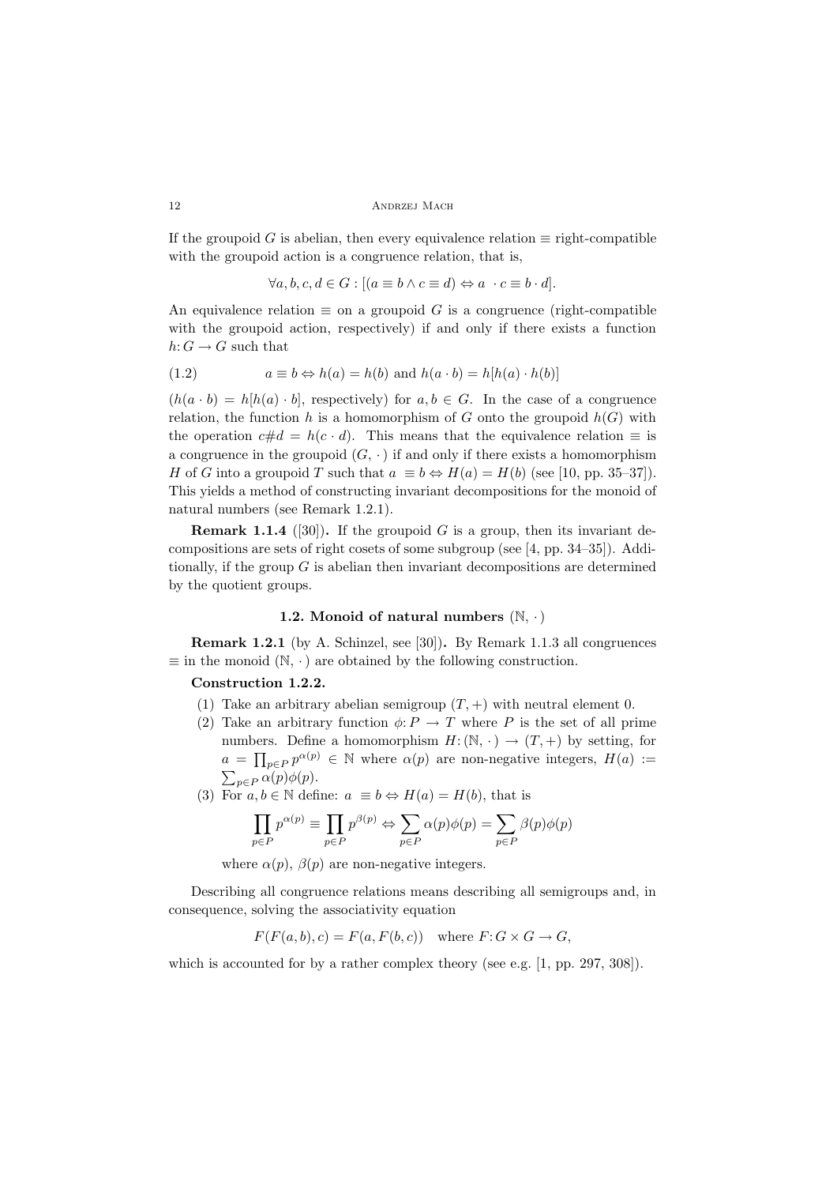If the groupoid $G$ is abelian, then every equivalence relation $\equiv$ right-compatible with the groupoid action is a congruence relation, that is,

$$\forall a, b, c, d \in G : [(a \equiv b \wedge c \equiv d) \Leftrightarrow a \ \cdot c \equiv b \cdot d].$$

An equivalence relation $\equiv$ on a groupoid $G$ is a congruence (right-compatible with the groupoid action, respectively) if and only if there exists a function $h: G \to G$ such that

$$a \equiv b \Leftrightarrow h(a) = h(b) \text{ and } h(a \cdot b) = h[h(a) \cdot h(b)] \tag{1.2}$$

($h(a \cdot b) = h[h(a) \cdot b]$, respectively) for $a, b \in G$. In the case of a congruence relation, the function $h$ is a homomorphism of $G$ onto the groupoid $h(G)$ with the operation $c \# d = h(c \cdot d)$. This means that the equivalence relation $\equiv$ is a congruence in the groupoid $(G, \cdot)$ if and only if there exists a homomorphism $H$ of $G$ into a groupoid $T$ such that $a \ \equiv b \Leftrightarrow H(a) = H(b)$ (see [10, pp. 35–37]). This yields a method of constructing invariant decompositions for the monoid of natural numbers (see Remark 1.2.1).

**Remark 1.1.4** ([30])**.** If the groupoid $G$ is a group, then its invariant decompositions are sets of right cosets of some subgroup (see [4, pp. 34–35]). Additionally, if the group $G$ is abelian then invariant decompositions are determined by the quotient groups.

### 1.2. Monoid of natural numbers $(\mathbb{N}, \cdot)$

**Remark 1.2.1** (by A. Schinzel, see [30])**.** By Remark 1.1.3 all congruences $\equiv$ in the monoid $(\mathbb{N}, \cdot)$ are obtained by the following construction.

**Construction 1.2.2.**

1. Take an arbitrary abelian semigroup $(T, +)$ with neutral element 0.
2. Take an arbitrary function $\phi: P \to T$ where $P$ is the set of all prime numbers. Define a homomorphism $H: (\mathbb{N}, \cdot) \to (T, +)$ by setting, for $a = \prod_{p \in P} p^{\alpha(p)} \in \mathbb{N}$ where $\alpha(p)$ are non-negative integers, $H(a) := \sum_{p \in P} \alpha(p)\phi(p)$.
3. For $a, b \in \mathbb{N}$ define: $a \ \equiv b \Leftrightarrow H(a) = H(b)$, that is
$$\prod_{p \in P} p^{\alpha(p)} \equiv \prod_{p \in P} p^{\beta(p)} \Leftrightarrow \sum_{p \in P} \alpha(p)\phi(p) = \sum_{p \in P} \beta(p)\phi(p)$$
where $\alpha(p)$, $\beta(p)$ are non-negative integers.

Describing all congruence relations means describing all semigroups and, in consequence, solving the associativity equation

$$F(F(a, b), c) = F(a, F(b, c)) \quad \text{where } F: G \times G \to G,$$

which is accounted for by a rather complex theory (see e.g. [1, pp. 297, 308]).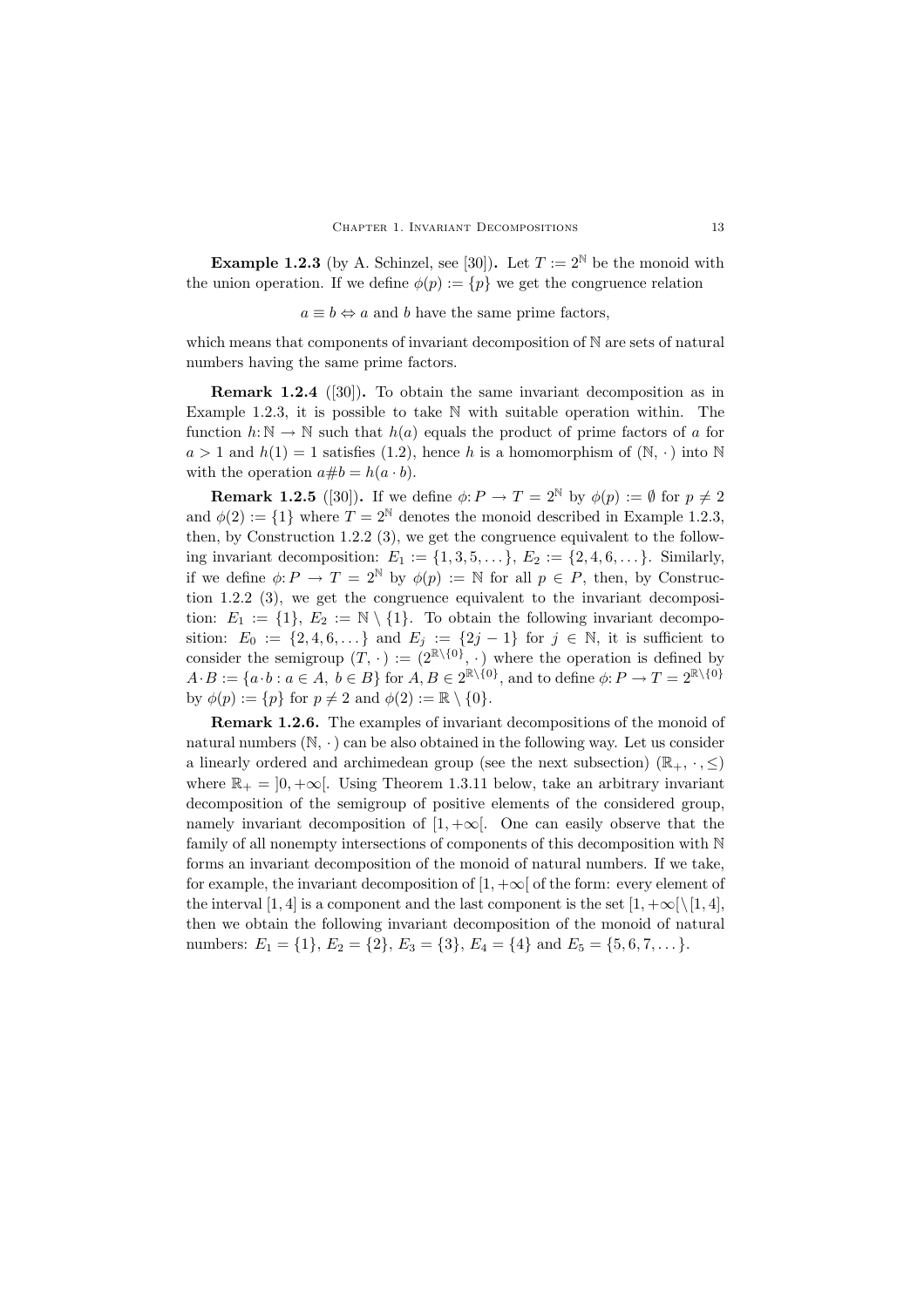**Example 1.2.3** (by A. Schinzel, see [30])**.** Let $T := 2^{\mathbb{N}}$ be the monoid with the union operation. If we define $\phi(p) := \{p\}$ we get the congruence relation

$$a \equiv b \Leftrightarrow a \text{ and } b \text{ have the same prime factors,}$$

which means that components of invariant decomposition of $\mathbb{N}$ are sets of natural numbers having the same prime factors.

**Remark 1.2.4** ([30])**.** To obtain the same invariant decomposition as in Example 1.2.3, it is possible to take $\mathbb{N}$ with suitable operation within. The function $h\colon \mathbb{N} \to \mathbb{N}$ such that $h(a)$ equals the product of prime factors of $a$ for $a > 1$ and $h(1) = 1$ satisfies (1.2), hence $h$ is a homomorphism of $(\mathbb{N}, \cdot)$ into $\mathbb{N}$ with the operation $a \# b = h(a \cdot b)$.

**Remark 1.2.5** ([30])**.** If we define $\phi\colon P \to T = 2^{\mathbb{N}}$ by $\phi(p) := \emptyset$ for $p \neq 2$ and $\phi(2) := \{1\}$ where $T = 2^{\mathbb{N}}$ denotes the monoid described in Example 1.2.3, then, by Construction 1.2.2 (3), we get the congruence equivalent to the following invariant decomposition: $E_1 := \{1, 3, 5, \dots\}$, $E_2 := \{2, 4, 6, \dots\}$. Similarly, if we define $\phi\colon P \to T = 2^{\mathbb{N}}$ by $\phi(p) := \mathbb{N}$ for all $p \in P$, then, by Construction 1.2.2 (3), we get the congruence equivalent to the invariant decomposition: $E_1 := \{1\}$, $E_2 := \mathbb{N} \setminus \{1\}$. To obtain the following invariant decomposition: $E_0 := \{2, 4, 6, \dots\}$ and $E_j := \{2j - 1\}$ for $j \in \mathbb{N}$, it is sufficient to consider the semigroup $(T, \cdot) := (2^{\mathbb{R}\setminus\{0\}}, \cdot)$ where the operation is defined by $A \cdot B := \{a \cdot b : a \in A,\ b \in B\}$ for $A, B \in 2^{\mathbb{R}\setminus\{0\}}$, and to define $\phi\colon P \to T = 2^{\mathbb{R}\setminus\{0\}}$ by $\phi(p) := \{p\}$ for $p \neq 2$ and $\phi(2) := \mathbb{R} \setminus \{0\}$.

**Remark 1.2.6.** The examples of invariant decompositions of the monoid of natural numbers $(\mathbb{N}, \cdot)$ can be also obtained in the following way. Let us consider a linearly ordered and archimedean group (see the next subsection) $(\mathbb{R}_+, \cdot, \leq)$ where $\mathbb{R}_+ = ]0, +\infty[$. Using Theorem 1.3.11 below, take an arbitrary invariant decomposition of the semigroup of positive elements of the considered group, namely invariant decomposition of $[1, +\infty[$. One can easily observe that the family of all nonempty intersections of components of this decomposition with $\mathbb{N}$ forms an invariant decomposition of the monoid of natural numbers. If we take, for example, the invariant decomposition of $[1, +\infty[$ of the form: every element of the interval $[1, 4]$ is a component and the last component is the set $[1, +\infty[ \setminus [1, 4]$, then we obtain the following invariant decomposition of the monoid of natural numbers: $E_1 = \{1\}$, $E_2 = \{2\}$, $E_3 = \{3\}$, $E_4 = \{4\}$ and $E_5 = \{5, 6, 7, \dots\}$.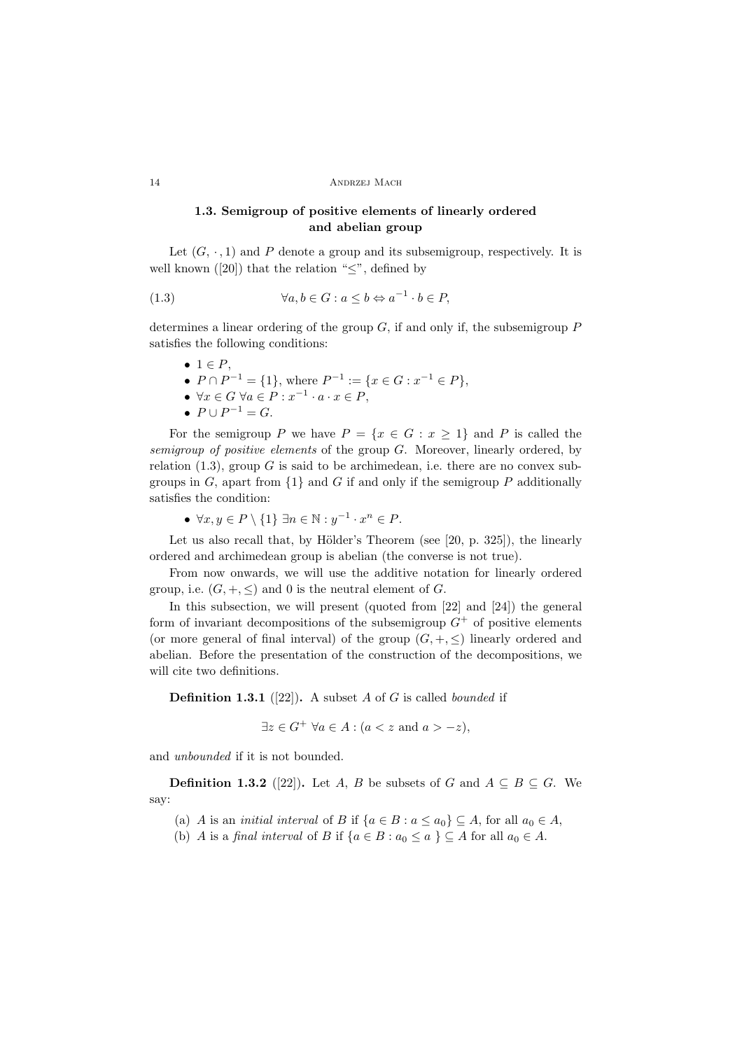### 1.3. Semigroup of positive elements of linearly ordered and abelian group

Let $(G, \cdot, 1)$ and $P$ denote a group and its subsemigroup, respectively. It is well known ([20]) that the relation "$\leq$", defined by

$$\forall a, b \in G : a \leq b \Leftrightarrow a^{-1} \cdot b \in P, \tag{1.3}$$

determines a linear ordering of the group $G$, if and only if, the subsemigroup $P$ satisfies the following conditions:

- $1 \in P$,
- $P \cap P^{-1} = \{1\}$, where $P^{-1} := \{x \in G : x^{-1} \in P\}$,
- $\forall x \in G \; \forall a \in P : x^{-1} \cdot a \cdot x \in P$,
- $P \cup P^{-1} = G$.

For the semigroup $P$ we have $P = \{x \in G : x \geq 1\}$ and $P$ is called the *semigroup of positive elements* of the group $G$. Moreover, linearly ordered, by relation (1.3), group $G$ is said to be archimedean, i.e. there are no convex subgroups in $G$, apart from $\{1\}$ and $G$ if and only if the semigroup $P$ additionally satisfies the condition:

- $\forall x, y \in P \setminus \{1\} \; \exists n \in \mathbb{N} : y^{-1} \cdot x^n \in P$.

Let us also recall that, by Hölder's Theorem (see [20, p. 325]), the linearly ordered and archimedean group is abelian (the converse is not true).

From now onwards, we will use the additive notation for linearly ordered group, i.e. $(G, +, \leq)$ and 0 is the neutral element of $G$.

In this subsection, we will present (quoted from [22] and [24]) the general form of invariant decompositions of the subsemigroup $G^+$ of positive elements (or more general of final interval) of the group $(G, +, \leq)$ linearly ordered and abelian. Before the presentation of the construction of the decompositions, we will cite two definitions.

**Definition 1.3.1** ([22]). A subset $A$ of $G$ is called *bounded* if

$$\exists z \in G^+ \; \forall a \in A : (a < z \text{ and } a > -z),$$

and *unbounded* if it is not bounded.

**Definition 1.3.2** ([22]). Let $A$, $B$ be subsets of $G$ and $A \subseteq B \subseteq G$. We say:

(a) $A$ is an *initial interval* of $B$ if $\{a \in B : a \leq a_0\} \subseteq A$, for all $a_0 \in A$,

(b) $A$ is a *final interval* of $B$ if $\{a \in B : a_0 \leq a \} \subseteq A$ for all $a_0 \in A$.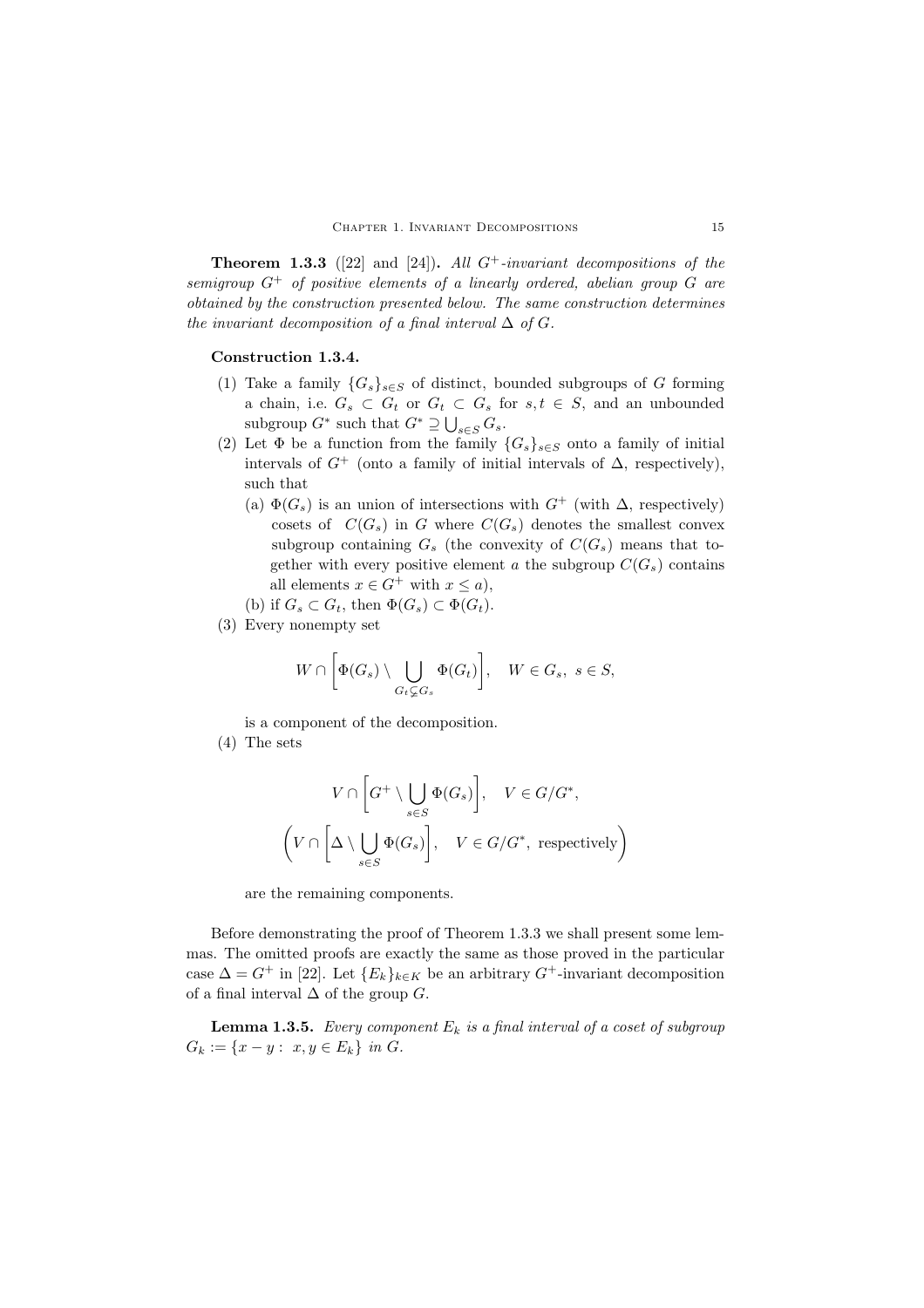**Theorem 1.3.3** ([22] and [24]). *All $G^+$-invariant decompositions of the semigroup $G^+$ of positive elements of a linearly ordered, abelian group $G$ are obtained by the construction presented below. The same construction determines the invariant decomposition of a final interval $\Delta$ of $G$.*

**Construction 1.3.4.**

(1) Take a family $\{G_s\}_{s\in S}$ of distinct, bounded subgroups of $G$ forming a chain, i.e. $G_s \subset G_t$ or $G_t \subset G_s$ for $s,t \in S$, and an unbounded subgroup $G^*$ such that $G^* \supseteq \bigcup_{s\in S} G_s$.

(2) Let $\Phi$ be a function from the family $\{G_s\}_{s\in S}$ onto a family of initial intervals of $G^+$ (onto a family of initial intervals of $\Delta$, respectively), such that

  (a) $\Phi(G_s)$ is an union of intersections with $G^+$ (with $\Delta$, respectively) cosets of $C(G_s)$ in $G$ where $C(G_s)$ denotes the smallest convex subgroup containing $G_s$ (the convexity of $C(G_s)$ means that together with every positive element $a$ the subgroup $C(G_s)$ contains all elements $x \in G^+$ with $x \le a$),

  (b) if $G_s \subset G_t$, then $\Phi(G_s) \subset \Phi(G_t)$.

(3) Every nonempty set

$$W \cap \left[\Phi(G_s) \setminus \bigcup_{G_t \subsetneq G_s} \Phi(G_t)\right], \quad W \in G_s,\ s \in S,$$

is a component of the decomposition.

(4) The sets

$$V \cap \left[G^+ \setminus \bigcup_{s\in S} \Phi(G_s)\right], \quad V \in G/G^*,$$

$$\left(V \cap \left[\Delta \setminus \bigcup_{s\in S} \Phi(G_s)\right], \quad V \in G/G^*, \text{ respectively}\right)$$

are the remaining components.

Before demonstrating the proof of Theorem 1.3.3 we shall present some lemmas. The omitted proofs are exactly the same as those proved in the particular case $\Delta = G^+$ in [22]. Let $\{E_k\}_{k\in K}$ be an arbitrary $G^+$-invariant decomposition of a final interval $\Delta$ of the group $G$.

**Lemma 1.3.5.** *Every component $E_k$ is a final interval of a coset of subgroup $G_k := \{x - y : \ x, y \in E_k\}$ in $G$.*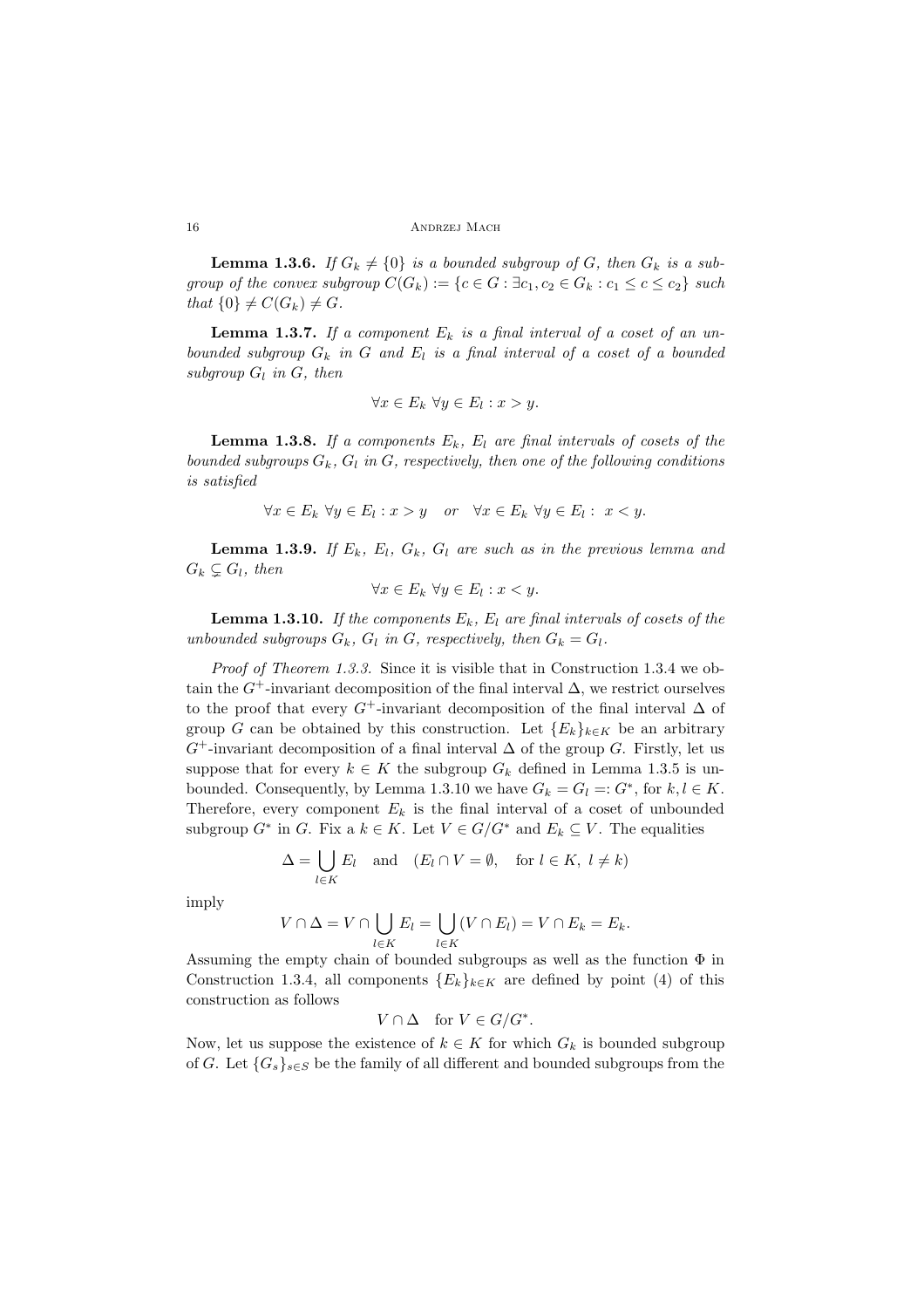**Lemma 1.3.6.** *If $G_k \neq \{0\}$ is a bounded subgroup of $G$, then $G_k$ is a subgroup of the convex subgroup $C(G_k) := \{c \in G : \exists c_1, c_2 \in G_k : c_1 \leq c \leq c_2\}$ such that $\{0\} \neq C(G_k) \neq G$.*

**Lemma 1.3.7.** *If a component $E_k$ is a final interval of a coset of an unbounded subgroup $G_k$ in $G$ and $E_l$ is a final interval of a coset of a bounded subgroup $G_l$ in $G$, then*

$$\forall x \in E_k \; \forall y \in E_l : x > y.$$

**Lemma 1.3.8.** *If a components $E_k$, $E_l$ are final intervals of cosets of the bounded subgroups $G_k$, $G_l$ in $G$, respectively, then one of the following conditions is satisfied*

$$\forall x \in E_k \; \forall y \in E_l : x > y \quad \text{or} \quad \forall x \in E_k \; \forall y \in E_l : \; x < y.$$

**Lemma 1.3.9.** *If $E_k$, $E_l$, $G_k$, $G_l$ are such as in the previous lemma and $G_k \subsetneq G_l$, then*

$$\forall x \in E_k \; \forall y \in E_l : x < y.$$

**Lemma 1.3.10.** *If the components $E_k$, $E_l$ are final intervals of cosets of the unbounded subgroups $G_k$, $G_l$ in $G$, respectively, then $G_k = G_l$.*

*Proof of Theorem 1.3.3.* Since it is visible that in Construction 1.3.4 we obtain the $G^+$-invariant decomposition of the final interval $\Delta$, we restrict ourselves to the proof that every $G^+$-invariant decomposition of the final interval $\Delta$ of group $G$ can be obtained by this construction. Let $\{E_k\}_{k\in K}$ be an arbitrary $G^+$-invariant decomposition of a final interval $\Delta$ of the group $G$. Firstly, let us suppose that for every $k \in K$ the subgroup $G_k$ defined in Lemma 1.3.5 is unbounded. Consequently, by Lemma 1.3.10 we have $G_k = G_l =: G^*$, for $k, l \in K$. Therefore, every component $E_k$ is the final interval of a coset of unbounded subgroup $G^*$ in $G$. Fix a $k \in K$. Let $V \in G/G^*$ and $E_k \subseteq V$. The equalities

$$\Delta = \bigcup_{l\in K} E_l \quad \text{and} \quad (E_l \cap V = \emptyset, \quad \text{for } l \in K, \; l \neq k)$$

imply

$$V \cap \Delta = V \cap \bigcup_{l\in K} E_l = \bigcup_{l\in K} (V \cap E_l) = V \cap E_k = E_k.$$

Assuming the empty chain of bounded subgroups as well as the function $\Phi$ in Construction 1.3.4, all components $\{E_k\}_{k\in K}$ are defined by point (4) of this construction as follows

$$V \cap \Delta \quad \text{for } V \in G/G^*.$$

Now, let us suppose the existence of $k \in K$ for which $G_k$ is bounded subgroup of $G$. Let $\{G_s\}_{s\in S}$ be the family of all different and bounded subgroups from the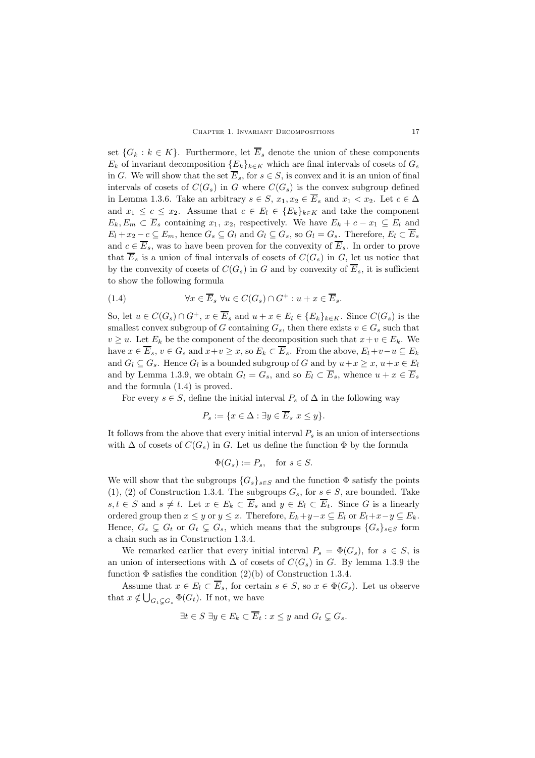set $\{G_k : k \in K\}$. Furthermore, let $\overline{E}_s$ denote the union of these components $E_k$ of invariant decomposition $\{E_k\}_{k\in K}$ which are final intervals of cosets of $G_s$ in $G$. We will show that the set $\overline{E}_s$, for $s \in S$, is convex and it is an union of final intervals of cosets of $C(G_s)$ in $G$ where $C(G_s)$ is the convex subgroup defined in Lemma 1.3.6. Take an arbitrary $s \in S$, $x_1, x_2 \in \overline{E}_s$ and $x_1 < x_2$. Let $c \in \Delta$ and $x_1 \leq c \leq x_2$. Assume that $c \in E_l \in \{E_k\}_{k\in K}$ and take the component $E_k, E_m \subset \overline{E}_s$ containing $x_1$, $x_2$, respectively. We have $E_k + c - x_1 \subseteq E_l$ and $E_l + x_2 - c \subseteq E_m$, hence $G_s \subseteq G_l$ and $G_l \subseteq G_s$, so $G_l = G_s$. Therefore, $E_l \subset \overline{E}_s$ and $c \in \overline{E}_s$, was to have been proven for the convexity of $\overline{E}_s$. In order to prove that $\overline{E}_s$ is a union of final intervals of cosets of $C(G_s)$ in $G$, let us notice that by the convexity of cosets of $C(G_s)$ in $G$ and by convexity of $\overline{E}_s$, it is sufficient to show the following formula

$$\forall x \in \overline{E}_s \ \forall u \in C(G_s) \cap G^+ : u + x \in \overline{E}_s. \tag{1.4}$$

So, let $u \in C(G_s) \cap G^+$, $x \in \overline{E}_s$ and $u + x \in E_l \in \{E_k\}_{k\in K}$. Since $C(G_s)$ is the smallest convex subgroup of $G$ containing $G_s$, then there exists $v \in G_s$ such that $v \geq u$. Let $E_k$ be the component of the decomposition such that $x + v \in E_k$. We have $x \in \overline{E}_s$, $v \in G_s$ and $x + v \geq x$, so $E_k \subset \overline{E}_s$. From the above, $E_l + v - u \subseteq E_k$ and $G_l \subseteq G_s$. Hence $G_l$ is a bounded subgroup of $G$ and by $u + x \geq x$, $u + x \in E_l$ and by Lemma 1.3.9, we obtain $G_l = G_s$, and so $E_l \subset \overline{E}_s$, whence $u + x \in \overline{E}_s$ and the formula (1.4) is proved.

For every $s \in S$, define the initial interval $P_s$ of $\Delta$ in the following way

$$P_s := \{x \in \Delta : \exists y \in \overline{E}_s \ x \leq y\}.$$

It follows from the above that every initial interval $P_s$ is an union of intersections with $\Delta$ of cosets of $C(G_s)$ in $G$. Let us define the function $\Phi$ by the formula

$$\Phi(G_s) := P_s, \quad \text{for } s \in S.$$

We will show that the subgroups $\{G_s\}_{s\in S}$ and the function $\Phi$ satisfy the points (1), (2) of Construction 1.3.4. The subgroups $G_s$, for $s \in S$, are bounded. Take $s, t \in S$ and $s \neq t$. Let $x \in E_k \subset \overline{E}_s$ and $y \in E_l \subset \overline{E}_t$. Since $G$ is a linearly ordered group then $x \leq y$ or $y \leq x$. Therefore, $E_k + y - x \subseteq E_l$ or $E_l + x - y \subseteq E_k$. Hence, $G_s \subsetneq G_t$ or $G_t \subsetneq G_s$, which means that the subgroups $\{G_s\}_{s\in S}$ form a chain such as in Construction 1.3.4.

We remarked earlier that every initial interval $P_s = \Phi(G_s)$, for $s \in S$, is an union of intersections with $\Delta$ of cosets of $C(G_s)$ in $G$. By lemma 1.3.9 the function $\Phi$ satisfies the condition (2)(b) of Construction 1.3.4.

Assume that $x \in E_l \subset \overline{E}_s$, for certain $s \in S$, so $x \in \Phi(G_s)$. Let us observe that $x \notin \bigcup_{G_t \subsetneq G_s} \Phi(G_t)$. If not, we have

$$\exists t \in S \ \exists y \in E_k \subset \overline{E}_t : x \leq y \text{ and } G_t \subsetneq G_s.$$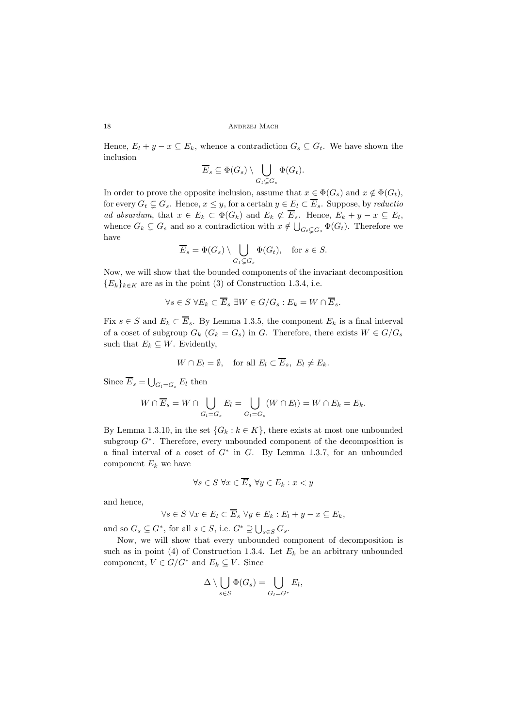Hence, $E_l + y - x \subseteq E_k$, whence a contradiction $G_s \subseteq G_t$. We have shown the inclusion

$$\overline{E}_s \subseteq \Phi(G_s) \setminus \bigcup_{G_t \subsetneq G_s} \Phi(G_t).$$

In order to prove the opposite inclusion, assume that $x \in \Phi(G_s)$ and $x \notin \Phi(G_t)$, for every $G_t \subsetneq G_s$. Hence, $x \leq y$, for a certain $y \in E_l \subset \overline{E}_s$. Suppose, by *reductio ad absurdum*, that $x \in E_k \subset \Phi(G_k)$ and $E_k \not\subset \overline{E}_s$. Hence, $E_k + y - x \subseteq E_l$, whence $G_k \subsetneq G_s$ and so a contradiction with $x \notin \bigcup_{G_t \subsetneq G_s} \Phi(G_t)$. Therefore we have

$$\overline{E}_s = \Phi(G_s) \setminus \bigcup_{G_t \subsetneq G_s} \Phi(G_t), \quad \text{for } s \in S.$$

Now, we will show that the bounded components of the invariant decomposition $\{E_k\}_{k\in K}$ are as in the point (3) of Construction 1.3.4, i.e.

$$\forall s \in S \; \forall E_k \subset \overline{E}_s \; \exists W \in G/G_s : E_k = W \cap \overline{E}_s.$$

Fix $s \in S$ and $E_k \subset \overline{E}_s$. By Lemma 1.3.5, the component $E_k$ is a final interval of a coset of subgroup $G_k$ ($G_k = G_s$) in $G$. Therefore, there exists $W \in G/G_s$ such that $E_k \subseteq W$. Evidently,

$$W \cap E_l = \emptyset, \quad \text{for all } E_l \subset \overline{E}_s,\; E_l \neq E_k.$$

Since $\overline{E}_s = \bigcup_{G_l = G_s} E_l$ then

$$W \cap \overline{E}_s = W \cap \bigcup_{G_l = G_s} E_l = \bigcup_{G_l = G_s} (W \cap E_l) = W \cap E_k = E_k.$$

By Lemma 1.3.10, in the set $\{G_k : k \in K\}$, there exists at most one unbounded subgroup $G^*$. Therefore, every unbounded component of the decomposition is a final interval of a coset of $G^*$ in $G$. By Lemma 1.3.7, for an unbounded component $E_k$ we have

$$\forall s \in S \; \forall x \in \overline{E}_s \; \forall y \in E_k : x < y$$

and hence,

$$\forall s \in S \; \forall x \in E_l \subset \overline{E}_s \; \forall y \in E_k : E_l + y - x \subseteq E_k,$$

and so $G_s \subseteq G^*$, for all $s \in S$, i.e. $G^* \supseteq \bigcup_{s\in S} G_s$.

Now, we will show that every unbounded component of decomposition is such as in point (4) of Construction 1.3.4. Let $E_k$ be an arbitrary unbounded component, $V \in G/G^*$ and $E_k \subseteq V$. Since

$$\Delta \setminus \bigcup_{s\in S} \Phi(G_s) = \bigcup_{G_l = G^*} E_l,$$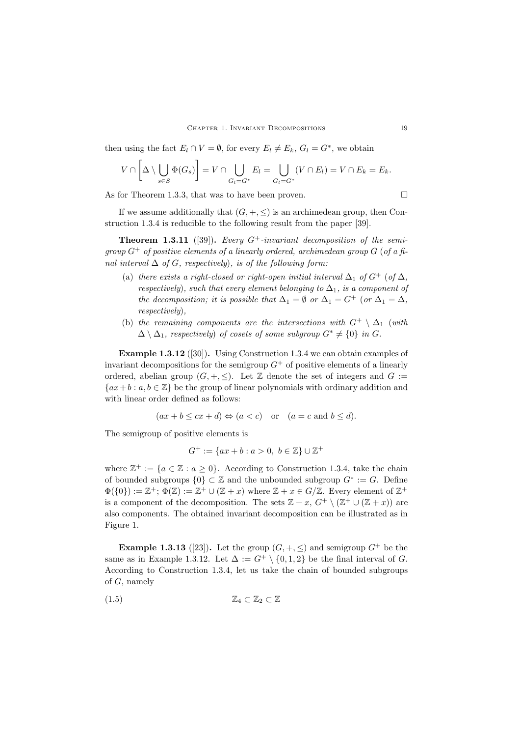then using the fact $E_l \cap V = \emptyset$, for every $E_l \neq E_k$, $G_l = G^*$, we obtain

$$V \cap \left[ \Delta \setminus \bigcup_{s \in S} \Phi(G_s) \right] = V \cap \bigcup_{G_l = G^*} E_l = \bigcup_{G_l = G^*} (V \cap E_l) = V \cap E_k = E_k.$$

As for Theorem 1.3.3, that was to have been proven. □

If we assume additionally that $(G, +, \leq)$ is an archimedean group, then Construction 1.3.4 is reducible to the following result from the paper [39].

**Theorem 1.3.11** ([39]). *Every $G^+$-invariant decomposition of the semigroup $G^+$ of positive elements of a linearly ordered, archimedean group $G$ (of a final interval $\Delta$ of $G$, respectively), is of the following form:*

(a) *there exists a right-closed or right-open initial interval $\Delta_1$ of $G^+$ (of $\Delta$, respectively), such that every element belonging to $\Delta_1$, is a component of the decomposition; it is possible that $\Delta_1 = \emptyset$ or $\Delta_1 = G^+$ (or $\Delta_1 = \Delta$, respectively),*

(b) *the remaining components are the intersections with $G^+ \setminus \Delta_1$ (with $\Delta \setminus \Delta_1$, respectively) of cosets of some subgroup $G^* \neq \{0\}$ in $G$.*

**Example 1.3.12** ([30]). Using Construction 1.3.4 we can obtain examples of invariant decompositions for the semigroup $G^+$ of positive elements of a linearly ordered, abelian group $(G, +, \leq)$. Let $\mathbb{Z}$ denote the set of integers and $G := \{ax + b : a, b \in \mathbb{Z}\}$ be the group of linear polynomials with ordinary addition and with linear order defined as follows:

$$(ax + b \leq cx + d) \Leftrightarrow (a < c) \quad \text{or} \quad (a = c \text{ and } b \leq d).$$

The semigroup of positive elements is

$$G^+ := \{ax + b : a > 0,\ b \in \mathbb{Z}\} \cup \mathbb{Z}^+$$

where $\mathbb{Z}^+ := \{a \in \mathbb{Z} : a \geq 0\}$. According to Construction 1.3.4, take the chain of bounded subgroups $\{0\} \subset \mathbb{Z}$ and the unbounded subgroup $G^* := G$. Define $\Phi(\{0\}) := \mathbb{Z}^+$; $\Phi(\mathbb{Z}) := \mathbb{Z}^+ \cup (\mathbb{Z} + x)$ where $\mathbb{Z} + x \in G/\mathbb{Z}$. Every element of $\mathbb{Z}^+$ is a component of the decomposition. The sets $\mathbb{Z} + x$, $G^+ \setminus (\mathbb{Z}^+ \cup (\mathbb{Z} + x))$ are also components. The obtained invariant decomposition can be illustrated as in Figure 1.

**Example 1.3.13** ([23]). Let the group $(G, +, \leq)$ and semigroup $G^+$ be the same as in Example 1.3.12. Let $\Delta := G^+ \setminus \{0, 1, 2\}$ be the final interval of $G$. According to Construction 1.3.4, let us take the chain of bounded subgroups of $G$, namely

$$\mathbb{Z}_4 \subset \mathbb{Z}_2 \subset \mathbb{Z} \tag{1.5}$$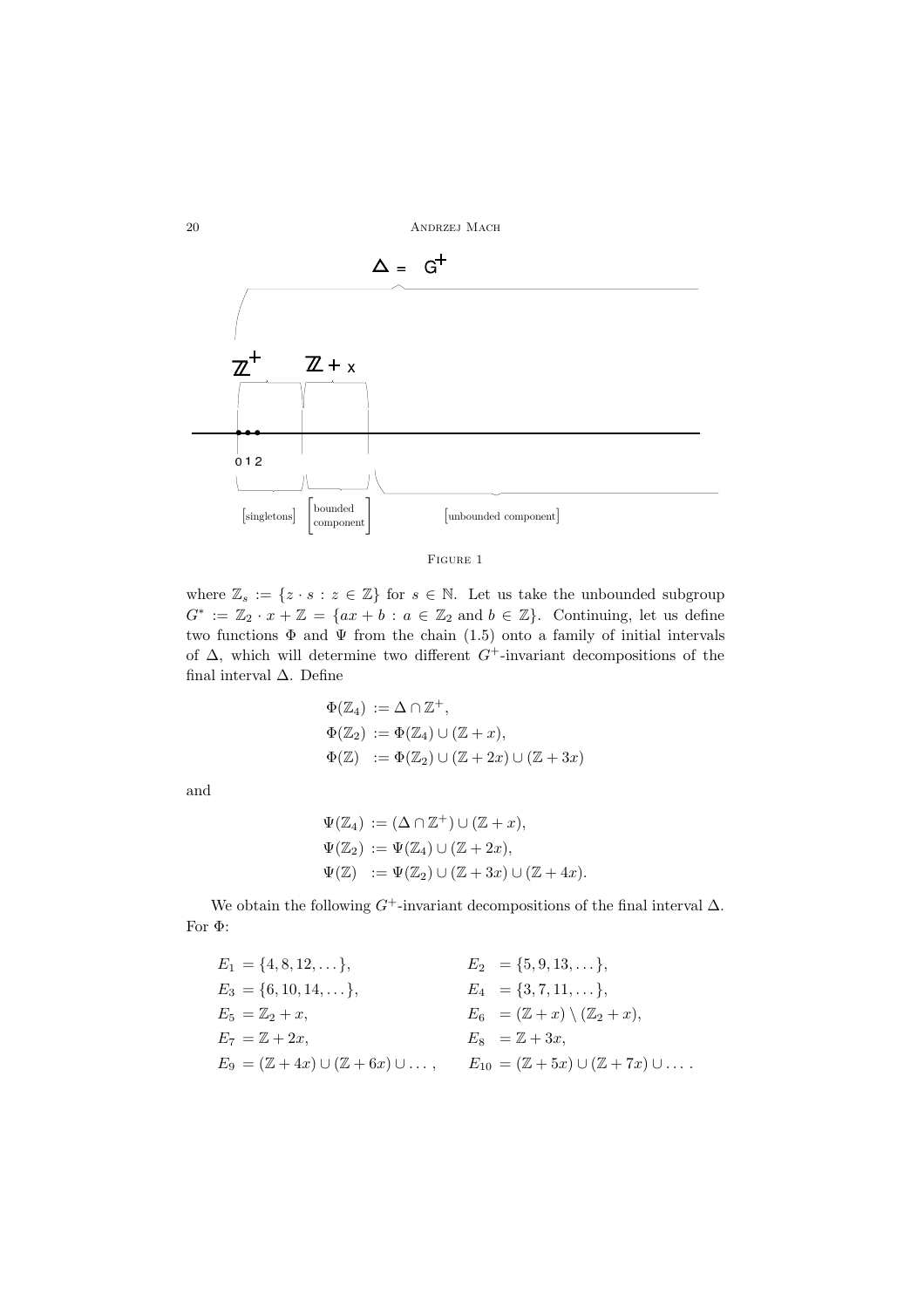FIGURE 1

where $\mathbb{Z}_s := \{z \cdot s : z \in \mathbb{Z}\}$ for $s \in \mathbb{N}$. Let us take the unbounded subgroup $G^* := \mathbb{Z}_2 \cdot x + \mathbb{Z} = \{ax + b : a \in \mathbb{Z}_2 \text{ and } b \in \mathbb{Z}\}$. Continuing, let us define two functions $\Phi$ and $\Psi$ from the chain (1.5) onto a family of initial intervals of $\Delta$, which will determine two different $G^+$-invariant decompositions of the final interval $\Delta$. Define

$$
\begin{aligned}
\Phi(\mathbb{Z}_4) &:= \Delta \cap \mathbb{Z}^+, \\
\Phi(\mathbb{Z}_2) &:= \Phi(\mathbb{Z}_4) \cup (\mathbb{Z} + x), \\
\Phi(\mathbb{Z}) &:= \Phi(\mathbb{Z}_2) \cup (\mathbb{Z} + 2x) \cup (\mathbb{Z} + 3x)
\end{aligned}
$$

and

$$
\begin{aligned}
\Psi(\mathbb{Z}_4) &:= (\Delta \cap \mathbb{Z}^+) \cup (\mathbb{Z} + x), \\
\Psi(\mathbb{Z}_2) &:= \Psi(\mathbb{Z}_4) \cup (\mathbb{Z} + 2x), \\
\Psi(\mathbb{Z}) &:= \Psi(\mathbb{Z}_2) \cup (\mathbb{Z} + 3x) \cup (\mathbb{Z} + 4x).
\end{aligned}
$$

We obtain the following $G^+$-invariant decompositions of the final interval $\Delta$. For $\Phi$:

$$
\begin{aligned}
E_1 &= \{4, 8, 12, \dots\}, & E_2 &= \{5, 9, 13, \dots\}, \\
E_3 &= \{6, 10, 14, \dots\}, & E_4 &= \{3, 7, 11, \dots\}, \\
E_5 &= \mathbb{Z}_2 + x, & E_6 &= (\mathbb{Z} + x) \setminus (\mathbb{Z}_2 + x), \\
E_7 &= \mathbb{Z} + 2x, & E_8 &= \mathbb{Z} + 3x, \\
E_9 &= (\mathbb{Z} + 4x) \cup (\mathbb{Z} + 6x) \cup \dots, & E_{10} &= (\mathbb{Z} + 5x) \cup (\mathbb{Z} + 7x) \cup \dots .
\end{aligned}
$$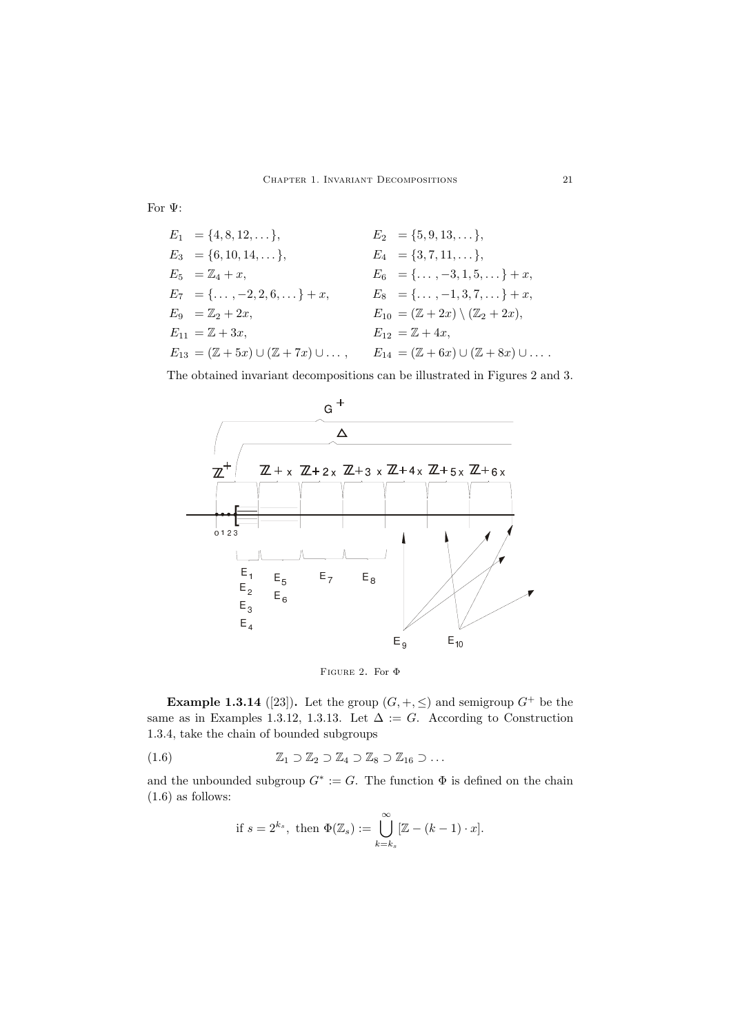For Ψ:

$$
\begin{aligned}
&E_1 \;= \{4, 8, 12, \dots\}, && E_2 \;= \{5, 9, 13, \dots\},\\
&E_3 \;= \{6, 10, 14, \dots\}, && E_4 \;= \{3, 7, 11, \dots\},\\
&E_5 \;= \mathbb{Z}_4 + x, && E_6 \;= \{\dots, -3, 1, 5, \dots\} + x,\\
&E_7 \;= \{\dots, -2, 2, 6, \dots\} + x, && E_8 \;= \{\dots, -1, 3, 7, \dots\} + x,\\
&E_9 \;= \mathbb{Z}_2 + 2x, && E_{10} = (\mathbb{Z} + 2x) \setminus (\mathbb{Z}_2 + 2x),\\
&E_{11} = \mathbb{Z} + 3x, && E_{12} = \mathbb{Z} + 4x,\\
&E_{13} = (\mathbb{Z} + 5x) \cup (\mathbb{Z} + 7x) \cup \dots, && E_{14} = (\mathbb{Z} + 6x) \cup (\mathbb{Z} + 8x) \cup \dots .
\end{aligned}
$$

The obtained invariant decompositions can be illustrated in Figures 2 and 3.

Figure 2. For Φ

**Example 1.3.14** ([23]). Let the group $(G, +, \leq)$ and semigroup $G^+$ be the same as in Examples 1.3.12, 1.3.13. Let $\Delta := G$. According to Construction 1.3.4, take the chain of bounded subgroups

$$
\mathbb{Z}_1 \supset \mathbb{Z}_2 \supset \mathbb{Z}_4 \supset \mathbb{Z}_8 \supset \mathbb{Z}_{16} \supset \dots \tag{1.6}
$$

and the unbounded subgroup $G^* := G$. The function Φ is defined on the chain (1.6) as follows:

$$
\text{if } s = 2^{k_s}, \text{ then } \Phi(\mathbb{Z}_s) := \bigcup_{k=k_s}^{\infty} [\mathbb{Z} - (k-1) \cdot x].
$$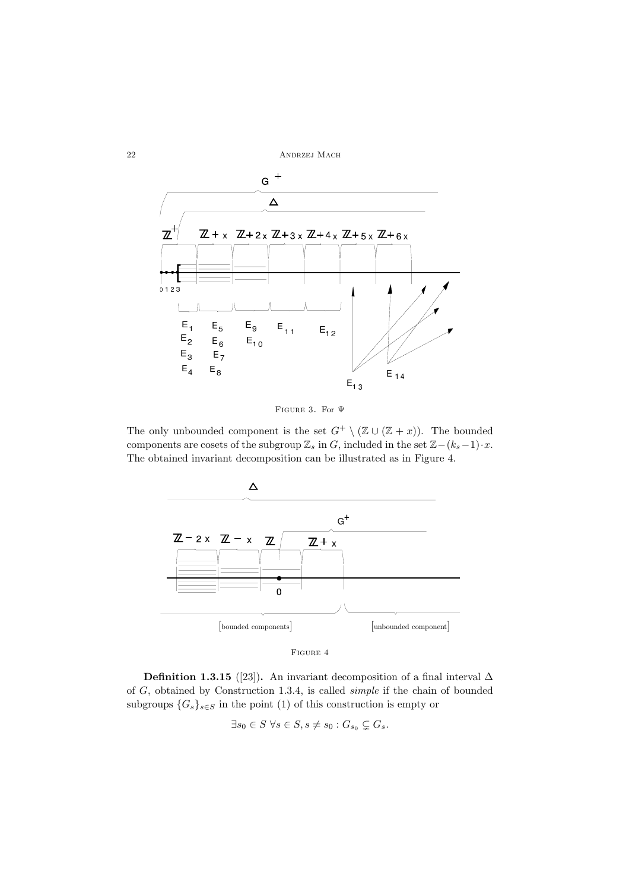FIGURE 3. For $\Psi$

The only unbounded component is the set $G^+ \setminus (\mathbb{Z} \cup (\mathbb{Z} + x))$. The bounded components are cosets of the subgroup $\mathbb{Z}_s$ in $G$, included in the set $\mathbb{Z} - (k_s - 1) \cdot x$. The obtained invariant decomposition can be illustrated as in Figure 4.

FIGURE 4

**Definition 1.3.15** ([23])**.** An invariant decomposition of a final interval $\Delta$ of $G$, obtained by Construction 1.3.4, is called *simple* if the chain of bounded subgroups $\{G_s\}_{s \in S}$ in the point (1) of this construction is empty or

$$\exists s_0 \in S \; \forall s \in S, s \neq s_0 : G_{s_0} \subsetneq G_s.$$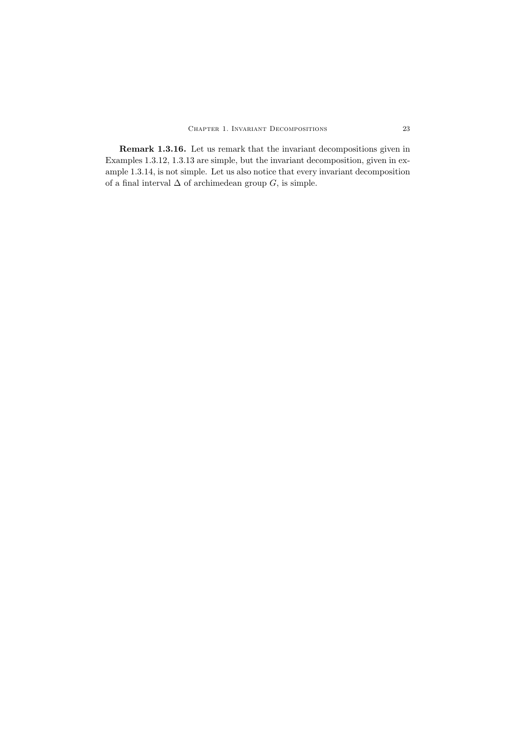**Remark 1.3.16.** Let us remark that the invariant decompositions given in Examples 1.3.12, 1.3.13 are simple, but the invariant decomposition, given in example 1.3.14, is not simple. Let us also notice that every invariant decomposition of a final interval $\Delta$ of archimedean group $G$, is simple.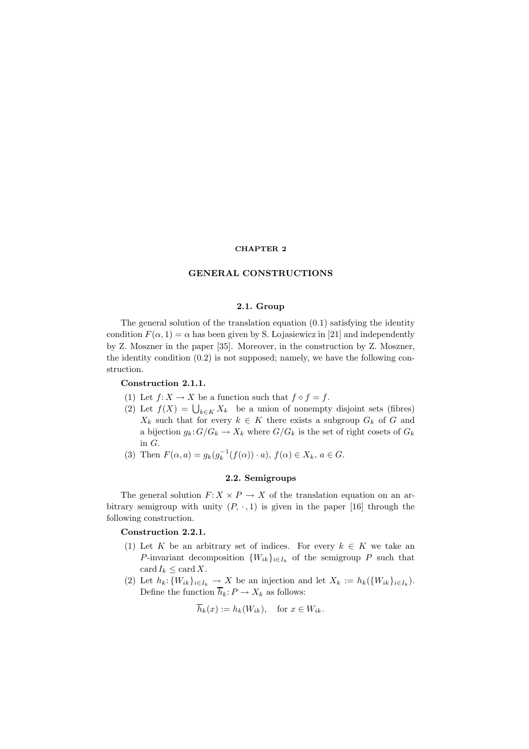# CHAPTER 2

# GENERAL CONSTRUCTIONS

## 2.1. Group

The general solution of the translation equation (0.1) satisfying the identity condition $F(\alpha, 1) = \alpha$ has been given by S. Łojasiewicz in [21] and independently by Z. Moszner in the paper [35]. Moreover, in the construction by Z. Moszner, the identity condition (0.2) is not supposed; namely, we have the following construction.

**Construction 2.1.1.**

(1) Let $f: X \to X$ be a function such that $f \circ f = f$.

(2) Let $f(X) = \bigcup_{k \in K} X_k$ be a union of nonempty disjoint sets (fibres) $X_k$ such that for every $k \in K$ there exists a subgroup $G_k$ of $G$ and a bijection $g_k: G/G_k \to X_k$ where $G/G_k$ is the set of right cosets of $G_k$ in $G$.

(3) Then $F(\alpha, a) = g_k(g_k^{-1}(f(\alpha)) \cdot a)$, $f(\alpha) \in X_k$, $a \in G$.

## 2.2. Semigroups

The general solution $F: X \times P \to X$ of the translation equation on an arbitrary semigroup with unity $(P, \cdot, 1)$ is given in the paper [16] through the following construction.

**Construction 2.2.1.**

(1) Let $K$ be an arbitrary set of indices. For every $k \in K$ we take an $P$-invariant decomposition $\{W_{ik}\}_{i \in I_k}$ of the semigroup $P$ such that $\operatorname{card} I_k \leq \operatorname{card} X$.

(2) Let $h_k: \{W_{ik}\}_{i \in I_k} \to X$ be an injection and let $X_k := h_k(\{W_{ik}\}_{i \in I_k})$. Define the function $\overline{h}_k: P \to X_k$ as follows:

$$\overline{h}_k(x) := h_k(W_{ik}), \quad \text{for } x \in W_{ik}.$$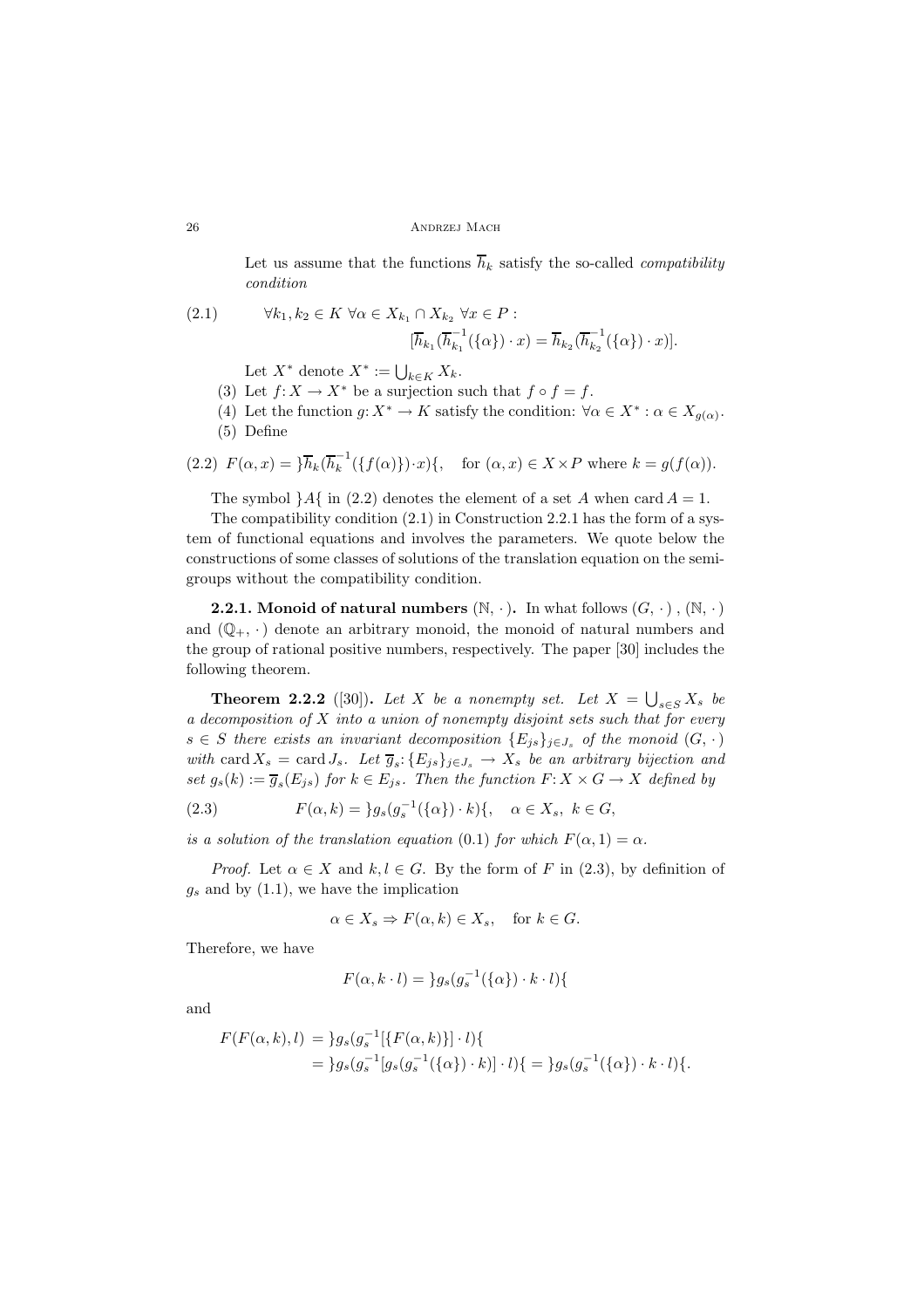Let us assume that the functions $\overline{h}_k$ satisfy the so-called *compatibility condition*

$$\forall k_1, k_2 \in K \ \forall \alpha \in X_{k_1} \cap X_{k_2} \ \forall x \in P : \quad [\overline{h}_{k_1}(\overline{h}_{k_1}^{-1}(\{\alpha\}) \cdot x) = \overline{h}_{k_2}(\overline{h}_{k_2}^{-1}(\{\alpha\}) \cdot x)]. \tag{2.1}$$

Let $X^*$ denote $X^* := \bigcup_{k \in K} X_k$.

(3) Let $f \colon X \to X^*$ be a surjection such that $f \circ f = f$.

(4) Let the function $g \colon X^* \to K$ satisfy the condition: $\forall \alpha \in X^* : \alpha \in X_{g(\alpha)}$.

(5) Define

$$F(\alpha, x) = \}\overline{h}_k(\overline{h}_k^{-1}(\{f(\alpha)\}) \cdot x)\{, \quad \text{for } (\alpha, x) \in X \times P \text{ where } k = g(f(\alpha)). \tag{2.2}$$

The symbol $\}A\{$ in (2.2) denotes the element of a set $A$ when $\operatorname{card} A = 1$.

The compatibility condition (2.1) in Construction 2.2.1 has the form of a system of functional equations and involves the parameters. We quote below the constructions of some classes of solutions of the translation equation on the semigroups without the compatibility condition.

**2.2.1. Monoid of natural numbers $(\mathbb{N}, \cdot)$.** In what follows $(G, \cdot)$, $(\mathbb{N}, \cdot)$ and $(\mathbb{Q}_+, \cdot)$ denote an arbitrary monoid, the monoid of natural numbers and the group of rational positive numbers, respectively. The paper [30] includes the following theorem.

**Theorem 2.2.2** ([30]). *Let $X$ be a nonempty set. Let $X = \bigcup_{s \in S} X_s$ be a decomposition of $X$ into a union of nonempty disjoint sets such that for every $s \in S$ there exists an invariant decomposition $\{E_{js}\}_{j \in J_s}$ of the monoid $(G, \cdot)$ with $\operatorname{card} X_s = \operatorname{card} J_s$. Let $\overline{g}_s \colon \{E_{js}\}_{j \in J_s} \to X_s$ be an arbitrary bijection and set $g_s(k) := \overline{g}_s(E_{js})$ for $k \in E_{js}$. Then the function $F \colon X \times G \to X$ defined by*

$$F(\alpha, k) = \}g_s(g_s^{-1}(\{\alpha\}) \cdot k)\{, \quad \alpha \in X_s, \ k \in G, \tag{2.3}$$

*is a solution of the translation equation* (0.1) *for which $F(\alpha, 1) = \alpha$.*

*Proof.* Let $\alpha \in X$ and $k, l \in G$. By the form of $F$ in (2.3), by definition of $g_s$ and by (1.1), we have the implication

$$\alpha \in X_s \Rightarrow F(\alpha, k) \in X_s, \quad \text{for } k \in G.$$

Therefore, we have

$$F(\alpha, k \cdot l) = \}g_s(g_s^{-1}(\{\alpha\}) \cdot k \cdot l)\{$$

and

$$\begin{aligned}
F(F(\alpha, k), l) &= \}g_s(g_s^{-1}[\{F(\alpha, k)\}] \cdot l)\{ \\
&= \}g_s(g_s^{-1}[g_s(g_s^{-1}(\{\alpha\}) \cdot k)] \cdot l)\{ = \}g_s(g_s^{-1}(\{\alpha\}) \cdot k \cdot l)\{.
\end{aligned}$$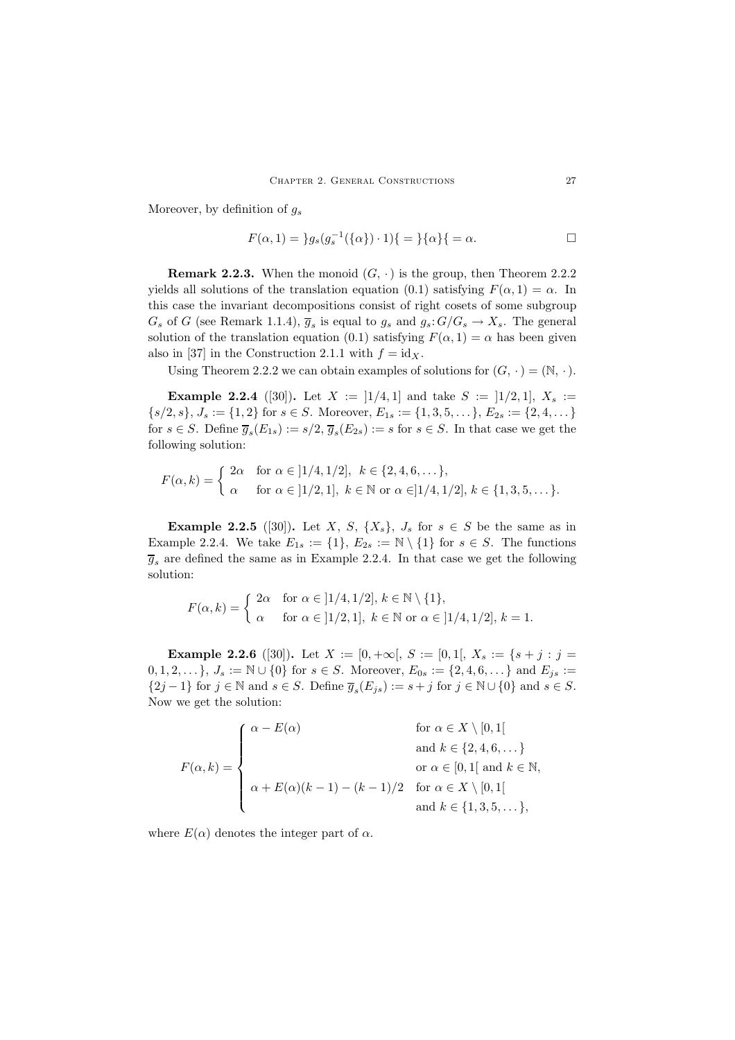Moreover, by definition of $g_s$

$$F(\alpha, 1) = \,]g_s(g_s^{-1}(\{\alpha\}) \cdot 1)[\, = \,]\{\alpha\}[\, = \alpha. \qquad \square$$

**Remark 2.2.3.** When the monoid $(G, \cdot)$ is the group, then Theorem 2.2.2 yields all solutions of the translation equation (0.1) satisfying $F(\alpha, 1) = \alpha$. In this case the invariant decompositions consist of right cosets of some subgroup $G_s$ of $G$ (see Remark 1.1.4), $\overline{g}_s$ is equal to $g_s$ and $g_s\colon G/G_s \to X_s$. The general solution of the translation equation (0.1) satisfying $F(\alpha, 1) = \alpha$ has been given also in [37] in the Construction 2.1.1 with $f = \mathrm{id}_X$.

Using Theorem 2.2.2 we can obtain examples of solutions for $(G, \cdot) = (\mathbb{N}, \cdot)$.

**Example 2.2.4** ([30])**.** Let $X := \,]1/4, 1]$ and take $S := \,]1/2, 1]$, $X_s := \{s/2, s\}$, $J_s := \{1, 2\}$ for $s \in S$. Moreover, $E_{1s} := \{1, 3, 5, \dots\}$, $E_{2s} := \{2, 4, \dots\}$ for $s \in S$. Define $\overline{g}_s(E_{1s}) := s/2$, $\overline{g}_s(E_{2s}) := s$ for $s \in S$. In that case we get the following solution:

$$F(\alpha, k) = \begin{cases} 2\alpha & \text{for } \alpha \in \,]1/4, 1/2],\ k \in \{2, 4, 6, \dots\}, \\ \alpha & \text{for } \alpha \in \,]1/2, 1],\ k \in \mathbb{N} \text{ or } \alpha \in ]1/4, 1/2],\, k \in \{1, 3, 5, \dots\}. \end{cases}$$

**Example 2.2.5** ([30])**.** Let $X$, $S$, $\{X_s\}$, $J_s$ for $s \in S$ be the same as in Example 2.2.4. We take $E_{1s} := \{1\}$, $E_{2s} := \mathbb{N} \setminus \{1\}$ for $s \in S$. The functions $\overline{g}_s$ are defined the same as in Example 2.2.4. In that case we get the following solution:

$$F(\alpha, k) = \begin{cases} 2\alpha & \text{for } \alpha \in \,]1/4, 1/2],\, k \in \mathbb{N} \setminus \{1\}, \\ \alpha & \text{for } \alpha \in \,]1/2, 1],\ k \in \mathbb{N} \text{ or } \alpha \in \,]1/4, 1/2],\, k = 1. \end{cases}$$

**Example 2.2.6** ([30])**.** Let $X := [0, +\infty[$, $S := [0, 1[$, $X_s := \{s + j : j = 0, 1, 2, \dots\}$, $J_s := \mathbb{N} \cup \{0\}$ for $s \in S$. Moreover, $E_{0s} := \{2, 4, 6, \dots\}$ and $E_{js} := \{2j - 1\}$ for $j \in \mathbb{N}$ and $s \in S$. Define $\overline{g}_s(E_{js}) := s + j$ for $j \in \mathbb{N} \cup \{0\}$ and $s \in S$. Now we get the solution:

$$F(\alpha, k) = \begin{cases} \alpha - E(\alpha) & \text{for } \alpha \in X \setminus [0, 1[ \\ & \text{and } k \in \{2, 4, 6, \dots\} \\ & \text{or } \alpha \in [0, 1[ \text{ and } k \in \mathbb{N}, \\ \alpha + E(\alpha)(k - 1) - (k - 1)/2 & \text{for } \alpha \in X \setminus [0, 1[ \\ & \text{and } k \in \{1, 3, 5, \dots\}, \end{cases}$$

where $E(\alpha)$ denotes the integer part of $\alpha$.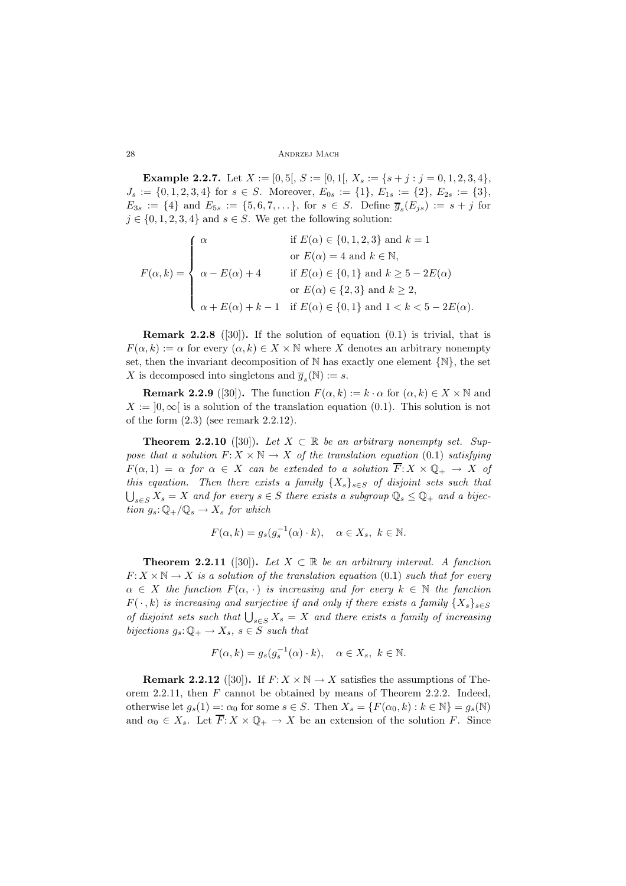**Example 2.2.7.** Let $X := [0, 5[$, $S := [0, 1[$, $X_s := \{s + j : j = 0, 1, 2, 3, 4\}$, $J_s := \{0, 1, 2, 3, 4\}$ for $s \in S$. Moreover, $E_{0s} := \{1\}$, $E_{1s} := \{2\}$, $E_{2s} := \{3\}$, $E_{3s} := \{4\}$ and $E_{5s} := \{5, 6, 7, \dots\}$, for $s \in S$. Define $\overline{g}_s(E_{js}) := s + j$ for $j \in \{0, 1, 2, 3, 4\}$ and $s \in S$. We get the following solution:

$$F(\alpha, k) = \begin{cases} \alpha & \text{if } E(\alpha) \in \{0, 1, 2, 3\} \text{ and } k = 1 \\ & \text{or } E(\alpha) = 4 \text{ and } k \in \mathbb{N}, \\ \alpha - E(\alpha) + 4 & \text{if } E(\alpha) \in \{0, 1\} \text{ and } k \geq 5 - 2E(\alpha) \\ & \text{or } E(\alpha) \in \{2, 3\} \text{ and } k \geq 2, \\ \alpha + E(\alpha) + k - 1 & \text{if } E(\alpha) \in \{0, 1\} \text{ and } 1 < k < 5 - 2E(\alpha). \end{cases}$$

**Remark 2.2.8** ([30])**.** If the solution of equation (0.1) is trivial, that is $F(\alpha, k) := \alpha$ for every $(\alpha, k) \in X \times \mathbb{N}$ where $X$ denotes an arbitrary nonempty set, then the invariant decomposition of $\mathbb{N}$ has exactly one element $\{\mathbb{N}\}$, the set $X$ is decomposed into singletons and $\overline{g}_s(\mathbb{N}) := s$.

**Remark 2.2.9** ([30])**.** The function $F(\alpha, k) := k \cdot \alpha$ for $(\alpha, k) \in X \times \mathbb{N}$ and $X := ]0, \infty[$ is a solution of the translation equation (0.1). This solution is not of the form (2.3) (see remark 2.2.12).

**Theorem 2.2.10** ([30])**.** *Let $X \subset \mathbb{R}$ be an arbitrary nonempty set. Suppose that a solution $F: X \times \mathbb{N} \to X$ of the translation equation* (0.1) *satisfying $F(\alpha, 1) = \alpha$ for $\alpha \in X$ can be extended to a solution $\overline{F}: X \times \mathbb{Q}_+ \to X$ of this equation. Then there exists a family $\{X_s\}_{s \in S}$ of disjoint sets such that $\bigcup_{s \in S} X_s = X$ and for every $s \in S$ there exists a subgroup $\mathbb{Q}_s \leq \mathbb{Q}_+$ and a bijection $g_s: \mathbb{Q}_+/\mathbb{Q}_s \to X_s$ for which*

$$F(\alpha, k) = g_s(g_s^{-1}(\alpha) \cdot k), \quad \alpha \in X_s, \ k \in \mathbb{N}.$$

**Theorem 2.2.11** ([30])**.** *Let $X \subset \mathbb{R}$ be an arbitrary interval. A function $F: X \times \mathbb{N} \to X$ is a solution of the translation equation* (0.1) *such that for every $\alpha \in X$ the function $F(\alpha, \cdot\,)$ is increasing and for every $k \in \mathbb{N}$ the function $F(\,\cdot\,, k)$ is increasing and surjective if and only if there exists a family $\{X_s\}_{s \in S}$ of disjoint sets such that $\bigcup_{s \in S} X_s = X$ and there exists a family of increasing bijections $g_s: \mathbb{Q}_+ \to X_s$, $s \in S$ such that*

$$F(\alpha, k) = g_s(g_s^{-1}(\alpha) \cdot k), \quad \alpha \in X_s, \ k \in \mathbb{N}.$$

**Remark 2.2.12** ([30])**.** If $F: X \times \mathbb{N} \to X$ satisfies the assumptions of Theorem 2.2.11, then $F$ cannot be obtained by means of Theorem 2.2.2. Indeed, otherwise let $g_s(1) =: \alpha_0$ for some $s \in S$. Then $X_s = \{F(\alpha_0, k) : k \in \mathbb{N}\} = g_s(\mathbb{N})$ and $\alpha_0 \in X_s$. Let $\overline{F}: X \times \mathbb{Q}_+ \to X$ be an extension of the solution $F$. Since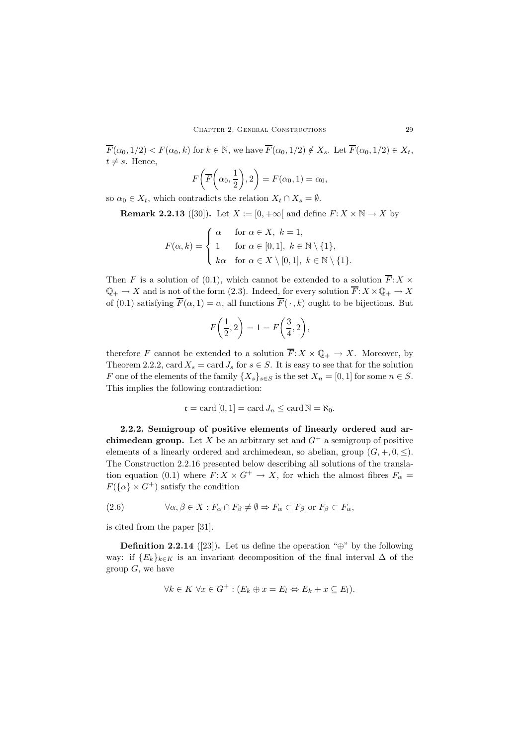$\overline{F}(\alpha_0, 1/2) < F(\alpha_0, k)$ for $k \in \mathbb{N}$, we have $\overline{F}(\alpha_0, 1/2) \notin X_s$. Let $\overline{F}(\alpha_0, 1/2) \in X_t$, $t \neq s$. Hence,

$$F\left(\overline{F}\left(\alpha_0, \frac{1}{2}\right), 2\right) = F(\alpha_0, 1) = \alpha_0,$$

so $\alpha_0 \in X_t$, which contradicts the relation $X_t \cap X_s = \emptyset$.

**Remark 2.2.13** ([30])**.** Let $X := [0, +\infty[$ and define $F\colon X \times \mathbb{N} \to X$ by

$$F(\alpha, k) = \begin{cases} \alpha & \text{for } \alpha \in X,\ k = 1, \\ 1 & \text{for } \alpha \in [0,1],\ k \in \mathbb{N} \setminus \{1\}, \\ k\alpha & \text{for } \alpha \in X \setminus [0,1],\ k \in \mathbb{N} \setminus \{1\}. \end{cases}$$

Then $F$ is a solution of (0.1), which cannot be extended to a solution $\overline{F}\colon X \times \mathbb{Q}_+ \to X$ and is not of the form (2.3). Indeed, for every solution $\overline{F}\colon X \times \mathbb{Q}_+ \to X$ of (0.1) satisfying $\overline{F}(\alpha, 1) = \alpha$, all functions $\overline{F}(\,\cdot\,, k)$ ought to be bijections. But

$$F\left(\frac{1}{2}, 2\right) = 1 = F\left(\frac{3}{4}, 2\right),$$

therefore $F$ cannot be extended to a solution $\overline{F}\colon X \times \mathbb{Q}_+ \to X$. Moreover, by Theorem 2.2.2, $\operatorname{card} X_s = \operatorname{card} J_s$ for $s \in S$. It is easy to see that for the solution $F$ one of the elements of the family $\{X_s\}_{s \in S}$ is the set $X_n = [0,1]$ for some $n \in S$. This implies the following contradiction:

$$\mathfrak{c} = \operatorname{card}[0,1] = \operatorname{card} J_n \leq \operatorname{card} \mathbb{N} = \aleph_0.$$

**2.2.2. Semigroup of positive elements of linearly ordered and archimedean group.** Let $X$ be an arbitrary set and $G^+$ a semigroup of positive elements of a linearly ordered and archimedean, so abelian, group $(G, +, 0, \leq)$. The Construction 2.2.16 presented below describing all solutions of the translation equation (0.1) where $F\colon X \times G^+ \to X$, for which the almost fibres $F_\alpha = F(\{\alpha\} \times G^+)$ satisfy the condition

$$\forall \alpha, \beta \in X : F_\alpha \cap F_\beta \neq \emptyset \Rightarrow F_\alpha \subset F_\beta \text{ or } F_\beta \subset F_\alpha, \tag{2.6}$$

is cited from the paper [31].

**Definition 2.2.14** ([23])**.** Let us define the operation "$\oplus$" by the following way: if $\{E_k\}_{k \in K}$ is an invariant decomposition of the final interval $\Delta$ of the group $G$, we have

$$\forall k \in K\ \forall x \in G^+ : (E_k \oplus x = E_l \Leftrightarrow E_k + x \subseteq E_l).$$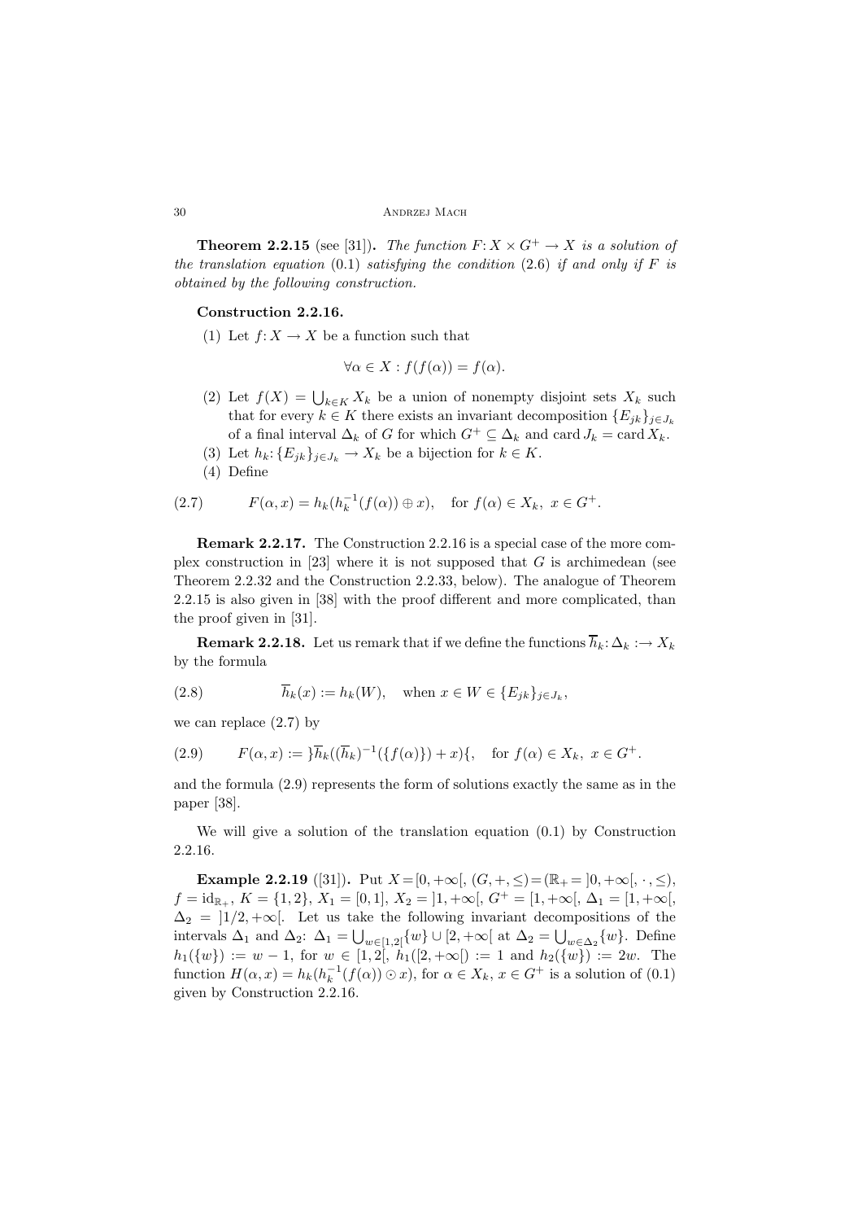**Theorem 2.2.15** (see [31]). *The function $F\colon X \times G^+ \to X$ is a solution of the translation equation* (0.1) *satisfying the condition* (2.6) *if and only if $F$ is obtained by the following construction.*

**Construction 2.2.16.**

(1) Let $f\colon X \to X$ be a function such that

$$\forall \alpha \in X : f(f(\alpha)) = f(\alpha).$$

(2) Let $f(X) = \bigcup_{k\in K} X_k$ be a union of nonempty disjoint sets $X_k$ such that for every $k \in K$ there exists an invariant decomposition $\{E_{jk}\}_{j\in J_k}$ of a final interval $\Delta_k$ of $G$ for which $G^+ \subseteq \Delta_k$ and $\operatorname{card} J_k = \operatorname{card} X_k$.

(3) Let $h_k\colon \{E_{jk}\}_{j\in J_k} \to X_k$ be a bijection for $k \in K$.

(4) Define

$$F(\alpha, x) = h_k(h_k^{-1}(f(\alpha)) \oplus x), \quad \text{for } f(\alpha) \in X_k,\ x \in G^+. \tag{2.7}$$

**Remark 2.2.17.** The Construction 2.2.16 is a special case of the more complex construction in [23] where it is not supposed that $G$ is archimedean (see Theorem 2.2.32 and the Construction 2.2.33, below). The analogue of Theorem 2.2.15 is also given in [38] with the proof different and more complicated, than the proof given in [31].

**Remark 2.2.18.** Let us remark that if we define the functions $\overline{h}_k\colon \Delta_k :\to X_k$ by the formula

$$\overline{h}_k(x) := h_k(W), \quad \text{when } x \in W \in \{E_{jk}\}_{j\in J_k}, \tag{2.8}$$

we can replace (2.7) by

$$F(\alpha, x) := \,]\overline{h}_k((\overline{h}_k)^{-1}(\{f(\alpha)\}) + x)[, \quad \text{for } f(\alpha) \in X_k,\ x \in G^+. \tag{2.9}$$

and the formula (2.9) represents the form of solutions exactly the same as in the paper [38].

We will give a solution of the translation equation (0.1) by Construction 2.2.16.

**Example 2.2.19** ([31]). Put $X = [0, +\infty[$, $(G, +, \leq) = (\mathbb{R}_+ = \,]0, +\infty[, \cdot, \leq)$, $f = \mathrm{id}_{\mathbb{R}_+}$, $K = \{1, 2\}$, $X_1 = [0, 1]$, $X_2 = \,]1, +\infty[$, $G^+ = [1, +\infty[$, $\Delta_1 = [1, +\infty[$, $\Delta_2 = \,]1/2, +\infty[$. Let us take the following invariant decompositions of the intervals $\Delta_1$ and $\Delta_2$: $\Delta_1 = \bigcup_{w\in[1,2[}\{w\} \cup [2, +\infty[$ at $\Delta_2 = \bigcup_{w\in\Delta_2}\{w\}$. Define $h_1(\{w\}) := w - 1$, for $w \in [1, 2[$, $h_1([2, +\infty[) := 1$ and $h_2(\{w\}) := 2w$. The function $H(\alpha, x) = h_k(h_k^{-1}(f(\alpha)) \odot x)$, for $\alpha \in X_k$, $x \in G^+$ is a solution of (0.1) given by Construction 2.2.16.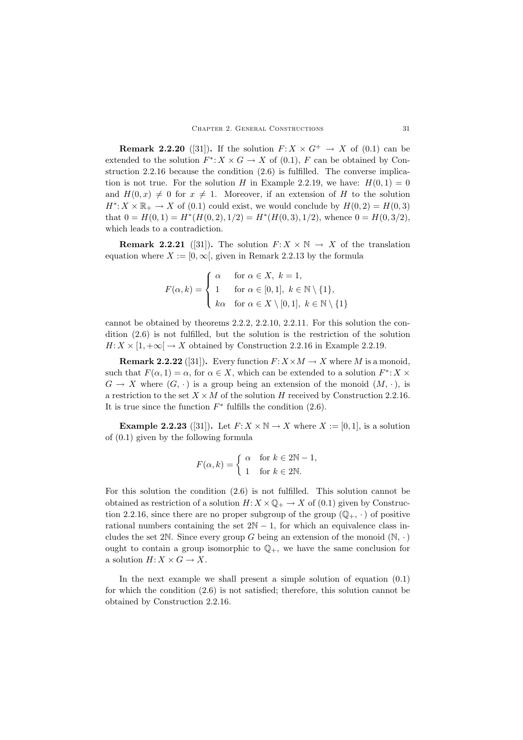**Remark 2.2.20** ([31])**.** If the solution $F\colon X \times G^+ \to X$ of (0.1) can be extended to the solution $F^*\colon X \times G \to X$ of (0.1), $F$ can be obtained by Construction 2.2.16 because the condition (2.6) is fulfilled. The converse implication is not true. For the solution $H$ in Example 2.2.19, we have: $H(0,1) = 0$ and $H(0,x) \neq 0$ for $x \neq 1$. Moreover, if an extension of $H$ to the solution $H^*\colon X \times \mathbb{R}_+ \to X$ of (0.1) could exist, we would conclude by $H(0,2) = H(0,3)$ that $0 = H(0,1) = H^*(H(0,2), 1/2) = H^*(H(0,3), 1/2)$, whence $0 = H(0, 3/2)$, which leads to a contradiction.

**Remark 2.2.21** ([31])**.** The solution $F\colon X \times \mathbb{N} \to X$ of the translation equation where $X := [0, \infty[$, given in Remark 2.2.13 by the formula

$$F(\alpha, k) = \begin{cases} \alpha & \text{for } \alpha \in X,\ k = 1, \\ 1 & \text{for } \alpha \in [0,1],\ k \in \mathbb{N} \setminus \{1\}, \\ k\alpha & \text{for } \alpha \in X \setminus [0,1],\ k \in \mathbb{N} \setminus \{1\} \end{cases}$$

cannot be obtained by theorems 2.2.2, 2.2.10, 2.2.11. For this solution the condition (2.6) is not fulfilled, but the solution is the restriction of the solution $H\colon X \times [1, +\infty[ \to X$ obtained by Construction 2.2.16 in Example 2.2.19.

**Remark 2.2.22** ([31])**.** Every function $F\colon X \times M \to X$ where $M$ is a monoid, such that $F(\alpha, 1) = \alpha$, for $\alpha \in X$, which can be extended to a solution $F^*\colon X \times G \to X$ where $(G, \cdot)$ is a group being an extension of the monoid $(M, \cdot)$, is a restriction to the set $X \times M$ of the solution $H$ received by Construction 2.2.16. It is true since the function $F^*$ fulfills the condition (2.6).

**Example 2.2.23** ([31])**.** Let $F\colon X \times \mathbb{N} \to X$ where $X := [0,1]$, is a solution of (0.1) given by the following formula

$$F(\alpha, k) = \begin{cases} \alpha & \text{for } k \in 2\mathbb{N} - 1, \\ 1 & \text{for } k \in 2\mathbb{N}. \end{cases}$$

For this solution the condition (2.6) is not fulfilled. This solution cannot be obtained as restriction of a solution $H\colon X \times \mathbb{Q}_+ \to X$ of (0.1) given by Construction 2.2.16, since there are no proper subgroup of the group $(\mathbb{Q}_+, \cdot)$ of positive rational numbers containing the set $2\mathbb{N} - 1$, for which an equivalence class includes the set $2\mathbb{N}$. Since every group $G$ being an extension of the monoid $(\mathbb{N}, \cdot)$ ought to contain a group isomorphic to $\mathbb{Q}_+$, we have the same conclusion for a solution $H\colon X \times G \to X$.

In the next example we shall present a simple solution of equation (0.1) for which the condition (2.6) is not satisfied; therefore, this solution cannot be obtained by Construction 2.2.16.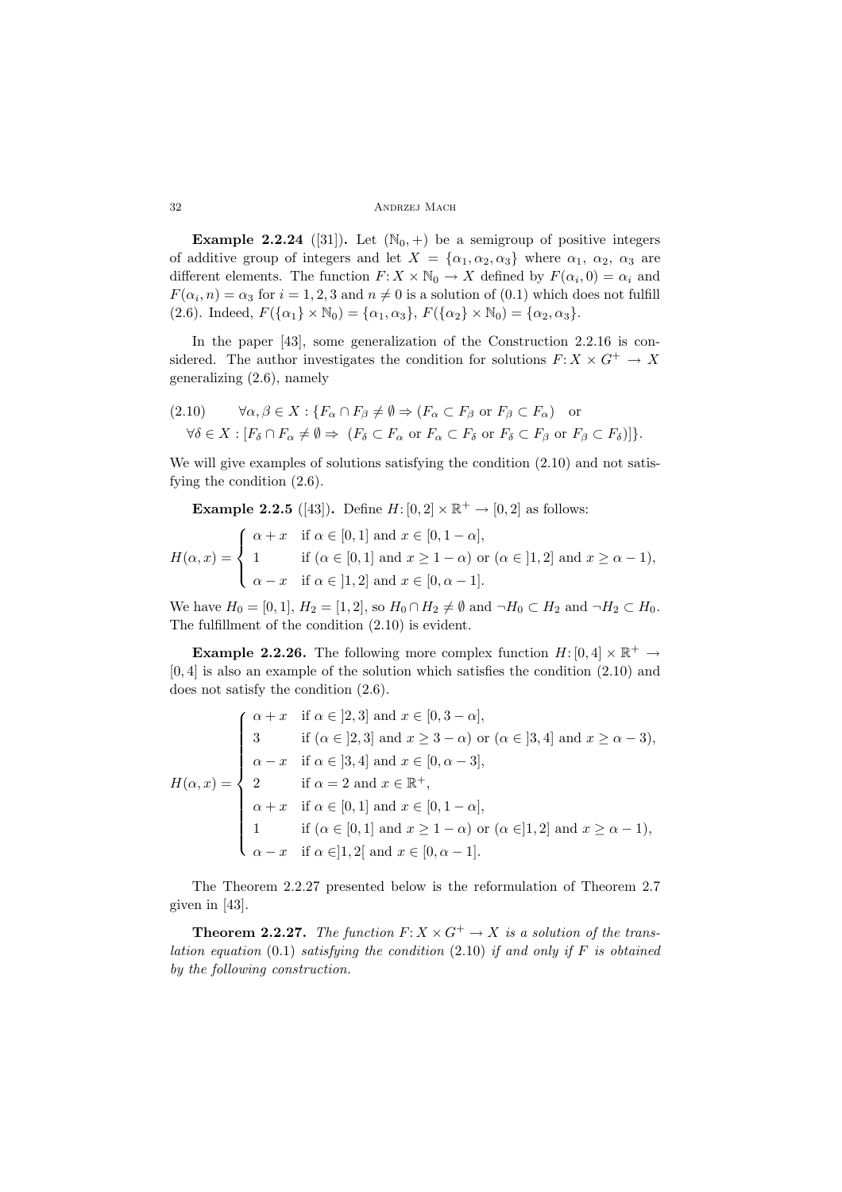**Example 2.2.24** ([31]). Let $(\mathbb{N}_0, +)$ be a semigroup of positive integers of additive group of integers and let $X = \{\alpha_1, \alpha_2, \alpha_3\}$ where $\alpha_1$, $\alpha_2$, $\alpha_3$ are different elements. The function $F: X \times \mathbb{N}_0 \to X$ defined by $F(\alpha_i, 0) = \alpha_i$ and $F(\alpha_i, n) = \alpha_3$ for $i = 1, 2, 3$ and $n \neq 0$ is a solution of (0.1) which does not fulfill (2.6). Indeed, $F(\{\alpha_1\} \times \mathbb{N}_0) = \{\alpha_1, \alpha_3\}$, $F(\{\alpha_2\} \times \mathbb{N}_0) = \{\alpha_2, \alpha_3\}$.

In the paper [43], some generalization of the Construction 2.2.16 is considered. The author investigates the condition for solutions $F: X \times G^+ \to X$ generalizing (2.6), namely

$$
\begin{aligned}
(2.10) \qquad & \forall \alpha, \beta \in X : \{F_\alpha \cap F_\beta \neq \emptyset \Rightarrow (F_\alpha \subset F_\beta \text{ or } F_\beta \subset F_\alpha) \quad \text{or} \\
& \forall \delta \in X : [F_\delta \cap F_\alpha \neq \emptyset \Rightarrow \ (F_\delta \subset F_\alpha \text{ or } F_\alpha \subset F_\delta \text{ or } F_\delta \subset F_\beta \text{ or } F_\beta \subset F_\delta)]\}.
\end{aligned}
$$

We will give examples of solutions satisfying the condition (2.10) and not satisfying the condition (2.6).

**Example 2.2.5** ([43]). Define $H: [0, 2] \times \mathbb{R}^+ \to [0, 2]$ as follows:

$$
H(\alpha, x) = \begin{cases} \alpha + x & \text{if } \alpha \in [0, 1] \text{ and } x \in [0, 1 - \alpha], \\ 1 & \text{if } (\alpha \in [0, 1] \text{ and } x \geq 1 - \alpha) \text{ or } (\alpha \in ]1, 2] \text{ and } x \geq \alpha - 1), \\ \alpha - x & \text{if } \alpha \in ]1, 2] \text{ and } x \in [0, \alpha - 1]. \end{cases}
$$

We have $H_0 = [0, 1]$, $H_2 = [1, 2]$, so $H_0 \cap H_2 \neq \emptyset$ and $\neg H_0 \subset H_2$ and $\neg H_2 \subset H_0$. The fulfillment of the condition (2.10) is evident.

**Example 2.2.26.** The following more complex function $H: [0, 4] \times \mathbb{R}^+ \to [0, 4]$ is also an example of the solution which satisfies the condition (2.10) and does not satisfy the condition (2.6).

$$
H(\alpha, x) = \begin{cases} \alpha + x & \text{if } \alpha \in ]2, 3] \text{ and } x \in [0, 3 - \alpha], \\ 3 & \text{if } (\alpha \in ]2, 3] \text{ and } x \geq 3 - \alpha) \text{ or } (\alpha \in ]3, 4] \text{ and } x \geq \alpha - 3), \\ \alpha - x & \text{if } \alpha \in ]3, 4] \text{ and } x \in [0, \alpha - 3], \\ 2 & \text{if } \alpha = 2 \text{ and } x \in \mathbb{R}^+, \\ \alpha + x & \text{if } \alpha \in [0, 1] \text{ and } x \in [0, 1 - \alpha], \\ 1 & \text{if } (\alpha \in [0, 1] \text{ and } x \geq 1 - \alpha) \text{ or } (\alpha \in ]1, 2] \text{ and } x \geq \alpha - 1), \\ \alpha - x & \text{if } \alpha \in ]1, 2[ \text{ and } x \in [0, \alpha - 1]. \end{cases}
$$

The Theorem 2.2.27 presented below is the reformulation of Theorem 2.7 given in [43].

**Theorem 2.2.27.** *The function $F: X \times G^+ \to X$ is a solution of the translation equation* (0.1) *satisfying the condition* (2.10) *if and only if $F$ is obtained by the following construction.*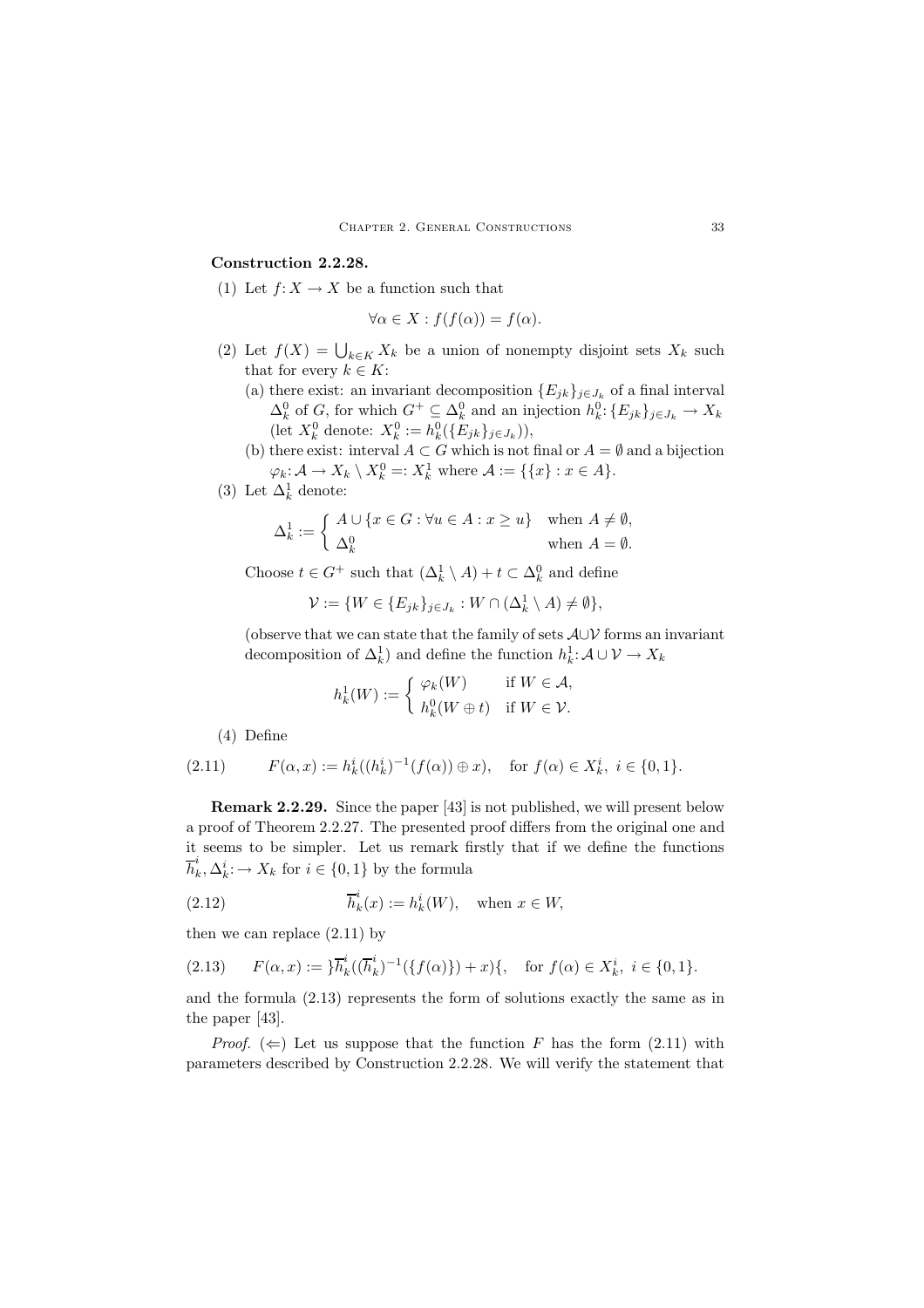**Construction 2.2.28.**

(1) Let $f: X \to X$ be a function such that

$$\forall \alpha \in X : f(f(\alpha)) = f(\alpha).$$

(2) Let $f(X) = \bigcup_{k \in K} X_k$ be a union of nonempty disjoint sets $X_k$ such that for every $k \in K$:

   (a) there exist: an invariant decomposition $\{E_{jk}\}_{j \in J_k}$ of a final interval $\Delta_k^0$ of $G$, for which $G^+ \subseteq \Delta_k^0$ and an injection $h_k^0 : \{E_{jk}\}_{j \in J_k} \to X_k$ (let $X_k^0$ denote: $X_k^0 := h_k^0(\{E_{jk}\}_{j \in J_k})$),

   (b) there exist: interval $A \subset G$ which is not final or $A = \emptyset$ and a bijection $\varphi_k : \mathcal{A} \to X_k \setminus X_k^0 =: X_k^1$ where $\mathcal{A} := \{\{x\} : x \in A\}$.

(3) Let $\Delta_k^1$ denote:

$$\Delta_k^1 := \begin{cases} A \cup \{x \in G : \forall u \in A : x \geq u\} & \text{when } A \neq \emptyset, \\ \Delta_k^0 & \text{when } A = \emptyset. \end{cases}$$

Choose $t \in G^+$ such that $(\Delta_k^1 \setminus A) + t \subset \Delta_k^0$ and define

$$\mathcal{V} := \{W \in \{E_{jk}\}_{j \in J_k} : W \cap (\Delta_k^1 \setminus A) \neq \emptyset\},$$

(observe that we can state that the family of sets $\mathcal{A} \cup \mathcal{V}$ forms an invariant decomposition of $\Delta_k^1$) and define the function $h_k^1 : \mathcal{A} \cup \mathcal{V} \to X_k$

$$h_k^1(W) := \begin{cases} \varphi_k(W) & \text{if } W \in \mathcal{A}, \\ h_k^0(W \oplus t) & \text{if } W \in \mathcal{V}. \end{cases}$$

(4) Define

$$F(\alpha, x) := h_k^i((h_k^i)^{-1}(f(\alpha)) \oplus x), \quad \text{for } f(\alpha) \in X_k^i,\ i \in \{0, 1\}. \tag{2.11}$$

**Remark 2.2.29.** Since the paper [43] is not published, we will present below a proof of Theorem 2.2.27. The presented proof differs from the original one and it seems to be simpler. Let us remark firstly that if we define the functions $\overline{h}_k^i, \Delta_k^i : \to X_k$ for $i \in \{0, 1\}$ by the formula

$$\overline{h}_k^i(x) := h_k^i(W), \quad \text{when } x \in W, \tag{2.12}$$

then we can replace (2.11) by

$$F(\alpha, x) := \}\overline{h}_k^i((\overline{h}_k^i)^{-1}(\{f(\alpha)\}) + x)\{, \quad \text{for } f(\alpha) \in X_k^i,\ i \in \{0, 1\}. \tag{2.13}$$

and the formula (2.13) represents the form of solutions exactly the same as in the paper [43].

*Proof.* ($\Leftarrow$) Let us suppose that the function $F$ has the form (2.11) with parameters described by Construction 2.2.28. We will verify the statement that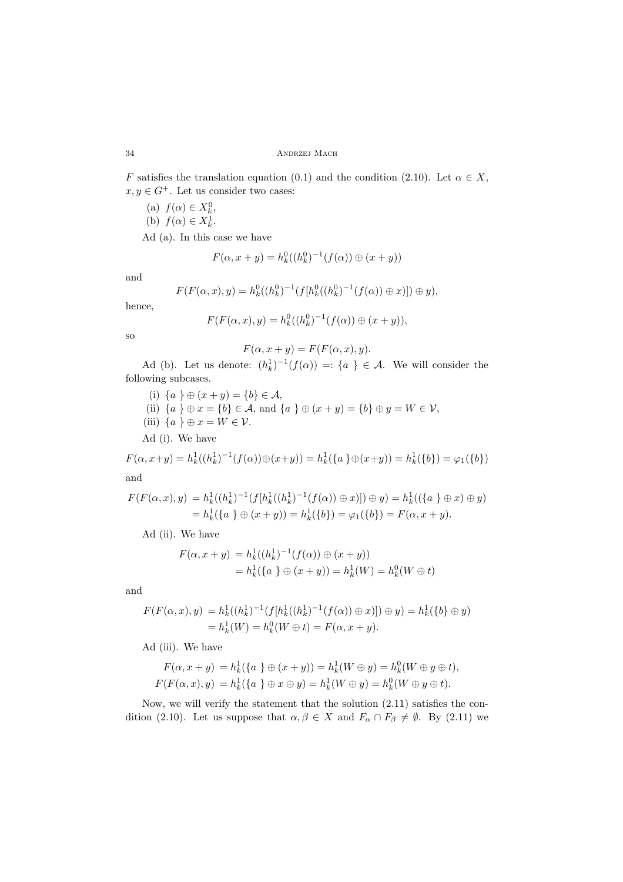$F$ satisfies the translation equation (0.1) and the condition (2.10). Let $\alpha \in X$, $x, y \in G^+$. Let us consider two cases:

(a) $f(\alpha) \in X_k^0$,

(b) $f(\alpha) \in X_k^1$.

Ad (a). In this case we have

$$F(\alpha, x+y) = h_k^0((h_k^0)^{-1}(f(\alpha)) \oplus (x+y))$$

and

$$F(F(\alpha, x), y) = h_k^0((h_k^0)^{-1}(f[h_k^0((h_k^0)^{-1}(f(\alpha)) \oplus x)]) \oplus y),$$

hence,

$$F(F(\alpha, x), y) = h_k^0((h_k^0)^{-1}(f(\alpha)) \oplus (x+y)),$$

so

$$F(\alpha, x+y) = F(F(\alpha, x), y).$$

Ad (b). Let us denote: $(h_k^1)^{-1}(f(\alpha)) =: \{a\ \} \in \mathcal{A}$. We will consider the following subcases.

(i) $\{a\ \} \oplus (x+y) = \{b\} \in \mathcal{A}$,

(ii) $\{a\ \} \oplus x = \{b\} \in \mathcal{A}$, and $\{a\ \} \oplus (x+y) = \{b\} \oplus y = W \in \mathcal{V}$,

(iii) $\{a\ \} \oplus x = W \in \mathcal{V}$.

Ad (i). We have

$$F(\alpha, x+y) = h_k^1((h_k^1)^{-1}(f(\alpha)) \oplus (x+y)) = h_k^1(\{a\ \} \oplus (x+y)) = h_k^1(\{b\}) = \varphi_1(\{b\})$$

and

$$\begin{aligned} F(F(\alpha, x), y) &= h_k^1((h_k^1)^{-1}(f[h_k^1((h_k^1)^{-1}(f(\alpha)) \oplus x)]) \oplus y) = h_k^1((\{a\ \} \oplus x) \oplus y) \\ &= h_k^1(\{a\ \} \oplus (x+y)) = h_k^1(\{b\}) = \varphi_1(\{b\}) = F(\alpha, x+y). \end{aligned}$$

Ad (ii). We have

$$\begin{aligned} F(\alpha, x+y) &= h_k^1((h_k^1)^{-1}(f(\alpha)) \oplus (x+y)) \\ &= h_k^1(\{a\ \} \oplus (x+y)) = h_k^1(W) = h_k^0(W \oplus t) \end{aligned}$$

and

$$\begin{aligned} F(F(\alpha, x), y) &= h_k^1((h_k^1)^{-1}(f[h_k^1((h_k^1)^{-1}(f(\alpha)) \oplus x)]) \oplus y) = h_k^1(\{b\} \oplus y) \\ &= h_k^1(W) = h_k^0(W \oplus t) = F(\alpha, x+y). \end{aligned}$$

Ad (iii). We have

$$\begin{aligned} F(\alpha, x+y) &= h_k^1(\{a\ \} \oplus (x+y)) = h_k^1(W \oplus y) = h_k^0(W \oplus y \oplus t), \\ F(F(\alpha, x), y) &= h_k^1(\{a\ \} \oplus x \oplus y) = h_k^1(W \oplus y) = h_k^0(W \oplus y \oplus t). \end{aligned}$$

Now, we will verify the statement that the solution (2.11) satisfies the condition (2.10). Let us suppose that $\alpha, \beta \in X$ and $F_\alpha \cap F_\beta \neq \emptyset$. By (2.11) we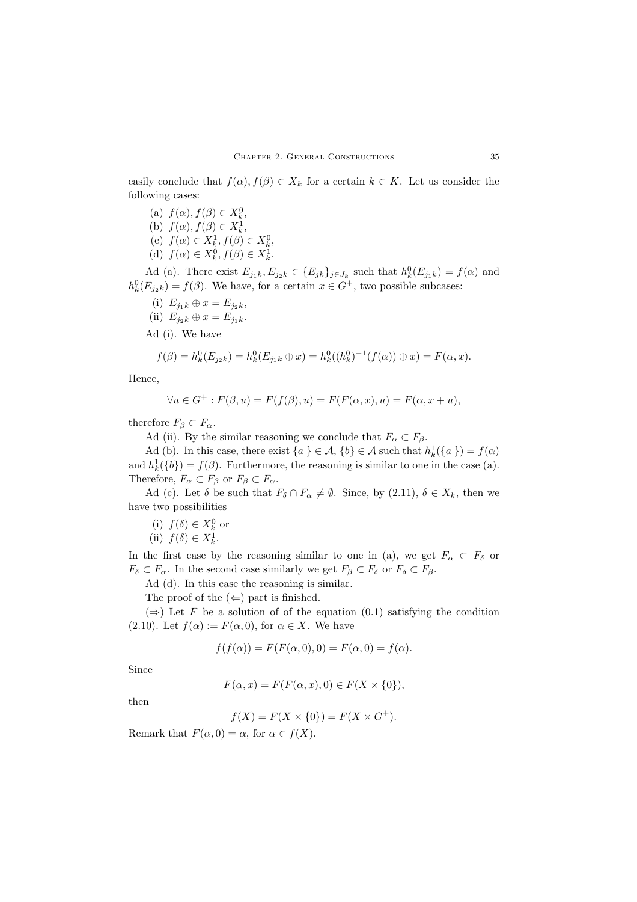easily conclude that $f(\alpha), f(\beta) \in X_k$ for a certain $k \in K$. Let us consider the following cases:

(a) $f(\alpha), f(\beta) \in X_k^0$,
(b) $f(\alpha), f(\beta) \in X_k^1$,
(c) $f(\alpha) \in X_k^1, f(\beta) \in X_k^0$,
(d) $f(\alpha) \in X_k^0, f(\beta) \in X_k^1$.

Ad (a). There exist $E_{j_1 k}, E_{j_2 k} \in \{E_{jk}\}_{j \in J_k}$ such that $h_k^0(E_{j_1 k}) = f(\alpha)$ and $h_k^0(E_{j_2 k}) = f(\beta)$. We have, for a certain $x \in G^+$, two possible subcases:

(i) $E_{j_1 k} \oplus x = E_{j_2 k}$,
(ii) $E_{j_2 k} \oplus x = E_{j_1 k}$.

Ad (i). We have

$$f(\beta) = h_k^0(E_{j_2 k}) = h_k^0(E_{j_1 k} \oplus x) = h_k^0((h_k^0)^{-1}(f(\alpha)) \oplus x) = F(\alpha, x).$$

Hence,

$$\forall u \in G^+ : F(\beta, u) = F(f(\beta), u) = F(F(\alpha, x), u) = F(\alpha, x + u),$$

therefore $F_\beta \subset F_\alpha$.

Ad (ii). By the similar reasoning we conclude that $F_\alpha \subset F_\beta$.

Ad (b). In this case, there exist $\{a\} \in \mathcal{A}$, $\{b\} \in \mathcal{A}$ such that $h_k^1(\{a\}) = f(\alpha)$ and $h_k^1(\{b\}) = f(\beta)$. Furthermore, the reasoning is similar to one in the case (a). Therefore, $F_\alpha \subset F_\beta$ or $F_\beta \subset F_\alpha$.

Ad (c). Let $\delta$ be such that $F_\delta \cap F_\alpha \neq \emptyset$. Since, by (2.11), $\delta \in X_k$, then we have two possibilities

(i) $f(\delta) \in X_k^0$ or
(ii) $f(\delta) \in X_k^1$.

In the first case by the reasoning similar to one in (a), we get $F_\alpha \subset F_\delta$ or $F_\delta \subset F_\alpha$. In the second case similarly we get $F_\beta \subset F_\delta$ or $F_\delta \subset F_\beta$.

Ad (d). In this case the reasoning is similar.

The proof of the $(\Leftarrow)$ part is finished.

$(\Rightarrow)$ Let $F$ be a solution of of the equation (0.1) satisfying the condition (2.10). Let $f(\alpha) := F(\alpha, 0)$, for $\alpha \in X$. We have

$$f(f(\alpha)) = F(F(\alpha, 0), 0) = F(\alpha, 0) = f(\alpha).$$

Since

$$F(\alpha, x) = F(F(\alpha, x), 0) \in F(X \times \{0\}),$$

then

$$f(X) = F(X \times \{0\}) = F(X \times G^+).$$

Remark that $F(\alpha, 0) = \alpha$, for $\alpha \in f(X)$.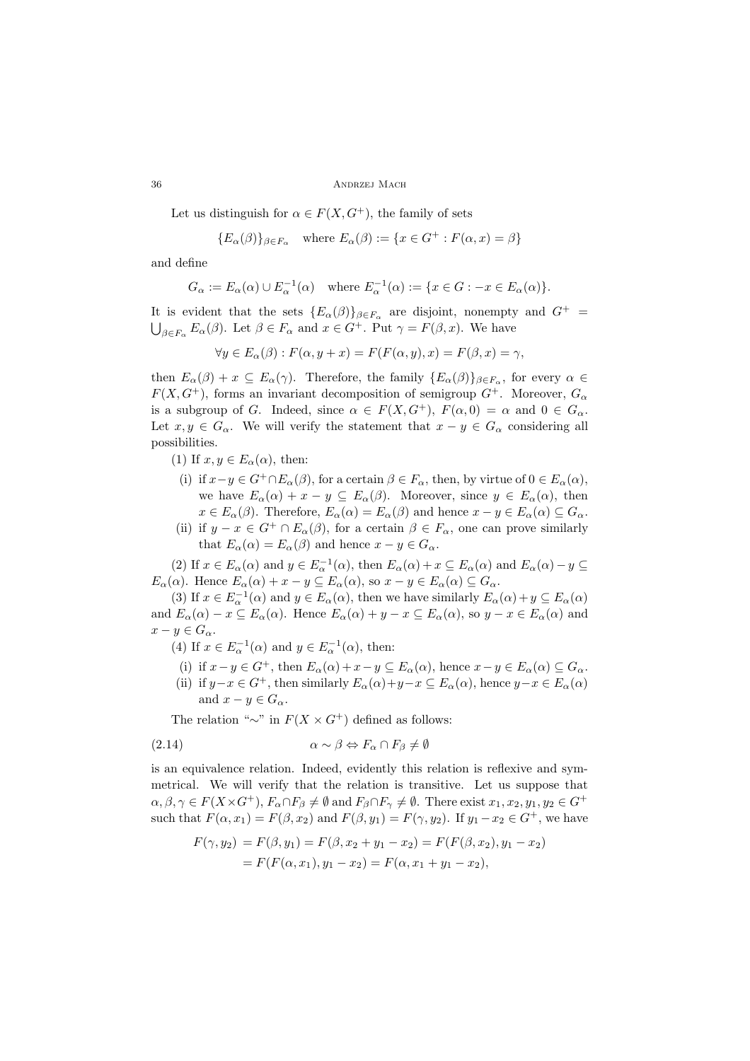Let us distinguish for $\alpha \in F(X, G^+)$, the family of sets

$$\{E_\alpha(\beta)\}_{\beta \in F_\alpha} \quad \text{where } E_\alpha(\beta) := \{x \in G^+ : F(\alpha, x) = \beta\}$$

and define

$$G_\alpha := E_\alpha(\alpha) \cup E_\alpha^{-1}(\alpha) \quad \text{where } E_\alpha^{-1}(\alpha) := \{x \in G : -x \in E_\alpha(\alpha)\}.$$

It is evident that the sets $\{E_\alpha(\beta)\}_{\beta \in F_\alpha}$ are disjoint, nonempty and $G^+ = \bigcup_{\beta \in F_\alpha} E_\alpha(\beta)$. Let $\beta \in F_\alpha$ and $x \in G^+$. Put $\gamma = F(\beta, x)$. We have

$$\forall y \in E_\alpha(\beta) : F(\alpha, y + x) = F(F(\alpha, y), x) = F(\beta, x) = \gamma,$$

then $E_\alpha(\beta) + x \subseteq E_\alpha(\gamma)$. Therefore, the family $\{E_\alpha(\beta)\}_{\beta \in F_\alpha}$, for every $\alpha \in F(X, G^+)$, forms an invariant decomposition of semigroup $G^+$. Moreover, $G_\alpha$ is a subgroup of $G$. Indeed, since $\alpha \in F(X, G^+)$, $F(\alpha, 0) = \alpha$ and $0 \in G_\alpha$. Let $x, y \in G_\alpha$. We will verify the statement that $x - y \in G_\alpha$ considering all possibilities.

(1) If $x, y \in E_\alpha(\alpha)$, then:

(i) if $x - y \in G^+ \cap E_\alpha(\beta)$, for a certain $\beta \in F_\alpha$, then, by virtue of $0 \in E_\alpha(\alpha)$, we have $E_\alpha(\alpha) + x - y \subseteq E_\alpha(\beta)$. Moreover, since $y \in E_\alpha(\alpha)$, then $x \in E_\alpha(\beta)$. Therefore, $E_\alpha(\alpha) = E_\alpha(\beta)$ and hence $x - y \in E_\alpha(\alpha) \subseteq G_\alpha$.

(ii) if $y - x \in G^+ \cap E_\alpha(\beta)$, for a certain $\beta \in F_\alpha$, one can prove similarly that $E_\alpha(\alpha) = E_\alpha(\beta)$ and hence $x - y \in G_\alpha$.

(2) If $x \in E_\alpha(\alpha)$ and $y \in E_\alpha^{-1}(\alpha)$, then $E_\alpha(\alpha) + x \subseteq E_\alpha(\alpha)$ and $E_\alpha(\alpha) - y \subseteq E_\alpha(\alpha)$. Hence $E_\alpha(\alpha) + x - y \subseteq E_\alpha(\alpha)$, so $x - y \in E_\alpha(\alpha) \subseteq G_\alpha$.

(3) If $x \in E_\alpha^{-1}(\alpha)$ and $y \in E_\alpha(\alpha)$, then we have similarly $E_\alpha(\alpha) + y \subseteq E_\alpha(\alpha)$ and $E_\alpha(\alpha) - x \subseteq E_\alpha(\alpha)$. Hence $E_\alpha(\alpha) + y - x \subseteq E_\alpha(\alpha)$, so $y - x \in E_\alpha(\alpha)$ and $x - y \in G_\alpha$.

(4) If $x \in E_\alpha^{-1}(\alpha)$ and $y \in E_\alpha^{-1}(\alpha)$, then:

(i) if $x - y \in G^+$, then $E_\alpha(\alpha) + x - y \subseteq E_\alpha(\alpha)$, hence $x - y \in E_\alpha(\alpha) \subseteq G_\alpha$.

(ii) if $y - x \in G^+$, then similarly $E_\alpha(\alpha) + y - x \subseteq E_\alpha(\alpha)$, hence $y - x \in E_\alpha(\alpha)$ and $x - y \in G_\alpha$.

The relation "$\sim$" in $F(X \times G^+)$ defined as follows:

$$\alpha \sim \beta \Leftrightarrow F_\alpha \cap F_\beta \neq \emptyset \tag{2.14}$$

is an equivalence relation. Indeed, evidently this relation is reflexive and symmetrical. We will verify that the relation is transitive. Let us suppose that $\alpha, \beta, \gamma \in F(X \times G^+)$, $F_\alpha \cap F_\beta \neq \emptyset$ and $F_\beta \cap F_\gamma \neq \emptyset$. There exist $x_1, x_2, y_1, y_2 \in G^+$ such that $F(\alpha, x_1) = F(\beta, x_2)$ and $F(\beta, y_1) = F(\gamma, y_2)$. If $y_1 - x_2 \in G^+$, we have

$$\begin{aligned} F(\gamma, y_2) &= F(\beta, y_1) = F(\beta, x_2 + y_1 - x_2) = F(F(\beta, x_2), y_1 - x_2) \\ &= F(F(\alpha, x_1), y_1 - x_2) = F(\alpha, x_1 + y_1 - x_2), \end{aligned}$$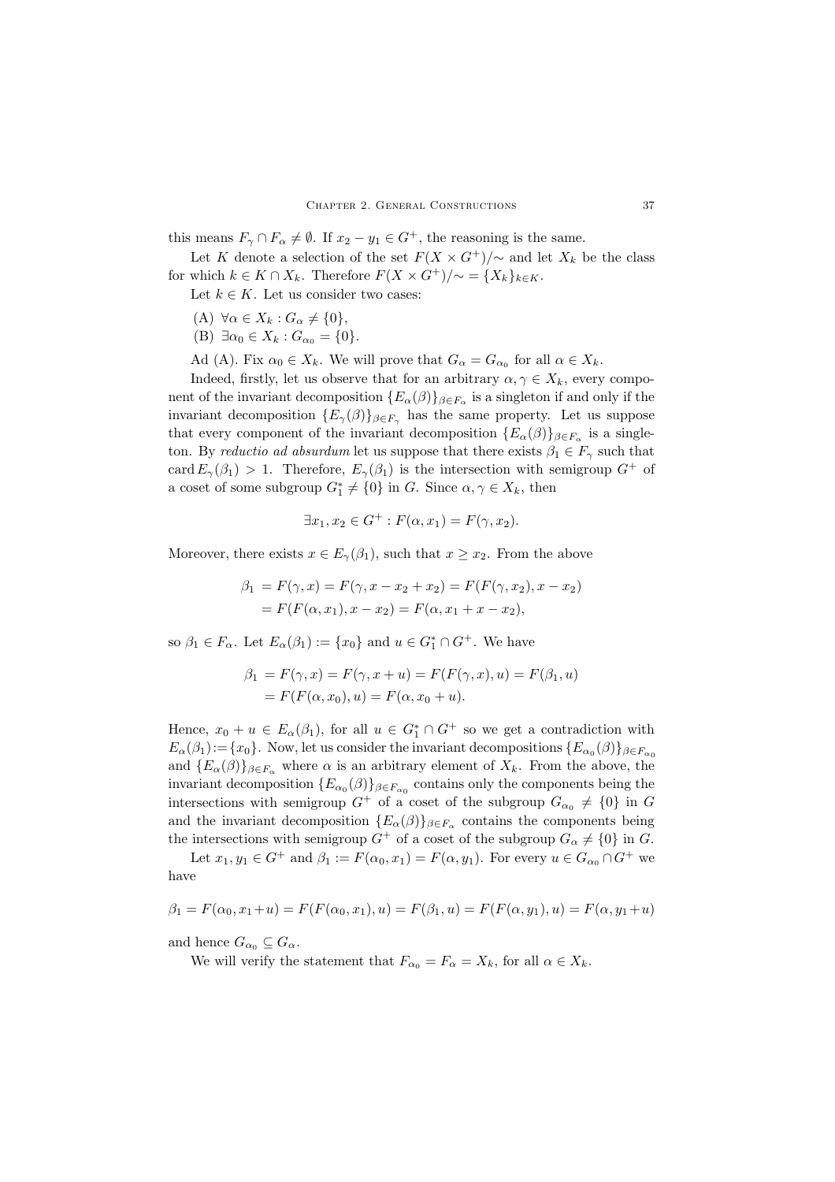this means $F_\gamma \cap F_\alpha \neq \emptyset$. If $x_2 - y_1 \in G^+$, the reasoning is the same.

Let $K$ denote a selection of the set $F(X \times G^+)/\!\sim$ and let $X_k$ be the class for which $k \in K \cap X_k$. Therefore $F(X \times G^+)/\!\sim\, = \{X_k\}_{k \in K}$.

Let $k \in K$. Let us consider two cases:

(A) $\forall \alpha \in X_k : G_\alpha \neq \{0\}$,

(B) $\exists \alpha_0 \in X_k : G_{\alpha_0} = \{0\}$.

Ad (A). Fix $\alpha_0 \in X_k$. We will prove that $G_\alpha = G_{\alpha_0}$ for all $\alpha \in X_k$.

Indeed, firstly, let us observe that for an arbitrary $\alpha, \gamma \in X_k$, every component of the invariant decomposition $\{E_\alpha(\beta)\}_{\beta \in F_\alpha}$ is a singleton if and only if the invariant decomposition $\{E_\gamma(\beta)\}_{\beta \in F_\gamma}$ has the same property. Let us suppose that every component of the invariant decomposition $\{E_\alpha(\beta)\}_{\beta \in F_\alpha}$ is a singleton. By *reductio ad absurdum* let us suppose that there exists $\beta_1 \in F_\gamma$ such that $\operatorname{card} E_\gamma(\beta_1) > 1$. Therefore, $E_\gamma(\beta_1)$ is the intersection with semigroup $G^+$ of a coset of some subgroup $G_1^* \neq \{0\}$ in $G$. Since $\alpha, \gamma \in X_k$, then

$$\exists x_1, x_2 \in G^+ : F(\alpha, x_1) = F(\gamma, x_2).$$

Moreover, there exists $x \in E_\gamma(\beta_1)$, such that $x \geq x_2$. From the above

$$\begin{aligned}\beta_1 &= F(\gamma, x) = F(\gamma, x - x_2 + x_2) = F(F(\gamma, x_2), x - x_2)\\ &= F(F(\alpha, x_1), x - x_2) = F(\alpha, x_1 + x - x_2),\end{aligned}$$

so $\beta_1 \in F_\alpha$. Let $E_\alpha(\beta_1) := \{x_0\}$ and $u \in G_1^* \cap G^+$. We have

$$\begin{aligned}\beta_1 &= F(\gamma, x) = F(\gamma, x + u) = F(F(\gamma, x), u) = F(\beta_1, u)\\ &= F(F(\alpha, x_0), u) = F(\alpha, x_0 + u).\end{aligned}$$

Hence, $x_0 + u \in E_\alpha(\beta_1)$, for all $u \in G_1^* \cap G^+$ so we get a contradiction with $E_\alpha(\beta_1) := \{x_0\}$. Now, let us consider the invariant decompositions $\{E_{\alpha_0}(\beta)\}_{\beta \in F_{\alpha_0}}$ and $\{E_\alpha(\beta)\}_{\beta \in F_\alpha}$ where $\alpha$ is an arbitrary element of $X_k$. From the above, the invariant decomposition $\{E_{\alpha_0}(\beta)\}_{\beta \in F_{\alpha_0}}$ contains only the components being the intersections with semigroup $G^+$ of a coset of the subgroup $G_{\alpha_0} \neq \{0\}$ in $G$ and the invariant decomposition $\{E_\alpha(\beta)\}_{\beta \in F_\alpha}$ contains the components being the intersections with semigroup $G^+$ of a coset of the subgroup $G_\alpha \neq \{0\}$ in $G$.

Let $x_1, y_1 \in G^+$ and $\beta_1 := F(\alpha_0, x_1) = F(\alpha, y_1)$. For every $u \in G_{\alpha_0} \cap G^+$ we have

$$\beta_1 = F(\alpha_0, x_1 + u) = F(F(\alpha_0, x_1), u) = F(\beta_1, u) = F(F(\alpha, y_1), u) = F(\alpha, y_1 + u)$$

and hence $G_{\alpha_0} \subseteq G_\alpha$.

We will verify the statement that $F_{\alpha_0} = F_\alpha = X_k$, for all $\alpha \in X_k$.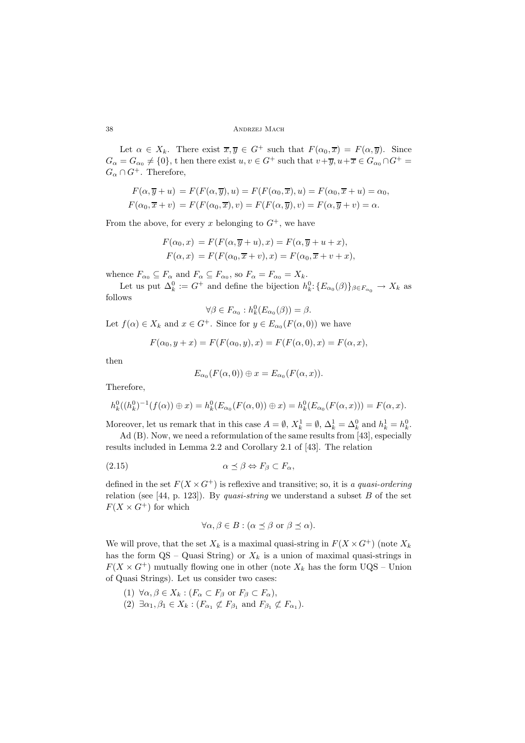Let $\alpha \in X_k$. There exist $\overline{x}, \overline{y} \in G^+$ such that $F(\alpha_0, \overline{x}) = F(\alpha, \overline{y})$. Since $G_\alpha = G_{\alpha_0} \neq \{0\}$, t hen there exist $u, v \in G^+$ such that $v + \overline{y}, u + \overline{x} \in G_{\alpha_0} \cap G^+ = G_\alpha \cap G^+$. Therefore,

$$
\begin{aligned}
F(\alpha, \overline{y} + u) &= F(F(\alpha, \overline{y}), u) = F(F(\alpha_0, \overline{x}), u) = F(\alpha_0, \overline{x} + u) = \alpha_0, \\
F(\alpha_0, \overline{x} + v) &= F(F(\alpha_0, \overline{x}), v) = F(F(\alpha, \overline{y}), v) = F(\alpha, \overline{y} + v) = \alpha.
\end{aligned}
$$

From the above, for every $x$ belonging to $G^+$, we have

$$
\begin{aligned}
F(\alpha_0, x) &= F(F(\alpha, \overline{y} + u), x) = F(\alpha, \overline{y} + u + x), \\
F(\alpha, x) &= F(F(\alpha_0, \overline{x} + v), x) = F(\alpha_0, \overline{x} + v + x),
\end{aligned}
$$

whence $F_{\alpha_0} \subseteq F_\alpha$ and $F_\alpha \subseteq F_{\alpha_0}$, so $F_\alpha = F_{\alpha_0} = X_k$.

Let us put $\Delta_k^0 := G^+$ and define the bijection $h_k^0 \colon \{E_{\alpha_0}(\beta)\}_{\beta \in F_{\alpha_0}} \to X_k$ as follows

$$
\forall \beta \in F_{\alpha_0} : h_k^0(E_{\alpha_0}(\beta)) = \beta.
$$

Let $f(\alpha) \in X_k$ and $x \in G^+$. Since for $y \in E_{\alpha_0}(F(\alpha, 0))$ we have

$$
F(\alpha_0, y + x) = F(F(\alpha_0, y), x) = F(F(\alpha, 0), x) = F(\alpha, x),
$$

then

$$
E_{\alpha_0}(F(\alpha, 0)) \oplus x = E_{\alpha_0}(F(\alpha, x)).
$$

Therefore,

$$
h_k^0((h_k^0)^{-1}(f(\alpha)) \oplus x) = h_k^0(E_{\alpha_0}(F(\alpha, 0)) \oplus x) = h_k^0(E_{\alpha_0}(F(\alpha, x))) = F(\alpha, x).
$$

Moreover, let us remark that in this case $A = \emptyset$, $X_k^1 = \emptyset$, $\Delta_k^1 = \Delta_k^0$ and $h_k^1 = h_k^0$.

Ad (B). Now, we need a reformulation of the same results from [43], especially results included in Lemma 2.2 and Corollary 2.1 of [43]. The relation

$$
\alpha \preceq \beta \Leftrightarrow F_\beta \subset F_\alpha, \tag{2.15}
$$

defined in the set $F(X \times G^+)$ is reflexive and transitive; so, it is *a quasi-ordering* relation (see [44, p. 123]). By *quasi-string* we understand a subset $B$ of the set $F(X \times G^+)$ for which

$$
\forall \alpha, \beta \in B : (\alpha \preceq \beta \text{ or } \beta \preceq \alpha).
$$

We will prove, that the set $X_k$ is a maximal quasi-string in $F(X \times G^+)$ (note $X_k$ has the form QS – Quasi String) or $X_k$ is a union of maximal quasi-strings in $F(X \times G^+)$ mutually flowing one in other (note $X_k$ has the form UQS – Union of Quasi Strings). Let us consider two cases:

(1) $\forall \alpha, \beta \in X_k : (F_\alpha \subset F_\beta \text{ or } F_\beta \subset F_\alpha)$,

(2) $\exists \alpha_1, \beta_1 \in X_k : (F_{\alpha_1} \not\subset F_{\beta_1} \text{ and } F_{\beta_1} \not\subset F_{\alpha_1})$.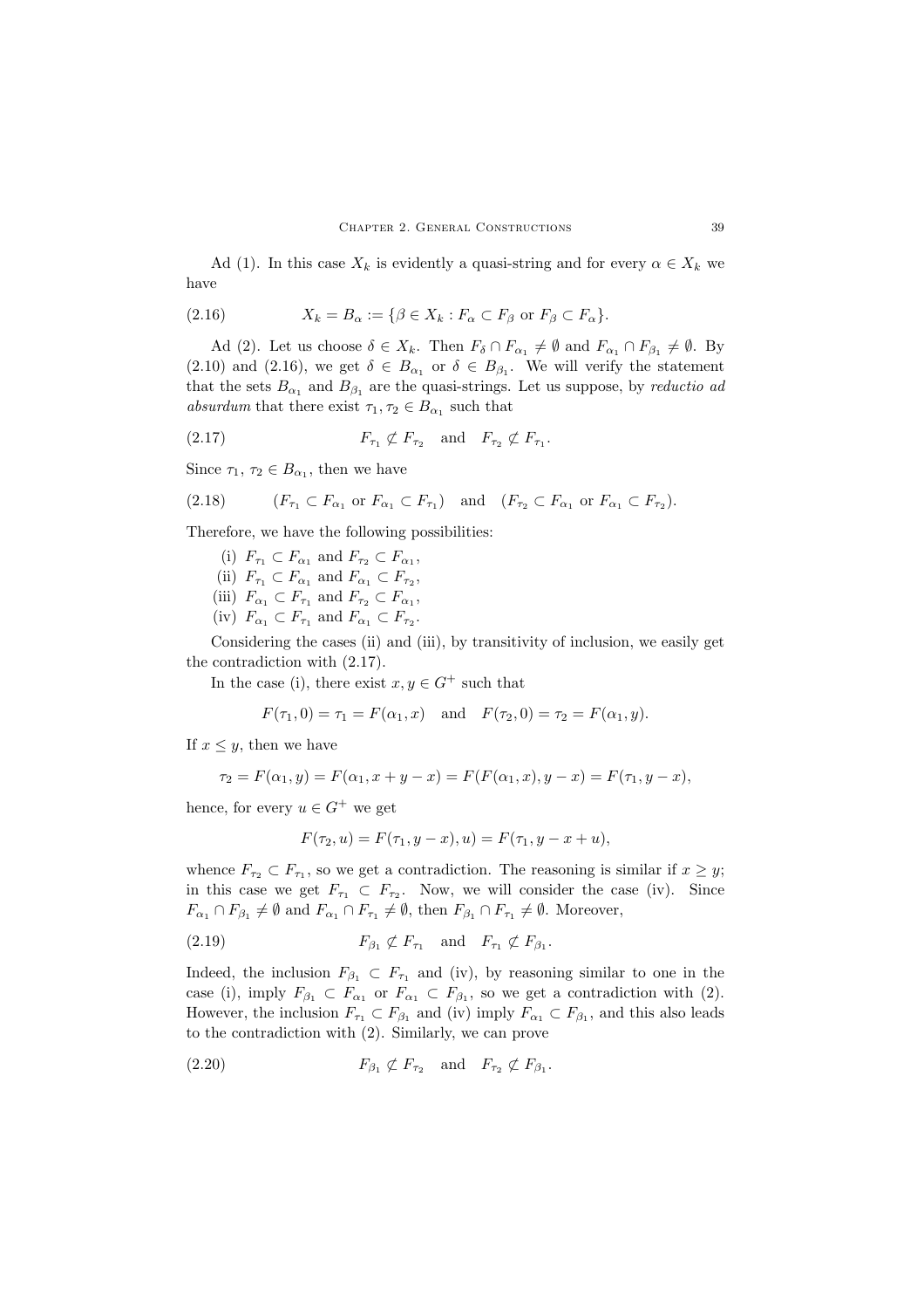Ad (1). In this case $X_k$ is evidently a quasi-string and for every $\alpha \in X_k$ we have

$$X_k = B_\alpha := \{\beta \in X_k : F_\alpha \subset F_\beta \text{ or } F_\beta \subset F_\alpha\}. \tag{2.16}$$

Ad (2). Let us choose $\delta \in X_k$. Then $F_\delta \cap F_{\alpha_1} \neq \emptyset$ and $F_{\alpha_1} \cap F_{\beta_1} \neq \emptyset$. By (2.10) and (2.16), we get $\delta \in B_{\alpha_1}$ or $\delta \in B_{\beta_1}$. We will verify the statement that the sets $B_{\alpha_1}$ and $B_{\beta_1}$ are the quasi-strings. Let us suppose, by *reductio ad absurdum* that there exist $\tau_1, \tau_2 \in B_{\alpha_1}$ such that

$$F_{\tau_1} \not\subset F_{\tau_2} \quad \text{and} \quad F_{\tau_2} \not\subset F_{\tau_1}. \tag{2.17}$$

Since $\tau_1$, $\tau_2 \in B_{\alpha_1}$, then we have

$$(F_{\tau_1} \subset F_{\alpha_1} \text{ or } F_{\alpha_1} \subset F_{\tau_1}) \quad \text{and} \quad (F_{\tau_2} \subset F_{\alpha_1} \text{ or } F_{\alpha_1} \subset F_{\tau_2}). \tag{2.18}$$

Therefore, we have the following possibilities:

(i) $F_{\tau_1} \subset F_{\alpha_1}$ and $F_{\tau_2} \subset F_{\alpha_1}$,
(ii) $F_{\tau_1} \subset F_{\alpha_1}$ and $F_{\alpha_1} \subset F_{\tau_2}$,
(iii) $F_{\alpha_1} \subset F_{\tau_1}$ and $F_{\tau_2} \subset F_{\alpha_1}$,
(iv) $F_{\alpha_1} \subset F_{\tau_1}$ and $F_{\alpha_1} \subset F_{\tau_2}$.

Considering the cases (ii) and (iii), by transitivity of inclusion, we easily get the contradiction with (2.17).

In the case (i), there exist $x, y \in G^+$ such that

$$F(\tau_1, 0) = \tau_1 = F(\alpha_1, x) \quad \text{and} \quad F(\tau_2, 0) = \tau_2 = F(\alpha_1, y).$$

If $x \leq y$, then we have

$$\tau_2 = F(\alpha_1, y) = F(\alpha_1, x + y - x) = F(F(\alpha_1, x), y - x) = F(\tau_1, y - x),$$

hence, for every $u \in G^+$ we get

$$F(\tau_2, u) = F(\tau_1, y - x), u) = F(\tau_1, y - x + u),$$

whence $F_{\tau_2} \subset F_{\tau_1}$, so we get a contradiction. The reasoning is similar if $x \geq y$; in this case we get $F_{\tau_1} \subset F_{\tau_2}$. Now, we will consider the case (iv). Since $F_{\alpha_1} \cap F_{\beta_1} \neq \emptyset$ and $F_{\alpha_1} \cap F_{\tau_1} \neq \emptyset$, then $F_{\beta_1} \cap F_{\tau_1} \neq \emptyset$. Moreover,

$$F_{\beta_1} \not\subset F_{\tau_1} \quad \text{and} \quad F_{\tau_1} \not\subset F_{\beta_1}. \tag{2.19}$$

Indeed, the inclusion $F_{\beta_1} \subset F_{\tau_1}$ and (iv), by reasoning similar to one in the case (i), imply $F_{\beta_1} \subset F_{\alpha_1}$ or $F_{\alpha_1} \subset F_{\beta_1}$, so we get a contradiction with (2). However, the inclusion $F_{\tau_1} \subset F_{\beta_1}$ and (iv) imply $F_{\alpha_1} \subset F_{\beta_1}$, and this also leads to the contradiction with (2). Similarly, we can prove

$$F_{\beta_1} \not\subset F_{\tau_2} \quad \text{and} \quad F_{\tau_2} \not\subset F_{\beta_1}. \tag{2.20}$$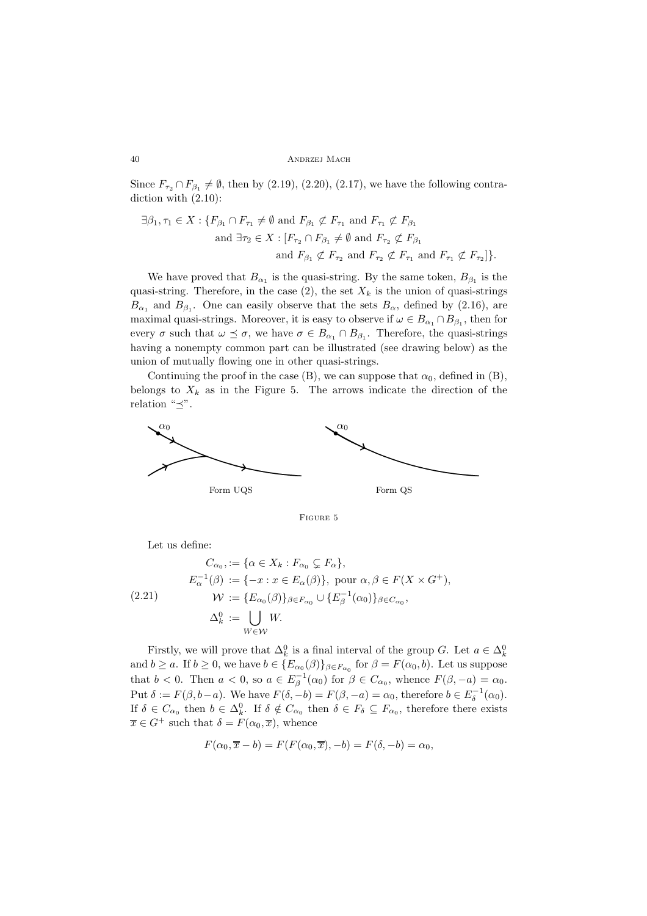Since $F_{\tau_2} \cap F_{\beta_1} \neq \emptyset$, then by (2.19), (2.20), (2.17), we have the following contradiction with (2.10):

$$\exists \beta_1, \tau_1 \in X : \{F_{\beta_1} \cap F_{\tau_1} \neq \emptyset \text{ and } F_{\beta_1} \not\subset F_{\tau_1} \text{ and } F_{\tau_1} \not\subset F_{\beta_1} \\ \text{and } \exists \tau_2 \in X : [F_{\tau_2} \cap F_{\beta_1} \neq \emptyset \text{ and } F_{\tau_2} \not\subset F_{\beta_1} \\ \text{and } F_{\beta_1} \not\subset F_{\tau_2} \text{ and } F_{\tau_2} \not\subset F_{\tau_1} \text{ and } F_{\tau_1} \not\subset F_{\tau_2}]\}.$$

We have proved that $B_{\alpha_1}$ is the quasi-string. By the same token, $B_{\beta_1}$ is the quasi-string. Therefore, in the case (2), the set $X_k$ is the union of quasi-strings $B_{\alpha_1}$ and $B_{\beta_1}$. One can easily observe that the sets $B_\alpha$, defined by (2.16), are maximal quasi-strings. Moreover, it is easy to observe if $\omega \in B_{\alpha_1} \cap B_{\beta_1}$, then for every $\sigma$ such that $\omega \preceq \sigma$, we have $\sigma \in B_{\alpha_1} \cap B_{\beta_1}$. Therefore, the quasi-strings having a nonempty common part can be illustrated (see drawing below) as the union of mutually flowing one in other quasi-strings.

Continuing the proof in the case (B), we can suppose that $\alpha_0$, defined in (B), belongs to $X_k$ as in the Figure 5. The arrows indicate the direction of the relation "$\preceq$".

Form UQS

Form QS

Figure 5

Let us define:

$$(2.21) \qquad \begin{aligned} C_{\alpha_0}, &:= \{\alpha \in X_k : F_{\alpha_0} \subsetneq F_\alpha\}, \\ E_\alpha^{-1}(\beta) &:= \{-x : x \in E_\alpha(\beta)\}, \text{ pour } \alpha, \beta \in F(X \times G^+), \\ \mathcal{W} &:= \{E_{\alpha_0}(\beta)\}_{\beta \in F_{\alpha_0}} \cup \{E_\beta^{-1}(\alpha_0)\}_{\beta \in C_{\alpha_0}}, \\ \Delta_k^0 &:= \bigcup_{W \in \mathcal{W}} W. \end{aligned}$$

Firstly, we will prove that $\Delta_k^0$ is a final interval of the group $G$. Let $a \in \Delta_k^0$ and $b \geq a$. If $b \geq 0$, we have $b \in \{E_{\alpha_0}(\beta)\}_{\beta \in F_{\alpha_0}}$ for $\beta = F(\alpha_0, b)$. Let us suppose that $b < 0$. Then $a < 0$, so $a \in E_\beta^{-1}(\alpha_0)$ for $\beta \in C_{\alpha_0}$, whence $F(\beta, -a) = \alpha_0$. Put $\delta := F(\beta, b-a)$. We have $F(\delta, -b) = F(\beta, -a) = \alpha_0$, therefore $b \in E_\delta^{-1}(\alpha_0)$. If $\delta \in C_{\alpha_0}$ then $b \in \Delta_k^0$. If $\delta \notin C_{\alpha_0}$ then $\delta \in F_\delta \subseteq F_{\alpha_0}$, therefore there exists $\overline{x} \in G^+$ such that $\delta = F(\alpha_0, \overline{x})$, whence

$$F(\alpha_0, \overline{x} - b) = F(F(\alpha_0, \overline{x}), -b) = F(\delta, -b) = \alpha_0,$$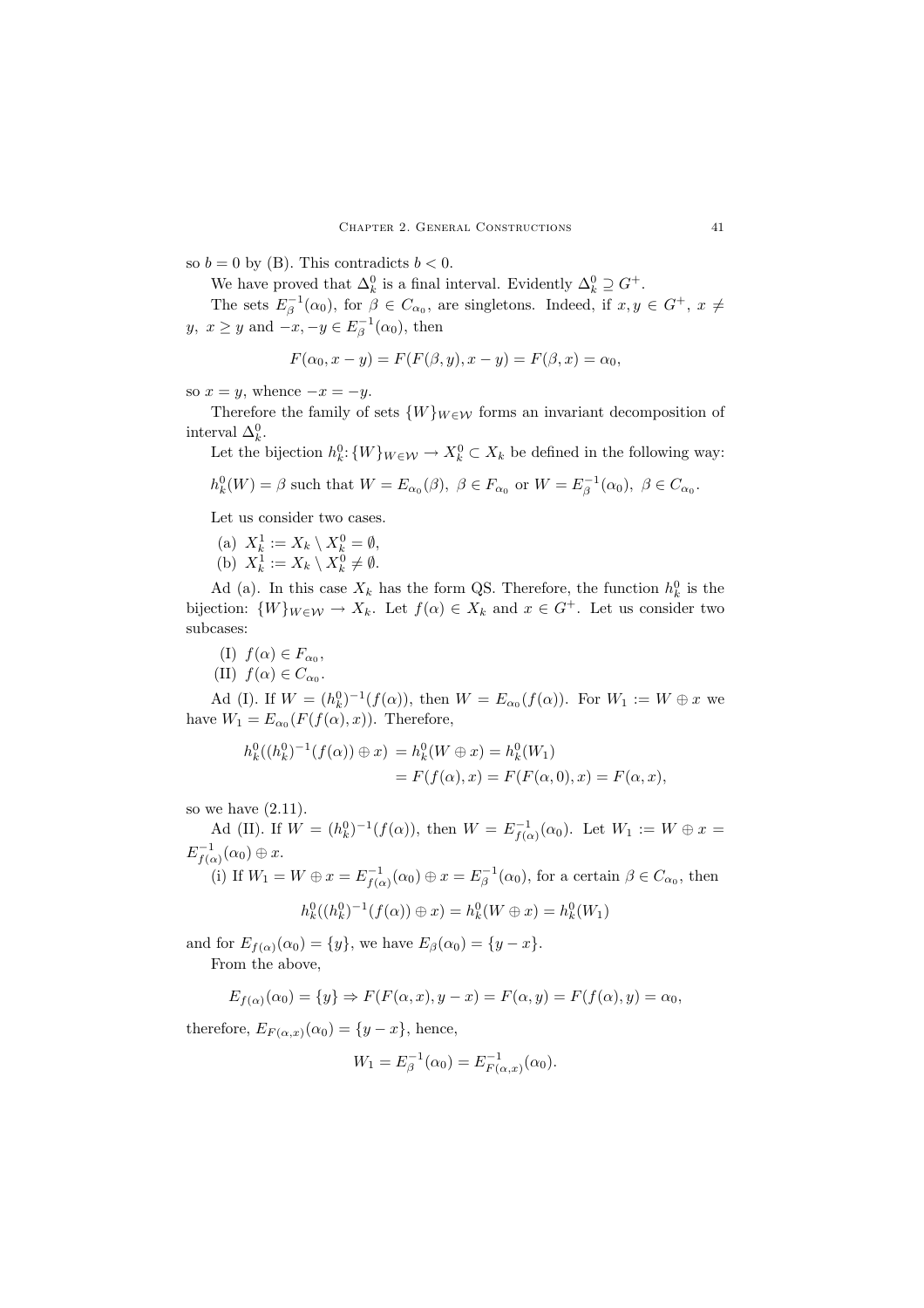so $b = 0$ by (B). This contradicts $b < 0$.

We have proved that $\Delta_k^0$ is a final interval. Evidently $\Delta_k^0 \supseteq G^+$.

The sets $E_\beta^{-1}(\alpha_0)$, for $\beta \in C_{\alpha_0}$, are singletons. Indeed, if $x, y \in G^+$, $x \neq y$, $x \geq y$ and $-x, -y \in E_\beta^{-1}(\alpha_0)$, then

$$F(\alpha_0, x - y) = F(F(\beta, y), x - y) = F(\beta, x) = \alpha_0,$$

so $x = y$, whence $-x = -y$.

Therefore the family of sets $\{W\}_{W \in \mathcal{W}}$ forms an invariant decomposition of interval $\Delta_k^0$.

Let the bijection $h_k^0 : \{W\}_{W \in \mathcal{W}} \to X_k^0 \subset X_k$ be defined in the following way:

$$h_k^0(W) = \beta \text{ such that } W = E_{\alpha_0}(\beta),\ \beta \in F_{\alpha_0} \text{ or } W = E_\beta^{-1}(\alpha_0),\ \beta \in C_{\alpha_0}.$$

Let us consider two cases.

(a) $X_k^1 := X_k \setminus X_k^0 = \emptyset$,

(b) $X_k^1 := X_k \setminus X_k^0 \neq \emptyset$.

Ad (a). In this case $X_k$ has the form QS. Therefore, the function $h_k^0$ is the bijection: $\{W\}_{W \in \mathcal{W}} \to X_k$. Let $f(\alpha) \in X_k$ and $x \in G^+$. Let us consider two subcases:

(I) $f(\alpha) \in F_{\alpha_0}$,

(II) $f(\alpha) \in C_{\alpha_0}$.

Ad (I). If $W = (h_k^0)^{-1}(f(\alpha))$, then $W = E_{\alpha_0}(f(\alpha))$. For $W_1 := W \oplus x$ we have $W_1 = E_{\alpha_0}(F(f(\alpha), x))$. Therefore,

$$\begin{aligned} h_k^0((h_k^0)^{-1}(f(\alpha)) \oplus x) &= h_k^0(W \oplus x) = h_k^0(W_1) \\ &= F(f(\alpha), x) = F(F(\alpha, 0), x) = F(\alpha, x), \end{aligned}$$

so we have (2.11).

Ad (II). If $W = (h_k^0)^{-1}(f(\alpha))$, then $W = E_{f(\alpha)}^{-1}(\alpha_0)$. Let $W_1 := W \oplus x = E_{f(\alpha)}^{-1}(\alpha_0) \oplus x$.

(i) If $W_1 = W \oplus x = E_{f(\alpha)}^{-1}(\alpha_0) \oplus x = E_\beta^{-1}(\alpha_0)$, for a certain $\beta \in C_{\alpha_0}$, then

$$h_k^0((h_k^0)^{-1}(f(\alpha)) \oplus x) = h_k^0(W \oplus x) = h_k^0(W_1)$$

and for $E_{f(\alpha)}(\alpha_0) = \{y\}$, we have $E_\beta(\alpha_0) = \{y - x\}$.

From the above,

$$E_{f(\alpha)}(\alpha_0) = \{y\} \Rightarrow F(F(\alpha, x), y - x) = F(\alpha, y) = F(f(\alpha), y) = \alpha_0,$$

therefore, $E_{F(\alpha,x)}(\alpha_0) = \{y - x\}$, hence,

$$W_1 = E_\beta^{-1}(\alpha_0) = E_{F(\alpha,x)}^{-1}(\alpha_0).$$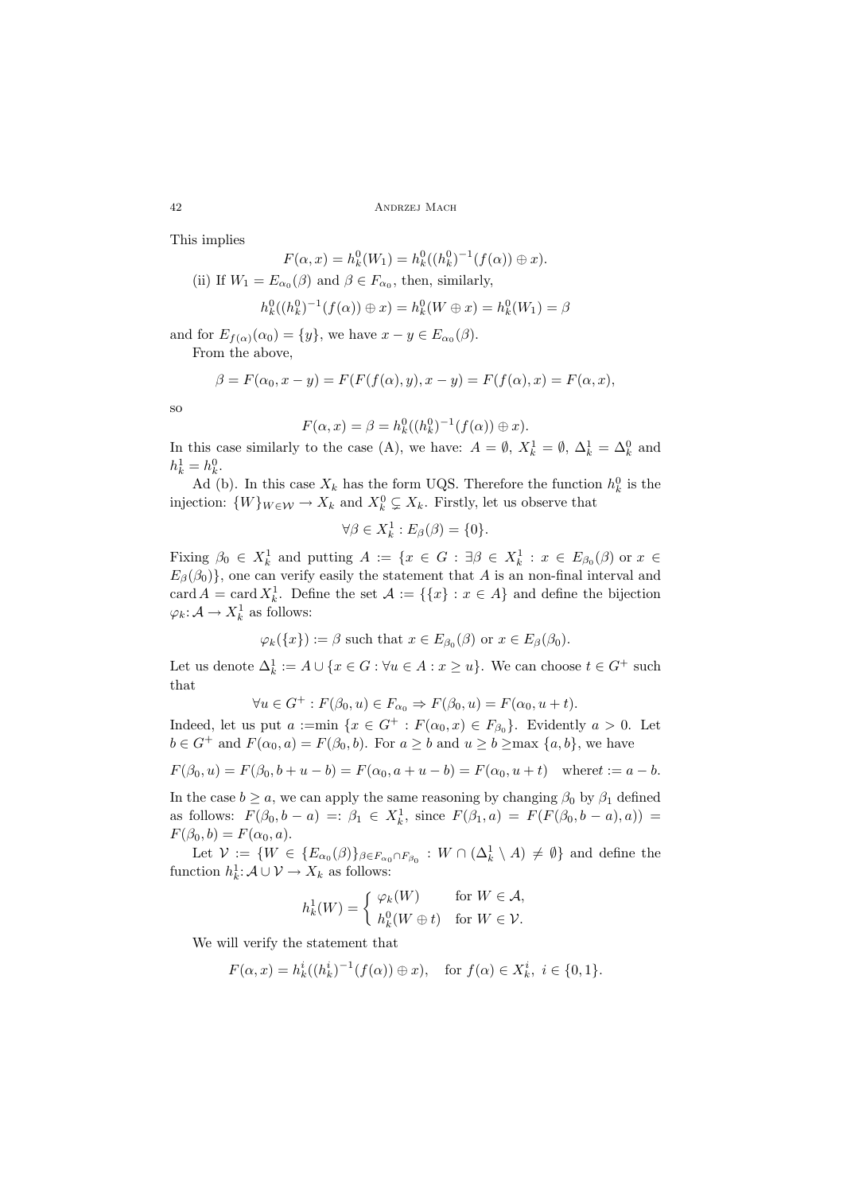This implies

$$F(\alpha, x) = h_k^0(W_1) = h_k^0((h_k^0)^{-1}(f(\alpha)) \oplus x).$$

(ii) If $W_1 = E_{\alpha_0}(\beta)$ and $\beta \in F_{\alpha_0}$, then, similarly,

$$h_k^0((h_k^0)^{-1}(f(\alpha)) \oplus x) = h_k^0(W \oplus x) = h_k^0(W_1) = \beta$$

and for $E_{f(\alpha)}(\alpha_0) = \{y\}$, we have $x - y \in E_{\alpha_0}(\beta)$.

From the above,

$$\beta = F(\alpha_0, x - y) = F(F(f(\alpha), y), x - y) = F(f(\alpha), x) = F(\alpha, x),$$

so

$$F(\alpha, x) = \beta = h_k^0((h_k^0)^{-1}(f(\alpha)) \oplus x).$$

In this case similarly to the case (A), we have: $A = \emptyset$, $X_k^1 = \emptyset$, $\Delta_k^1 = \Delta_k^0$ and $h_k^1 = h_k^0$.

Ad (b). In this case $X_k$ has the form UQS. Therefore the function $h_k^0$ is the injection: $\{W\}_{W \in \mathcal{W}} \to X_k$ and $X_k^0 \subsetneq X_k$. Firstly, let us observe that

$$\forall \beta \in X_k^1 : E_\beta(\beta) = \{0\}.$$

Fixing $\beta_0 \in X_k^1$ and putting $A := \{x \in G : \exists \beta \in X_k^1 : x \in E_{\beta_0}(\beta) \text{ or } x \in E_\beta(\beta_0)\}$, one can verify easily the statement that $A$ is an non-final interval and $\operatorname{card} A = \operatorname{card} X_k^1$. Define the set $\mathcal{A} := \{\{x\} : x \in A\}$ and define the bijection $\varphi_k : \mathcal{A} \to X_k^1$ as follows:

$$\varphi_k(\{x\}) := \beta \text{ such that } x \in E_{\beta_0}(\beta) \text{ or } x \in E_\beta(\beta_0).$$

Let us denote $\Delta_k^1 := A \cup \{x \in G : \forall u \in A : x \geq u\}$. We can choose $t \in G^+$ such that

$$\forall u \in G^+ : F(\beta_0, u) \in F_{\alpha_0} \Rightarrow F(\beta_0, u) = F(\alpha_0, u + t).$$

Indeed, let us put $a := \min \{x \in G^+ : F(\alpha_0, x) \in F_{\beta_0}\}$. Evidently $a > 0$. Let $b \in G^+$ and $F(\alpha_0, a) = F(\beta_0, b)$. For $a \geq b$ and $u \geq b \geq \max\{a, b\}$, we have

$$F(\beta_0, u) = F(\beta_0, b + u - b) = F(\alpha_0, a + u - b) = F(\alpha_0, u + t) \quad \text{where} t := a - b.$$

In the case $b \geq a$, we can apply the same reasoning by changing $\beta_0$ by $\beta_1$ defined as follows: $F(\beta_0, b - a) =: \beta_1 \in X_k^1$, since $F(\beta_1, a) = F(F(\beta_0, b - a), a)) = F(\beta_0, b) = F(\alpha_0, a)$.

Let $\mathcal{V} := \{W \in \{E_{\alpha_0}(\beta)\}_{\beta \in F_{\alpha_0} \cap F_{\beta_0}} : W \cap (\Delta_k^1 \setminus A) \neq \emptyset\}$ and define the function $h_k^1 : \mathcal{A} \cup \mathcal{V} \to X_k$ as follows:

$$h_k^1(W) = \begin{cases} \varphi_k(W) & \text{for } W \in \mathcal{A}, \\ h_k^0(W \oplus t) & \text{for } W \in \mathcal{V}. \end{cases}$$

We will verify the statement that

$$F(\alpha, x) = h_k^i((h_k^i)^{-1}(f(\alpha)) \oplus x), \quad \text{for } f(\alpha) \in X_k^i,\ i \in \{0, 1\}.$$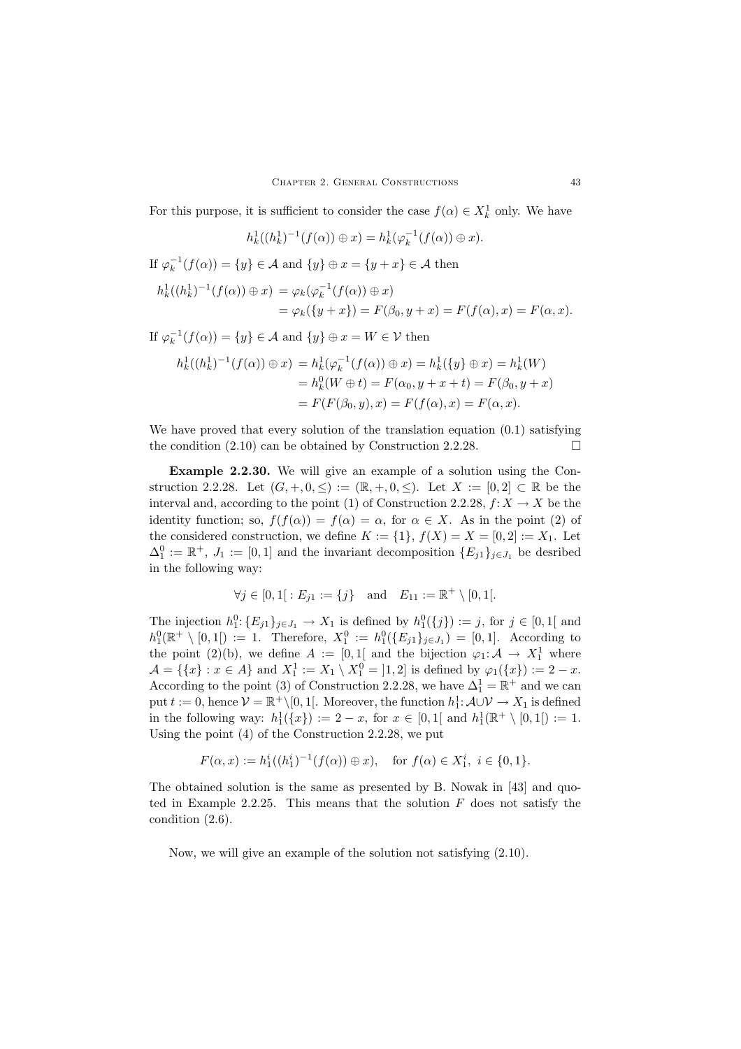For this purpose, it is sufficient to consider the case $f(\alpha) \in X_k^1$ only. We have

$$h_k^1((h_k^1)^{-1}(f(\alpha)) \oplus x) = h_k^1(\varphi_k^{-1}(f(\alpha)) \oplus x).$$

If $\varphi_k^{-1}(f(\alpha)) = \{y\} \in \mathcal{A}$ and $\{y\} \oplus x = \{y + x\} \in \mathcal{A}$ then

$$\begin{aligned} h_k^1((h_k^1)^{-1}(f(\alpha)) \oplus x) &= \varphi_k(\varphi_k^{-1}(f(\alpha)) \oplus x) \\ &= \varphi_k(\{y + x\}) = F(\beta_0, y + x) = F(f(\alpha), x) = F(\alpha, x). \end{aligned}$$

If $\varphi_k^{-1}(f(\alpha)) = \{y\} \in \mathcal{A}$ and $\{y\} \oplus x = W \in \mathcal{V}$ then

$$\begin{aligned} h_k^1((h_k^1)^{-1}(f(\alpha)) \oplus x) &= h_k^1(\varphi_k^{-1}(f(\alpha)) \oplus x) = h_k^1(\{y\} \oplus x) = h_k^1(W) \\ &= h_k^0(W \oplus t) = F(\alpha_0, y + x + t) = F(\beta_0, y + x) \\ &= F(F(\beta_0, y), x) = F(f(\alpha), x) = F(\alpha, x). \end{aligned}$$

We have proved that every solution of the translation equation (0.1) satisfying the condition (2.10) can be obtained by Construction 2.2.28. $\square$

**Example 2.2.30.** We will give an example of a solution using the Construction 2.2.28. Let $(G, +, 0, \leq) := (\mathbb{R}, +, 0, \leq)$. Let $X := [0, 2] \subset \mathbb{R}$ be the interval and, according to the point (1) of Construction 2.2.28, $f\colon X \to X$ be the identity function; so, $f(f(\alpha)) = f(\alpha) = \alpha$, for $\alpha \in X$. As in the point (2) of the considered construction, we define $K := \{1\}$, $f(X) = X = [0, 2] := X_1$. Let $\Delta_1^0 := \mathbb{R}^+$, $J_1 := [0, 1]$ and the invariant decomposition $\{E_{j1}\}_{j \in J_1}$ be desribed in the following way:

$$\forall j \in [0, 1[ : E_{j1} := \{j\} \quad \text{and} \quad E_{11} := \mathbb{R}^+ \setminus [0, 1[.$$

The injection $h_1^0\colon \{E_{j1}\}_{j \in J_1} \to X_1$ is defined by $h_1^0(\{j\}) := j$, for $j \in [0, 1[$ and $h_1^0(\mathbb{R}^+ \setminus [0, 1[) := 1$. Therefore, $X_1^0 := h_1^0(\{E_{j1}\}_{j \in J_1}) = [0, 1]$. According to the point (2)(b), we define $A := [0, 1[$ and the bijection $\varphi_1\colon \mathcal{A} \to X_1^1$ where $\mathcal{A} = \{\{x\} : x \in A\}$ and $X_1^1 := X_1 \setminus X_1^0 = ]1, 2]$ is defined by $\varphi_1(\{x\}) := 2 - x$. According to the point (3) of Construction 2.2.28, we have $\Delta_1^1 = \mathbb{R}^+$ and we can put $t := 0$, hence $\mathcal{V} = \mathbb{R}^+ \setminus [0, 1[$. Moreover, the function $h_1^1\colon \mathcal{A} \cup \mathcal{V} \to X_1$ is defined in the following way: $h_1^1(\{x\}) := 2 - x$, for $x \in [0, 1[$ and $h_1^1(\mathbb{R}^+ \setminus [0, 1[) := 1$. Using the point (4) of the Construction 2.2.28, we put

$$F(\alpha, x) := h_1^i((h_1^i)^{-1}(f(\alpha)) \oplus x), \quad \text{for } f(\alpha) \in X_1^i,\ i \in \{0, 1\}.$$

The obtained solution is the same as presented by B. Nowak in [43] and quoted in Example 2.2.25. This means that the solution $F$ does not satisfy the condition (2.6).

Now, we will give an example of the solution not satisfying (2.10).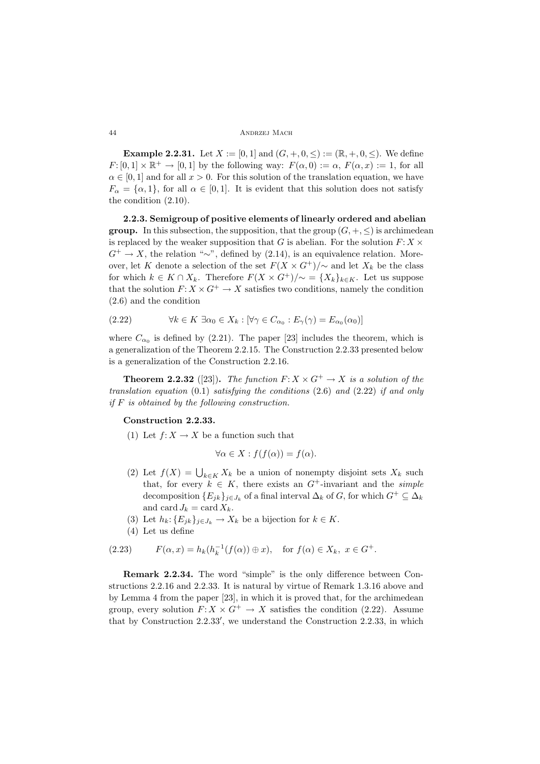**Example 2.2.31.** Let $X := [0,1]$ and $(G, +, 0, \leq) := (\mathbb{R}, +, 0, \leq)$. We define $F\colon [0,1] \times \mathbb{R}^+ \to [0,1]$ by the following way: $F(\alpha, 0) := \alpha$, $F(\alpha, x) := 1$, for all $\alpha \in [0,1]$ and for all $x > 0$. For this solution of the translation equation, we have $F_\alpha = \{\alpha, 1\}$, for all $\alpha \in [0,1]$. It is evident that this solution does not satisfy the condition (2.10).

**2.2.3. Semigroup of positive elements of linearly ordered and abelian group.** In this subsection, the supposition, that the group $(G, +, \leq)$ is archimedean is replaced by the weaker supposition that $G$ is abelian. For the solution $F\colon X \times G^+ \to X$, the relation "$\sim$", defined by (2.14), is an equivalence relation. Moreover, let $K$ denote a selection of the set $F(X \times G^+)/\sim$ and let $X_k$ be the class for which $k \in K \cap X_k$. Therefore $F(X \times G^+)/\sim\, = \{X_k\}_{k \in K}$. Let us suppose that the solution $F\colon X \times G^+ \to X$ satisfies two conditions, namely the condition (2.6) and the condition

$$\forall k \in K \ \exists \alpha_0 \in X_k : [\forall \gamma \in C_{\alpha_0} : E_\gamma(\gamma) = E_{\alpha_0}(\alpha_0)] \tag{2.22}$$

where $C_{\alpha_0}$ is defined by (2.21). The paper [23] includes the theorem, which is a generalization of the Theorem 2.2.15. The Construction 2.2.33 presented below is a generalization of the Construction 2.2.16.

**Theorem 2.2.32** ([23]). *The function $F\colon X \times G^+ \to X$ is a solution of the translation equation* (0.1) *satisfying the conditions* (2.6) *and* (2.22) *if and only if $F$ is obtained by the following construction.*

**Construction 2.2.33.**

(1) Let $f\colon X \to X$ be a function such that

$$\forall \alpha \in X : f(f(\alpha)) = f(\alpha).$$

(2) Let $f(X) = \bigcup_{k \in K} X_k$ be a union of nonempty disjoint sets $X_k$ such that, for every $k \in K$, there exists an $G^+$-invariant and the *simple* decomposition $\{E_{jk}\}_{j \in J_k}$ of a final interval $\Delta_k$ of $G$, for which $G^+ \subseteq \Delta_k$ and $\operatorname{card} J_k = \operatorname{card} X_k$.

(3) Let $h_k\colon \{E_{jk}\}_{j \in J_k} \to X_k$ be a bijection for $k \in K$.

(4) Let us define

$$F(\alpha, x) = h_k(h_k^{-1}(f(\alpha)) \oplus x), \quad \text{for } f(\alpha) \in X_k,\ x \in G^+. \tag{2.23}$$

**Remark 2.2.34.** The word "simple" is the only difference between Constructions 2.2.16 and 2.2.33. It is natural by virtue of Remark 1.3.16 above and by Lemma 4 from the paper [23], in which it is proved that, for the archimedean group, every solution $F\colon X \times G^+ \to X$ satisfies the condition (2.22). Assume that by Construction 2.2.33′, we understand the Construction 2.2.33, in which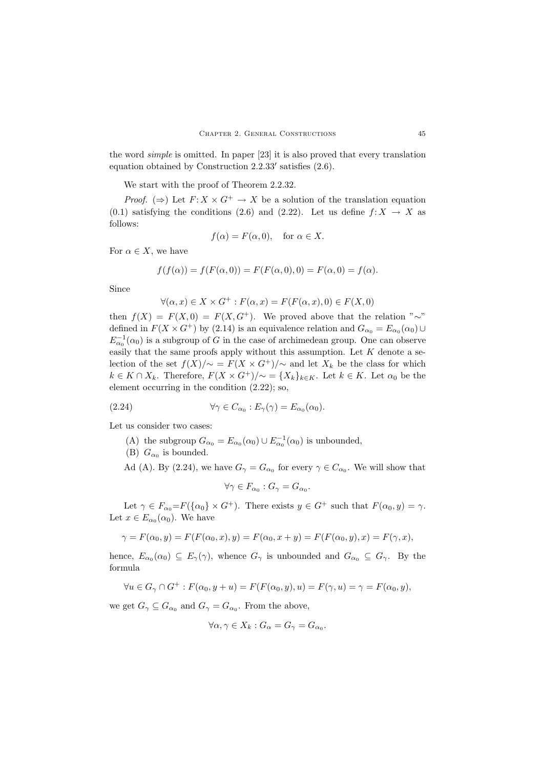the word *simple* is omitted. In paper [23] it is also proved that every translation equation obtained by Construction 2.2.33′ satisfies (2.6).

We start with the proof of Theorem 2.2.32.

*Proof.* (⇒) Let $F\colon X \times G^+ \to X$ be a solution of the translation equation (0.1) satisfying the conditions (2.6) and (2.22). Let us define $f\colon X \to X$ as follows:

$$f(\alpha) = F(\alpha, 0), \quad \text{for } \alpha \in X.$$

For $\alpha \in X$, we have

$$f(f(\alpha)) = f(F(\alpha, 0)) = F(F(\alpha, 0), 0) = F(\alpha, 0) = f(\alpha).$$

Since

$$\forall(\alpha, x) \in X \times G^+ : F(\alpha, x) = F(F(\alpha, x), 0) \in F(X, 0)$$

then $f(X) = F(X, 0) = F(X, G^+)$. We proved above that the relation "$\sim$" defined in $F(X \times G^+)$ by (2.14) is an equivalence relation and $G_{\alpha_0} = E_{\alpha_0}(\alpha_0) \cup E_{\alpha_0}^{-1}(\alpha_0)$ is a subgroup of $G$ in the case of archimedean group. One can observe easily that the same proofs apply without this assumption. Let $K$ denote a selection of the set $f(X)/\!\sim\, = F(X \times G^+)/\!\sim$ and let $X_k$ be the class for which $k \in K \cap X_k$. Therefore, $F(X \times G^+)/\!\sim\, = \{X_k\}_{k \in K}$. Let $k \in K$. Let $\alpha_0$ be the element occurring in the condition (2.22); so,

$$\forall \gamma \in C_{\alpha_0} : E_\gamma(\gamma) = E_{\alpha_0}(\alpha_0). \tag{2.24}$$

Let us consider two cases:

(A) the subgroup $G_{\alpha_0} = E_{\alpha_0}(\alpha_0) \cup E_{\alpha_0}^{-1}(\alpha_0)$ is unbounded,

(B) $G_{\alpha_0}$ is bounded.

Ad (A). By (2.24), we have $G_\gamma = G_{\alpha_0}$ for every $\gamma \in C_{\alpha_0}$. We will show that

$$\forall \gamma \in F_{\alpha_0} : G_\gamma = G_{\alpha_0}.$$

Let $\gamma \in F_{\alpha_0} = F(\{\alpha_0\} \times G^+)$. There exists $y \in G^+$ such that $F(\alpha_0, y) = \gamma$. Let $x \in E_{\alpha_0}(\alpha_0)$. We have

$$\gamma = F(\alpha_0, y) = F(F(\alpha_0, x), y) = F(\alpha_0, x + y) = F(F(\alpha_0, y), x) = F(\gamma, x),$$

hence, $E_{\alpha_0}(\alpha_0) \subseteq E_\gamma(\gamma)$, whence $G_\gamma$ is unbounded and $G_{\alpha_0} \subseteq G_\gamma$. By the formula

$$\forall u \in G_\gamma \cap G^+ : F(\alpha_0, y + u) = F(F(\alpha_0, y), u) = F(\gamma, u) = \gamma = F(\alpha_0, y),$$

we get $G_\gamma \subseteq G_{\alpha_0}$ and $G_\gamma = G_{\alpha_0}$. From the above,

$$\forall \alpha, \gamma \in X_k : G_\alpha = G_\gamma = G_{\alpha_0}.$$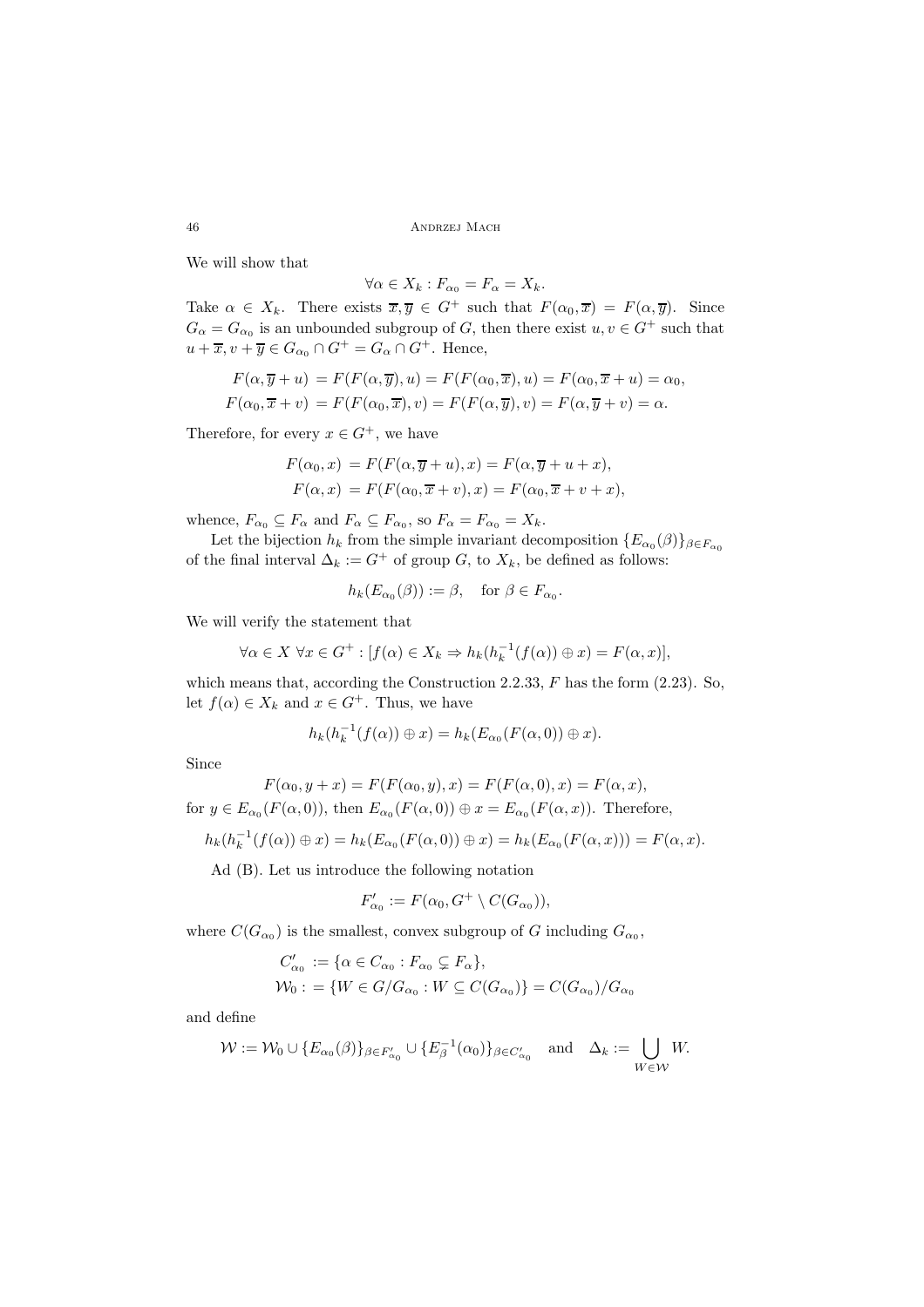We will show that

$$\forall \alpha \in X_k : F_{\alpha_0} = F_\alpha = X_k.$$

Take $\alpha \in X_k$. There exists $\overline{x}, \overline{y} \in G^+$ such that $F(\alpha_0, \overline{x}) = F(\alpha, \overline{y})$. Since $G_\alpha = G_{\alpha_0}$ is an unbounded subgroup of $G$, then there exist $u, v \in G^+$ such that $u + \overline{x}, v + \overline{y} \in G_{\alpha_0} \cap G^+ = G_\alpha \cap G^+$. Hence,

$$\begin{aligned} F(\alpha, \overline{y} + u) &= F(F(\alpha, \overline{y}), u) = F(F(\alpha_0, \overline{x}), u) = F(\alpha_0, \overline{x} + u) = \alpha_0, \\ F(\alpha_0, \overline{x} + v) &= F(F(\alpha_0, \overline{x}), v) = F(F(\alpha, \overline{y}), v) = F(\alpha, \overline{y} + v) = \alpha. \end{aligned}$$

Therefore, for every $x \in G^+$, we have

$$\begin{aligned} F(\alpha_0, x) &= F(F(\alpha, \overline{y} + u), x) = F(\alpha, \overline{y} + u + x), \\ F(\alpha, x) &= F(F(\alpha_0, \overline{x} + v), x) = F(\alpha_0, \overline{x} + v + x), \end{aligned}$$

whence, $F_{\alpha_0} \subseteq F_\alpha$ and $F_\alpha \subseteq F_{\alpha_0}$, so $F_\alpha = F_{\alpha_0} = X_k$.

Let the bijection $h_k$ from the simple invariant decomposition $\{E_{\alpha_0}(\beta)\}_{\beta \in F_{\alpha_0}}$ of the final interval $\Delta_k := G^+$ of group $G$, to $X_k$, be defined as follows:

$$h_k(E_{\alpha_0}(\beta)) := \beta, \quad \text{for } \beta \in F_{\alpha_0}.$$

We will verify the statement that

$$\forall \alpha \in X \; \forall x \in G^+ : [f(\alpha) \in X_k \Rightarrow h_k(h_k^{-1}(f(\alpha)) \oplus x) = F(\alpha, x)],$$

which means that, according the Construction 2.2.33, $F$ has the form (2.23). So, let $f(\alpha) \in X_k$ and $x \in G^+$. Thus, we have

$$h_k(h_k^{-1}(f(\alpha)) \oplus x) = h_k(E_{\alpha_0}(F(\alpha, 0)) \oplus x).$$

Since

$$F(\alpha_0, y + x) = F(F(\alpha_0, y), x) = F(F(\alpha, 0), x) = F(\alpha, x),$$

for $y \in E_{\alpha_0}(F(\alpha, 0))$, then $E_{\alpha_0}(F(\alpha, 0)) \oplus x = E_{\alpha_0}(F(\alpha, x))$. Therefore,

$$h_k(h_k^{-1}(f(\alpha)) \oplus x) = h_k(E_{\alpha_0}(F(\alpha, 0)) \oplus x) = h_k(E_{\alpha_0}(F(\alpha, x))) = F(\alpha, x).$$

Ad (B). Let us introduce the following notation

$$F'_{\alpha_0} := F(\alpha_0, G^+ \setminus C(G_{\alpha_0})),$$

where $C(G_{\alpha_0})$ is the smallest, convex subgroup of $G$ including $G_{\alpha_0}$,

$$\begin{aligned} C'_{\alpha_0} &:= \{\alpha \in C_{\alpha_0} : F_{\alpha_0} \subsetneq F_\alpha\}, \\ \mathcal{W}_0 : &= \{W \in G/G_{\alpha_0} : W \subseteq C(G_{\alpha_0})\} = C(G_{\alpha_0})/G_{\alpha_0} \end{aligned}$$

and define

$$\mathcal{W} := \mathcal{W}_0 \cup \{E_{\alpha_0}(\beta)\}_{\beta \in F'_{\alpha_0}} \cup \{E_\beta^{-1}(\alpha_0)\}_{\beta \in C'_{\alpha_0}} \quad \text{and} \quad \Delta_k := \bigcup_{W \in \mathcal{W}} W.$$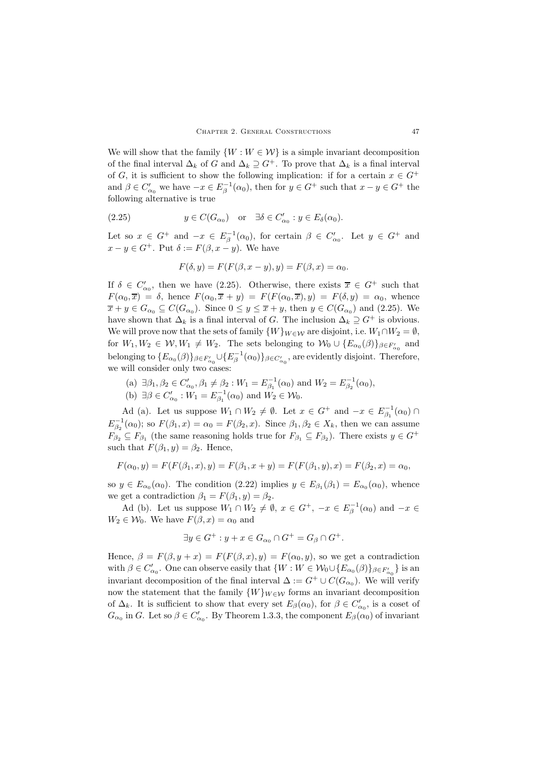We will show that the family $\{W : W \in \mathcal{W}\}$ is a simple invariant decomposition of the final interval $\Delta_k$ of $G$ and $\Delta_k \supseteq G^+$. To prove that $\Delta_k$ is a final interval of $G$, it is sufficient to show the following implication: if for a certain $x \in G^+$ and $\beta \in C'_{\alpha_0}$ we have $-x \in E^{-1}_\beta(\alpha_0)$, then for $y \in G^+$ such that $x - y \in G^+$ the following alternative is true

$$y \in C(G_{\alpha_0}) \quad \text{or} \quad \exists \delta \in C'_{\alpha_0} : y \in E_\delta(\alpha_0). \tag{2.25}$$

Let so $x \in G^+$ and $-x \in E^{-1}_\beta(\alpha_0)$, for certain $\beta \in C'_{\alpha_0}$. Let $y \in G^+$ and $x - y \in G^+$. Put $\delta := F(\beta, x - y)$. We have

$$F(\delta, y) = F(F(\beta, x - y), y) = F(\beta, x) = \alpha_0.$$

If $\delta \in C'_{\alpha_0}$, then we have (2.25). Otherwise, there exists $\overline{x} \in G^+$ such that $F(\alpha_0, \overline{x}) = \delta$, hence $F(\alpha_0, \overline{x} + y) = F(F(\alpha_0, \overline{x}), y) = F(\delta, y) = \alpha_0$, whence $\overline{x} + y \in G_{\alpha_0} \subseteq C(G_{\alpha_0})$. Since $0 \leq y \leq \overline{x} + y$, then $y \in C(G_{\alpha_0})$ and (2.25). We have shown that $\Delta_k$ is a final interval of $G$. The inclusion $\Delta_k \supseteq G^+$ is obvious. We will prove now that the sets of family $\{W\}_{W \in \mathcal{W}}$ are disjoint, i.e. $W_1 \cap W_2 = \emptyset$, for $W_1, W_2 \in \mathcal{W}, W_1 \neq W_2$. The sets belonging to $\mathcal{W}_0 \cup \{E_{\alpha_0}(\beta)\}_{\beta \in F'_{\alpha_0}}$ and belonging to $\{E_{\alpha_0}(\beta)\}_{\beta \in F'_{\alpha_0}} \cup \{E^{-1}_\beta(\alpha_0)\}_{\beta \in C'_{\alpha_0}}$, are evidently disjoint. Therefore, we will consider only two cases:

(a) $\exists \beta_1, \beta_2 \in C'_{\alpha_0}, \beta_1 \neq \beta_2 : W_1 = E^{-1}_{\beta_1}(\alpha_0)$ and $W_2 = E^{-1}_{\beta_2}(\alpha_0)$,

(b) $\exists \beta \in C'_{\alpha_0} : W_1 = E^{-1}_{\beta_1}(\alpha_0)$ and $W_2 \in \mathcal{W}_0$.

Ad (a). Let us suppose $W_1 \cap W_2 \neq \emptyset$. Let $x \in G^+$ and $-x \in E^{-1}_{\beta_1}(\alpha_0) \cap E^{-1}_{\beta_2}(\alpha_0)$; so $F(\beta_1, x) = \alpha_0 = F(\beta_2, x)$. Since $\beta_1, \beta_2 \in X_k$, then we can assume $F_{\beta_2} \subseteq F_{\beta_1}$ (the same reasoning holds true for $F_{\beta_1} \subseteq F_{\beta_2}$). There exists $y \in G^+$ such that $F(\beta_1, y) = \beta_2$. Hence,

$$F(\alpha_0, y) = F(F(\beta_1, x), y) = F(\beta_1, x + y) = F(F(\beta_1, y), x) = F(\beta_2, x) = \alpha_0,$$

so $y \in E_{\alpha_0}(\alpha_0)$. The condition (2.22) implies $y \in E_{\beta_1}(\beta_1) = E_{\alpha_0}(\alpha_0)$, whence we get a contradiction $\beta_1 = F(\beta_1, y) = \beta_2$.

Ad (b). Let us suppose $W_1 \cap W_2 \neq \emptyset$, $x \in G^+$, $-x \in E^{-1}_\beta(\alpha_0)$ and $-x \in W_2 \in \mathcal{W}_0$. We have $F(\beta, x) = \alpha_0$ and

$$\exists y \in G^+ : y + x \in G_{\alpha_0} \cap G^+ = G_\beta \cap G^+.$$

Hence, $\beta = F(\beta, y + x) = F(F(\beta, x), y) = F(\alpha_0, y)$, so we get a contradiction with $\beta \in C'_{\alpha_0}$. One can observe easily that $\{W : W \in \mathcal{W}_0 \cup \{E_{\alpha_0}(\beta)\}_{\beta \in F'_{\alpha_0}}\}$ is an invariant decomposition of the final interval $\Delta := G^+ \cup C(G_{\alpha_0})$. We will verify now the statement that the family $\{W\}_{W \in \mathcal{W}}$ forms an invariant decomposition of $\Delta_k$. It is sufficient to show that every set $E_\beta(\alpha_0)$, for $\beta \in C'_{\alpha_0}$, is a coset of $G_{\alpha_0}$ in $G$. Let so $\beta \in C'_{\alpha_0}$. By Theorem 1.3.3, the component $E_\beta(\alpha_0)$ of invariant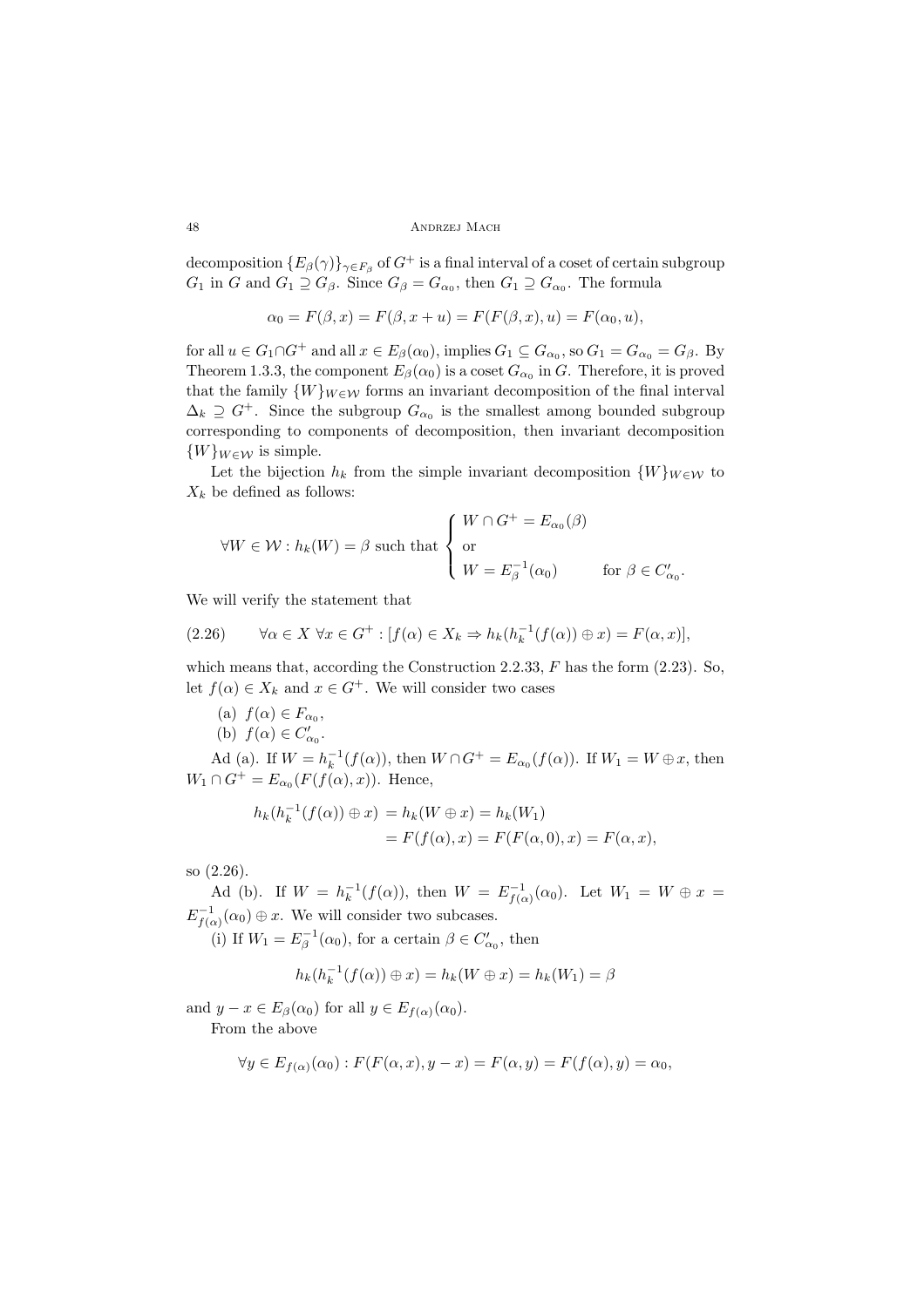decomposition $\{E_\beta(\gamma)\}_{\gamma \in F_\beta}$ of $G^+$ is a final interval of a coset of certain subgroup $G_1$ in $G$ and $G_1 \supseteq G_\beta$. Since $G_\beta = G_{\alpha_0}$, then $G_1 \supseteq G_{\alpha_0}$. The formula

$$\alpha_0 = F(\beta, x) = F(\beta, x+u) = F(F(\beta, x), u) = F(\alpha_0, u),$$

for all $u \in G_1 \cap G^+$ and all $x \in E_\beta(\alpha_0)$, implies $G_1 \subseteq G_{\alpha_0}$, so $G_1 = G_{\alpha_0} = G_\beta$. By Theorem 1.3.3, the component $E_\beta(\alpha_0)$ is a coset $G_{\alpha_0}$ in $G$. Therefore, it is proved that the family $\{W\}_{W\in\mathcal{W}}$ forms an invariant decomposition of the final interval $\Delta_k \supseteq G^+$. Since the subgroup $G_{\alpha_0}$ is the smallest among bounded subgroup corresponding to components of decomposition, then invariant decomposition $\{W\}_{W\in\mathcal{W}}$ is simple.

Let the bijection $h_k$ from the simple invariant decomposition $\{W\}_{W\in\mathcal{W}}$ to $X_k$ be defined as follows:

$$\forall W \in \mathcal{W} : h_k(W) = \beta \text{ such that } \begin{cases} W \cap G^+ = E_{\alpha_0}(\beta) \\ \text{or} \\ W = E_\beta^{-1}(\alpha_0) \qquad \text{for } \beta \in C'_{\alpha_0}. \end{cases}$$

We will verify the statement that

$$\forall \alpha \in X \ \forall x \in G^+ : [f(\alpha) \in X_k \Rightarrow h_k(h_k^{-1}(f(\alpha)) \oplus x) = F(\alpha, x)], \tag{2.26}$$

which means that, according the Construction 2.2.33, $F$ has the form (2.23). So, let $f(\alpha) \in X_k$ and $x \in G^+$. We will consider two cases

(a) $f(\alpha) \in F_{\alpha_0}$,

(b) $f(\alpha) \in C'_{\alpha_0}$.

Ad (a). If $W = h_k^{-1}(f(\alpha))$, then $W \cap G^+ = E_{\alpha_0}(f(\alpha))$. If $W_1 = W \oplus x$, then $W_1 \cap G^+ = E_{\alpha_0}(F(f(\alpha), x))$. Hence,

$$\begin{aligned} h_k(h_k^{-1}(f(\alpha)) \oplus x) &= h_k(W \oplus x) = h_k(W_1) \\ &= F(f(\alpha), x) = F(F(\alpha, 0), x) = F(\alpha, x), \end{aligned}$$

so (2.26).

Ad (b). If $W = h_k^{-1}(f(\alpha))$, then $W = E^{-1}_{f(\alpha)}(\alpha_0)$. Let $W_1 = W \oplus x = E^{-1}_{f(\alpha)}(\alpha_0) \oplus x$. We will consider two subcases.

(i) If $W_1 = E_\beta^{-1}(\alpha_0)$, for a certain $\beta \in C'_{\alpha_0}$, then

$$h_k(h_k^{-1}(f(\alpha)) \oplus x) = h_k(W \oplus x) = h_k(W_1) = \beta$$

and $y - x \in E_\beta(\alpha_0)$ for all $y \in E_{f(\alpha)}(\alpha_0)$.

From the above

$$\forall y \in E_{f(\alpha)}(\alpha_0) : F(F(\alpha, x), y - x) = F(\alpha, y) = F(f(\alpha), y) = \alpha_0,$$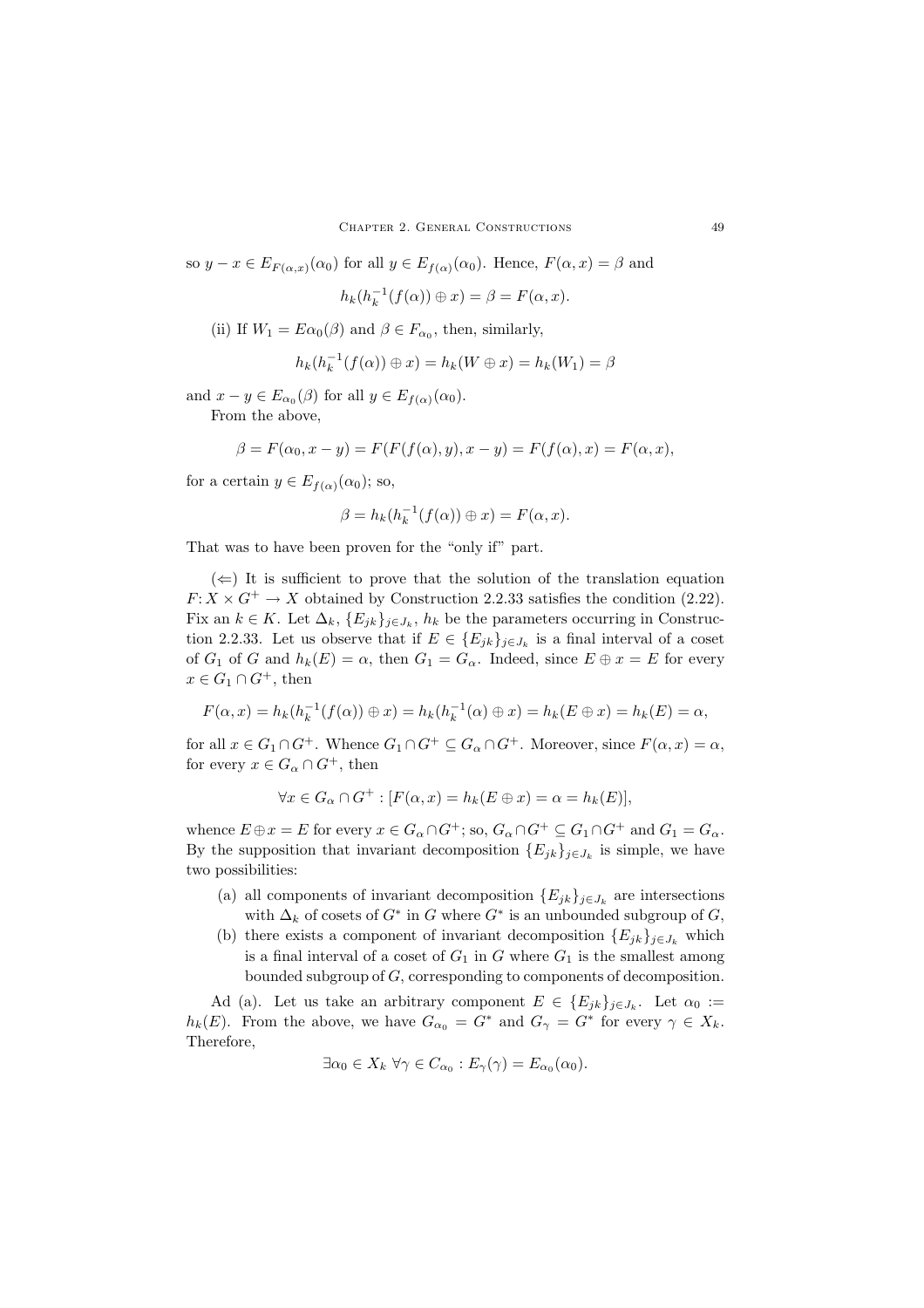so $y - x \in E_{F(\alpha,x)}(\alpha_0)$ for all $y \in E_{f(\alpha)}(\alpha_0)$. Hence, $F(\alpha, x) = \beta$ and

$$h_k(h_k^{-1}(f(\alpha)) \oplus x) = \beta = F(\alpha, x).$$

(ii) If $W_1 = E\alpha_0(\beta)$ and $\beta \in F_{\alpha_0}$, then, similarly,

$$h_k(h_k^{-1}(f(\alpha)) \oplus x) = h_k(W \oplus x) = h_k(W_1) = \beta$$

and $x - y \in E_{\alpha_0}(\beta)$ for all $y \in E_{f(\alpha)}(\alpha_0)$.

From the above,

$$\beta = F(\alpha_0, x - y) = F(F(f(\alpha), y), x - y) = F(f(\alpha), x) = F(\alpha, x),$$

for a certain $y \in E_{f(\alpha)}(\alpha_0)$; so,

$$\beta = h_k(h_k^{-1}(f(\alpha)) \oplus x) = F(\alpha, x).$$

That was to have been proven for the "only if" part.

($\Leftarrow$) It is sufficient to prove that the solution of the translation equation $F\colon X \times G^+ \to X$ obtained by Construction 2.2.33 satisfies the condition (2.22). Fix an $k \in K$. Let $\Delta_k$, $\{E_{jk}\}_{j\in J_k}$, $h_k$ be the parameters occurring in Construction 2.2.33. Let us observe that if $E \in \{E_{jk}\}_{j\in J_k}$ is a final interval of a coset of $G_1$ of $G$ and $h_k(E) = \alpha$, then $G_1 = G_\alpha$. Indeed, since $E \oplus x = E$ for every $x \in G_1 \cap G^+$, then

$$F(\alpha, x) = h_k(h_k^{-1}(f(\alpha)) \oplus x) = h_k(h_k^{-1}(\alpha) \oplus x) = h_k(E \oplus x) = h_k(E) = \alpha,$$

for all $x \in G_1 \cap G^+$. Whence $G_1 \cap G^+ \subseteq G_\alpha \cap G^+$. Moreover, since $F(\alpha, x) = \alpha$, for every $x \in G_\alpha \cap G^+$, then

$$\forall x \in G_\alpha \cap G^+ : [F(\alpha, x) = h_k(E \oplus x) = \alpha = h_k(E)],$$

whence $E \oplus x = E$ for every $x \in G_\alpha \cap G^+$; so, $G_\alpha \cap G^+ \subseteq G_1 \cap G^+$ and $G_1 = G_\alpha$. By the supposition that invariant decomposition $\{E_{jk}\}_{j\in J_k}$ is simple, we have two possibilities:

(a) all components of invariant decomposition $\{E_{jk}\}_{j\in J_k}$ are intersections with $\Delta_k$ of cosets of $G^*$ in $G$ where $G^*$ is an unbounded subgroup of $G$,

(b) there exists a component of invariant decomposition $\{E_{jk}\}_{j\in J_k}$ which is a final interval of a coset of $G_1$ in $G$ where $G_1$ is the smallest among bounded subgroup of $G$, corresponding to components of decomposition.

Ad (a). Let us take an arbitrary component $E \in \{E_{jk}\}_{j\in J_k}$. Let $\alpha_0 := h_k(E)$. From the above, we have $G_{\alpha_0} = G^*$ and $G_\gamma = G^*$ for every $\gamma \in X_k$. Therefore,

$$\exists \alpha_0 \in X_k \; \forall \gamma \in C_{\alpha_0} : E_\gamma(\gamma) = E_{\alpha_0}(\alpha_0).$$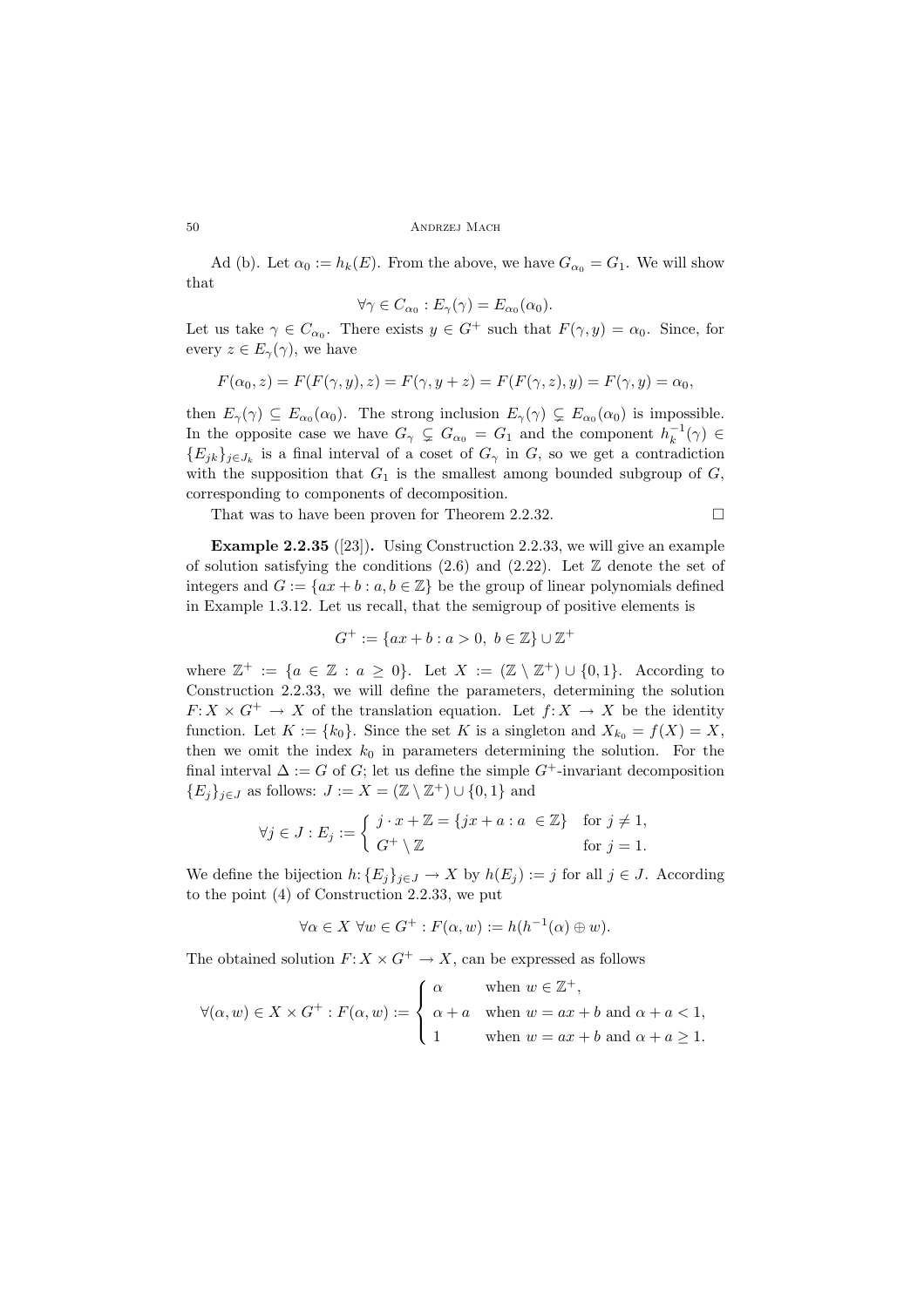Ad (b). Let $\alpha_0 := h_k(E)$. From the above, we have $G_{\alpha_0} = G_1$. We will show that

$$\forall \gamma \in C_{\alpha_0} : E_\gamma(\gamma) = E_{\alpha_0}(\alpha_0).$$

Let us take $\gamma \in C_{\alpha_0}$. There exists $y \in G^+$ such that $F(\gamma, y) = \alpha_0$. Since, for every $z \in E_\gamma(\gamma)$, we have

$$F(\alpha_0, z) = F(F(\gamma, y), z) = F(\gamma, y + z) = F(F(\gamma, z), y) = F(\gamma, y) = \alpha_0,$$

then $E_\gamma(\gamma) \subseteq E_{\alpha_0}(\alpha_0)$. The strong inclusion $E_\gamma(\gamma) \subsetneq E_{\alpha_0}(\alpha_0)$ is impossible. In the opposite case we have $G_\gamma \subsetneq G_{\alpha_0} = G_1$ and the component $h_k^{-1}(\gamma) \in \{E_{jk}\}_{j \in J_k}$ is a final interval of a coset of $G_\gamma$ in $G$, so we get a contradiction with the supposition that $G_1$ is the smallest among bounded subgroup of $G$, corresponding to components of decomposition.

That was to have been proven for Theorem 2.2.32. □

**Example 2.2.35** ([23])**.** Using Construction 2.2.33, we will give an example of solution satisfying the conditions (2.6) and (2.22). Let $\mathbb{Z}$ denote the set of integers and $G := \{ax + b : a, b \in \mathbb{Z}\}$ be the group of linear polynomials defined in Example 1.3.12. Let us recall, that the semigroup of positive elements is

$$G^+ := \{ax + b : a > 0,\ b \in \mathbb{Z}\} \cup \mathbb{Z}^+$$

where $\mathbb{Z}^+ := \{a \in \mathbb{Z} : a \geq 0\}$. Let $X := (\mathbb{Z} \setminus \mathbb{Z}^+) \cup \{0, 1\}$. According to Construction 2.2.33, we will define the parameters, determining the solution $F: X \times G^+ \to X$ of the translation equation. Let $f: X \to X$ be the identity function. Let $K := \{k_0\}$. Since the set $K$ is a singleton and $X_{k_0} = f(X) = X$, then we omit the index $k_0$ in parameters determining the solution. For the final interval $\Delta := G$ of $G$; let us define the simple $G^+$-invariant decomposition $\{E_j\}_{j \in J}$ as follows: $J := X = (\mathbb{Z} \setminus \mathbb{Z}^+) \cup \{0, 1\}$ and

$$\forall j \in J : E_j := \begin{cases} j \cdot x + \mathbb{Z} = \{jx + a : a \in \mathbb{Z}\} & \text{for } j \neq 1, \\ G^+ \setminus \mathbb{Z} & \text{for } j = 1. \end{cases}$$

We define the bijection $h: \{E_j\}_{j \in J} \to X$ by $h(E_j) := j$ for all $j \in J$. According to the point (4) of Construction 2.2.33, we put

$$\forall \alpha \in X\ \forall w \in G^+ : F(\alpha, w) := h(h^{-1}(\alpha) \oplus w).$$

The obtained solution $F: X \times G^+ \to X$, can be expressed as follows

$$\forall (\alpha, w) \in X \times G^+ : F(\alpha, w) := \begin{cases} \alpha & \text{when } w \in \mathbb{Z}^+, \\ \alpha + a & \text{when } w = ax + b \text{ and } \alpha + a < 1, \\ 1 & \text{when } w = ax + b \text{ and } \alpha + a \geq 1. \end{cases}$$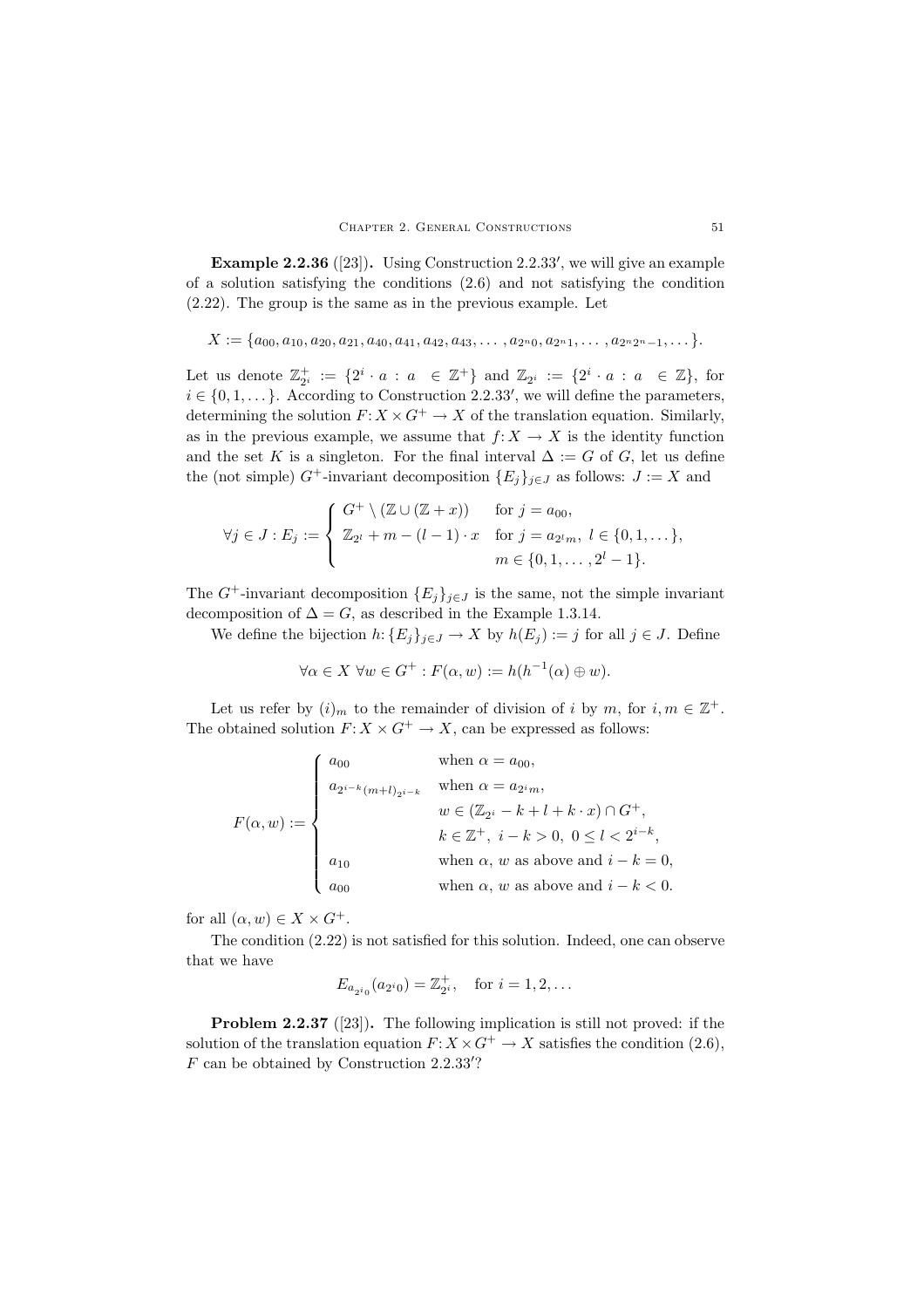**Example 2.2.36** ([23])**.** Using Construction 2.2.33′, we will give an example of a solution satisfying the conditions (2.6) and not satisfying the condition (2.22). The group is the same as in the previous example. Let

$$X := \{a_{00}, a_{10}, a_{20}, a_{21}, a_{40}, a_{41}, a_{42}, a_{43}, \dots, a_{2^n0}, a_{2^n1}, \dots, a_{2^n2^n-1}, \dots\}.$$

Let us denote $\mathbb{Z}^+_{2^i} := \{2^i \cdot a : a \in \mathbb{Z}^+\}$ and $\mathbb{Z}_{2^i} := \{2^i \cdot a : a \in \mathbb{Z}\}$, for $i \in \{0, 1, \dots\}$. According to Construction 2.2.33′, we will define the parameters, determining the solution $F: X \times G^+ \to X$ of the translation equation. Similarly, as in the previous example, we assume that $f: X \to X$ is the identity function and the set $K$ is a singleton. For the final interval $\Delta := G$ of $G$, let us define the (not simple) $G^+$-invariant decomposition $\{E_j\}_{j \in J}$ as follows: $J := X$ and

$$\forall j \in J : E_j := \begin{cases} G^+ \setminus (\mathbb{Z} \cup (\mathbb{Z} + x)) & \text{for } j = a_{00}, \\ \mathbb{Z}_{2^l} + m - (l-1) \cdot x & \text{for } j = a_{2^l m},\ l \in \{0, 1, \dots\}, \\ & \quad m \in \{0, 1, \dots, 2^l - 1\}. \end{cases}$$

The $G^+$-invariant decomposition $\{E_j\}_{j \in J}$ is the same, not the simple invariant decomposition of $\Delta = G$, as described in the Example 1.3.14.

We define the bijection $h: \{E_j\}_{j \in J} \to X$ by $h(E_j) := j$ for all $j \in J$. Define

$$\forall \alpha \in X\ \forall w \in G^+ : F(\alpha, w) := h(h^{-1}(\alpha) \oplus w).$$

Let us refer by $(i)_m$ to the remainder of division of $i$ by $m$, for $i, m \in \mathbb{Z}^+$. The obtained solution $F: X \times G^+ \to X$, can be expressed as follows:

$$F(\alpha, w) := \begin{cases} a_{00} & \text{when } \alpha = a_{00}, \\ a_{2^{i-k}(m+l)_{2^{i-k}}} & \text{when } \alpha = a_{2^i m}, \\ & w \in (\mathbb{Z}_{2^i} - k + l + k \cdot x) \cap G^+, \\ & k \in \mathbb{Z}^+,\ i - k > 0,\ 0 \le l < 2^{i-k}, \\ a_{10} & \text{when } \alpha,\ w \text{ as above and } i - k = 0, \\ a_{00} & \text{when } \alpha,\ w \text{ as above and } i - k < 0. \end{cases}$$

for all $(\alpha, w) \in X \times G^+$.

The condition (2.22) is not satisfied for this solution. Indeed, one can observe that we have

$$E_{a_{2^i0}}(a_{2^i0}) = \mathbb{Z}^+_{2^i}, \quad \text{for } i = 1, 2, \dots$$

**Problem 2.2.37** ([23])**.** The following implication is still not proved: if the solution of the translation equation $F: X \times G^+ \to X$ satisfies the condition (2.6), $F$ can be obtained by Construction 2.2.33′?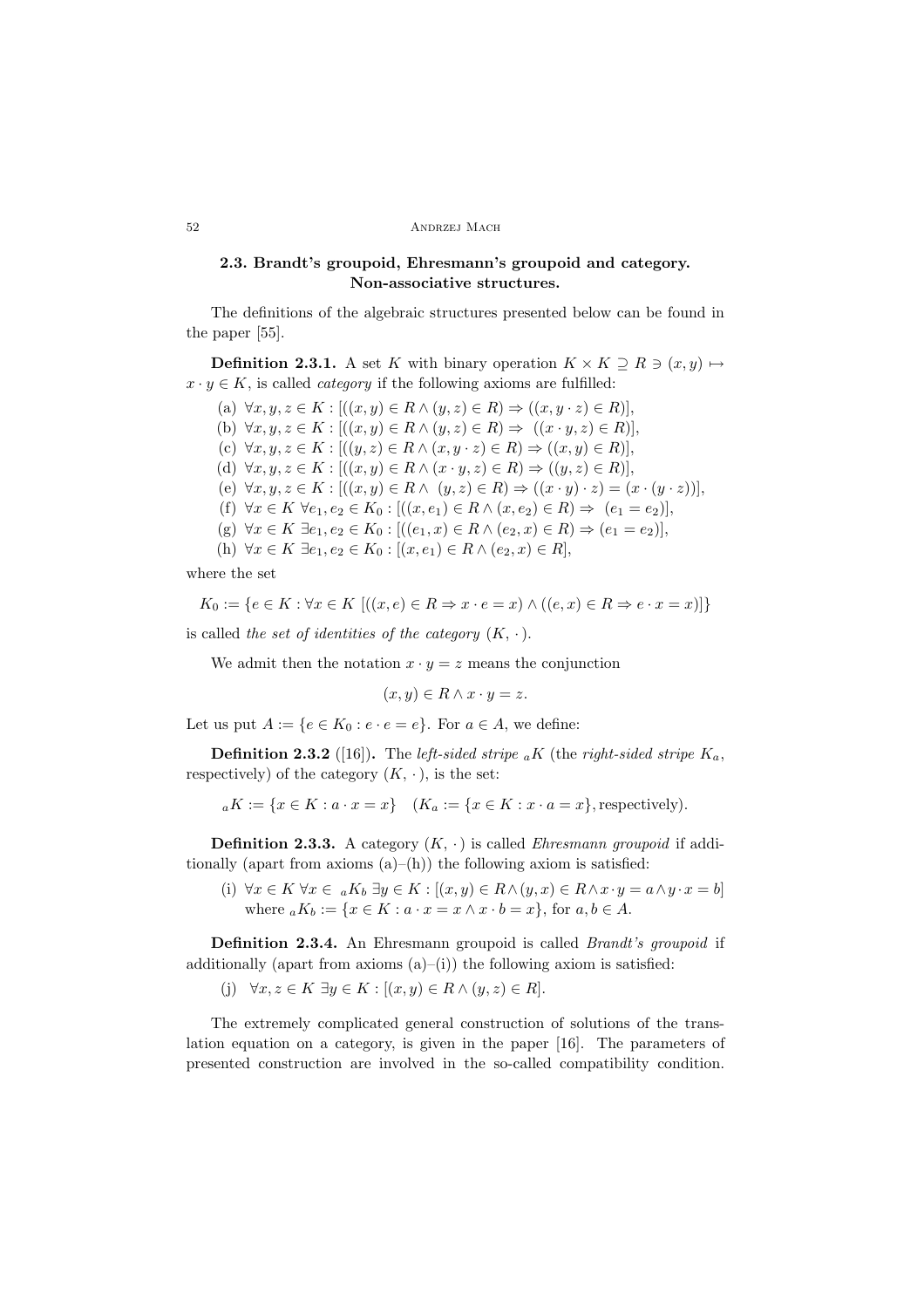### 2.3. Brandt's groupoid, Ehresmann's groupoid and category. Non-associative structures.

The definitions of the algebraic structures presented below can be found in the paper [55].

**Definition 2.3.1.** A set $K$ with binary operation $K \times K \supseteq R \ni (x, y) \mapsto x \cdot y \in K$, is called *category* if the following axioms are fulfilled:

(a) $\forall x, y, z \in K : [((x, y) \in R \wedge (y, z) \in R) \Rightarrow ((x, y \cdot z) \in R)]$,

(b) $\forall x, y, z \in K : [((x, y) \in R \wedge (y, z) \in R) \Rightarrow \; ((x \cdot y, z) \in R)]$,

(c) $\forall x, y, z \in K : [((y, z) \in R \wedge (x, y \cdot z) \in R) \Rightarrow ((x, y) \in R)]$,

(d) $\forall x, y, z \in K : [((x, y) \in R \wedge (x \cdot y, z) \in R) \Rightarrow ((y, z) \in R)]$,

(e) $\forall x, y, z \in K : [((x, y) \in R \wedge \; (y, z) \in R) \Rightarrow ((x \cdot y) \cdot z) = (x \cdot (y \cdot z))]$,

(f) $\forall x \in K \; \forall e_1, e_2 \in K_0 : [((x, e_1) \in R \wedge (x, e_2) \in R) \Rightarrow \; (e_1 = e_2)]$,

(g) $\forall x \in K \; \exists e_1, e_2 \in K_0 : [((e_1, x) \in R \wedge (e_2, x) \in R) \Rightarrow (e_1 = e_2)]$,

(h) $\forall x \in K \; \exists e_1, e_2 \in K_0 : [(x, e_1) \in R \wedge (e_2, x) \in R]$,

where the set

$$K_0 := \{e \in K : \forall x \in K \; [((x, e) \in R \Rightarrow x \cdot e = x) \wedge ((e, x) \in R \Rightarrow e \cdot x = x)]\}$$

is called *the set of identities of the category* $(K, \cdot)$.

We admit then the notation $x \cdot y = z$ means the conjunction

$$(x, y) \in R \wedge x \cdot y = z.$$

Let us put $A := \{e \in K_0 : e \cdot e = e\}$. For $a \in A$, we define:

**Definition 2.3.2** ([16])**.** The *left-sided stripe* ${}_aK$ (the *right-sided stripe* $K_a$, respectively) of the category $(K, \cdot)$, is the set:

$${}_aK := \{x \in K : a \cdot x = x\} \quad (K_a := \{x \in K : x \cdot a = x\}, \text{respectively}).$$

**Definition 2.3.3.** A category $(K, \cdot)$ is called *Ehresmann groupoid* if additionally (apart from axioms (a)–(h)) the following axiom is satisfied:

(i) $\forall x \in K \; \forall x \in \; {}_aK_b \; \exists y \in K : [(x, y) \in R \wedge (y, x) \in R \wedge x \cdot y = a \wedge y \cdot x = b]$ where ${}_aK_b := \{x \in K : a \cdot x = x \wedge x \cdot b = x\}$, for $a, b \in A$.

**Definition 2.3.4.** An Ehresmann groupoid is called *Brandt's groupoid* if additionally (apart from axioms (a)–(i)) the following axiom is satisfied:

(j) $\forall x, z \in K \; \exists y \in K : [(x, y) \in R \wedge (y, z) \in R]$.

The extremely complicated general construction of solutions of the translation equation on a category, is given in the paper [16]. The parameters of presented construction are involved in the so-called compatibility condition.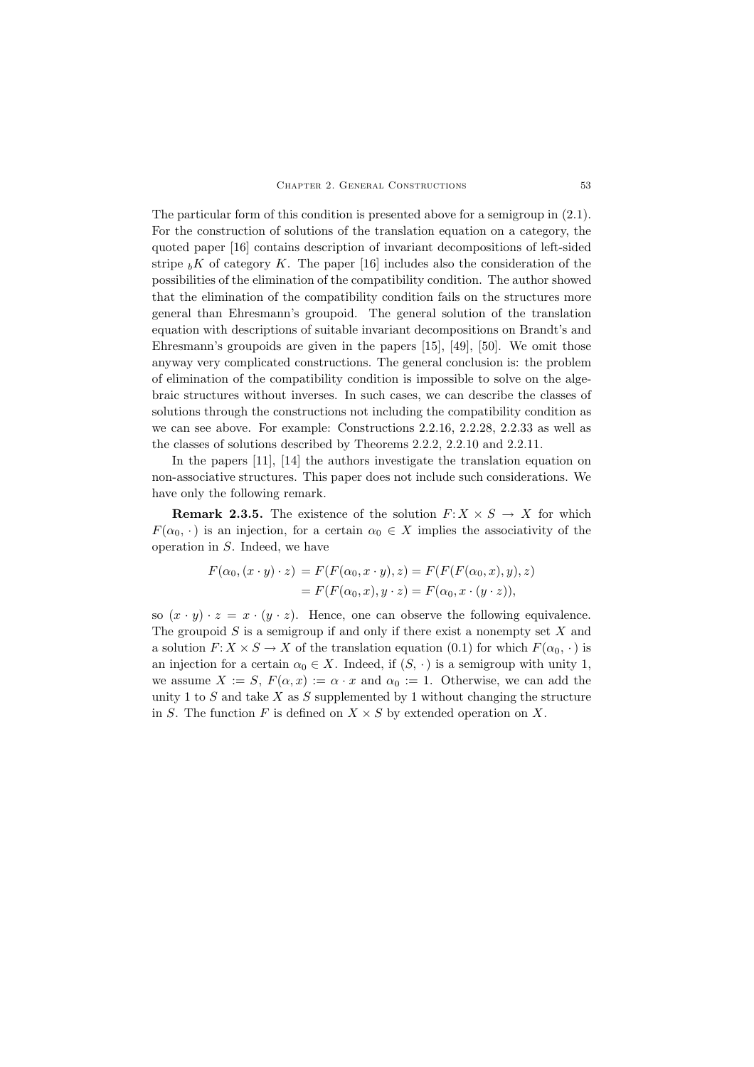The particular form of this condition is presented above for a semigroup in (2.1). For the construction of solutions of the translation equation on a category, the quoted paper [16] contains description of invariant decompositions of left-sided stripe ${}_bK$ of category $K$. The paper [16] includes also the consideration of the possibilities of the elimination of the compatibility condition. The author showed that the elimination of the compatibility condition fails on the structures more general than Ehresmann's groupoid. The general solution of the translation equation with descriptions of suitable invariant decompositions on Brandt's and Ehresmann's groupoids are given in the papers [15], [49], [50]. We omit those anyway very complicated constructions. The general conclusion is: the problem of elimination of the compatibility condition is impossible to solve on the algebraic structures without inverses. In such cases, we can describe the classes of solutions through the constructions not including the compatibility condition as we can see above. For example: Constructions 2.2.16, 2.2.28, 2.2.33 as well as the classes of solutions described by Theorems 2.2.2, 2.2.10 and 2.2.11.

In the papers [11], [14] the authors investigate the translation equation on non-associative structures. This paper does not include such considerations. We have only the following remark.

**Remark 2.3.5.** The existence of the solution $F\colon X \times S \to X$ for which $F(\alpha_0, \cdot\,)$ is an injection, for a certain $\alpha_0 \in X$ implies the associativity of the operation in $S$. Indeed, we have

$$
\begin{aligned}
F(\alpha_0, (x \cdot y) \cdot z) &= F(F(\alpha_0, x \cdot y), z) = F(F(F(\alpha_0, x), y), z) \\
&= F(F(\alpha_0, x), y \cdot z) = F(\alpha_0, x \cdot (y \cdot z)),
\end{aligned}
$$

so $(x \cdot y) \cdot z = x \cdot (y \cdot z)$. Hence, one can observe the following equivalence. The groupoid $S$ is a semigroup if and only if there exist a nonempty set $X$ and a solution $F\colon X \times S \to X$ of the translation equation (0.1) for which $F(\alpha_0, \cdot\,)$ is an injection for a certain $\alpha_0 \in X$. Indeed, if $(S, \cdot\,)$ is a semigroup with unity 1, we assume $X := S$, $F(\alpha, x) := \alpha \cdot x$ and $\alpha_0 := 1$. Otherwise, we can add the unity 1 to $S$ and take $X$ as $S$ supplemented by 1 without changing the structure in $S$. The function $F$ is defined on $X \times S$ by extended operation on $X$.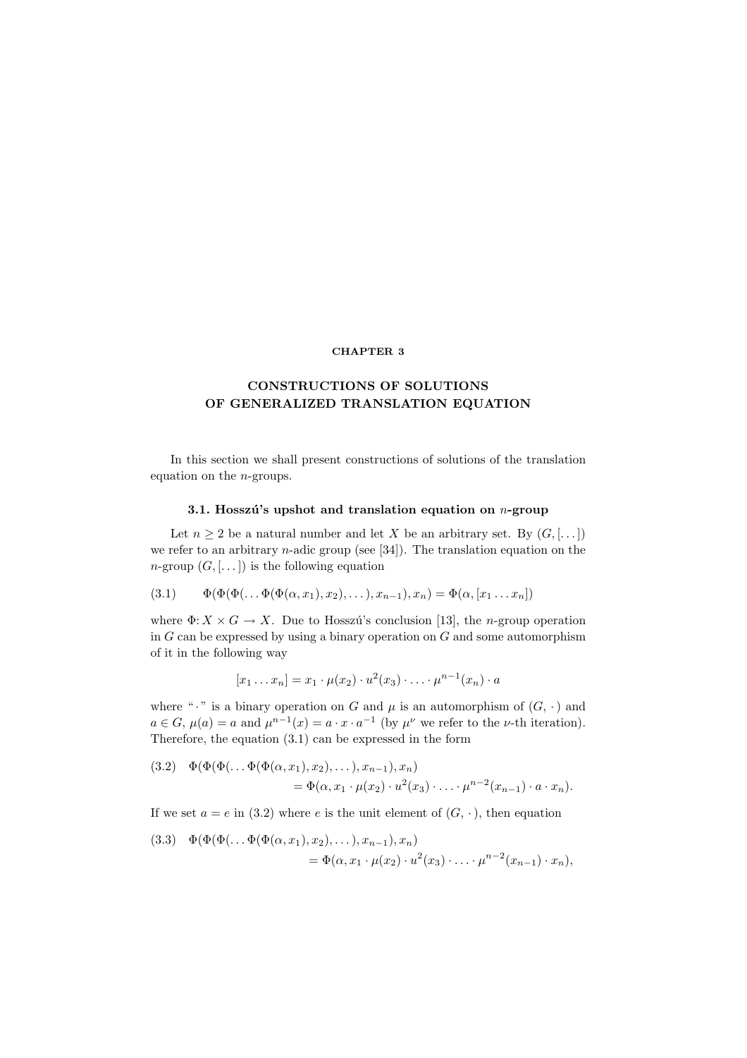# CHAPTER 3

## CONSTRUCTIONS OF SOLUTIONS OF GENERALIZED TRANSLATION EQUATION

In this section we shall present constructions of solutions of the translation equation on the $n$-groups.

### 3.1. Hosszú's upshot and translation equation on $n$-group

Let $n \geq 2$ be a natural number and let $X$ be an arbitrary set. By $(G, [\dots])$ we refer to an arbitrary $n$-adic group (see [34]). The translation equation on the $n$-group $(G, [\dots])$ is the following equation

$$\Phi(\Phi(\Phi(\dots \Phi(\Phi(\alpha, x_1), x_2), \dots), x_{n-1}), x_n) = \Phi(\alpha, [x_1 \dots x_n]) \tag{3.1}$$

where $\Phi\colon X \times G \to X$. Due to Hosszú's conclusion [13], the $n$-group operation in $G$ can be expressed by using a binary operation on $G$ and some automorphism of it in the following way

$$[x_1 \dots x_n] = x_1 \cdot \mu(x_2) \cdot u^2(x_3) \cdot \dots \cdot \mu^{n-1}(x_n) \cdot a$$

where "$\cdot$" is a binary operation on $G$ and $\mu$ is an automorphism of $(G, \cdot)$ and $a \in G$, $\mu(a) = a$ and $\mu^{n-1}(x) = a \cdot x \cdot a^{-1}$ (by $\mu^\nu$ we refer to the $\nu$-th iteration). Therefore, the equation (3.1) can be expressed in the form

$$\begin{aligned}\Phi(\Phi(\Phi(\dots \Phi(\Phi(\alpha, x_1), x_2), \dots), x_{n-1}), x_n)& \\ = \Phi(\alpha, x_1 \cdot \mu(x_2) \cdot u^2(x_3) &\cdot \dots \cdot \mu^{n-2}(x_{n-1}) \cdot a \cdot x_n).\end{aligned} \tag{3.2}$$

If we set $a = e$ in (3.2) where $e$ is the unit element of $(G, \cdot)$, then equation

$$\begin{aligned}\Phi(\Phi(\Phi(\dots \Phi(\Phi(\alpha, x_1), x_2), \dots), x_{n-1}), x_n)& \\ = \Phi(\alpha, x_1 \cdot \mu(x_2) \cdot u^2(x_3) &\cdot \dots \cdot \mu^{n-2}(x_{n-1}) \cdot x_n),\end{aligned} \tag{3.3}$$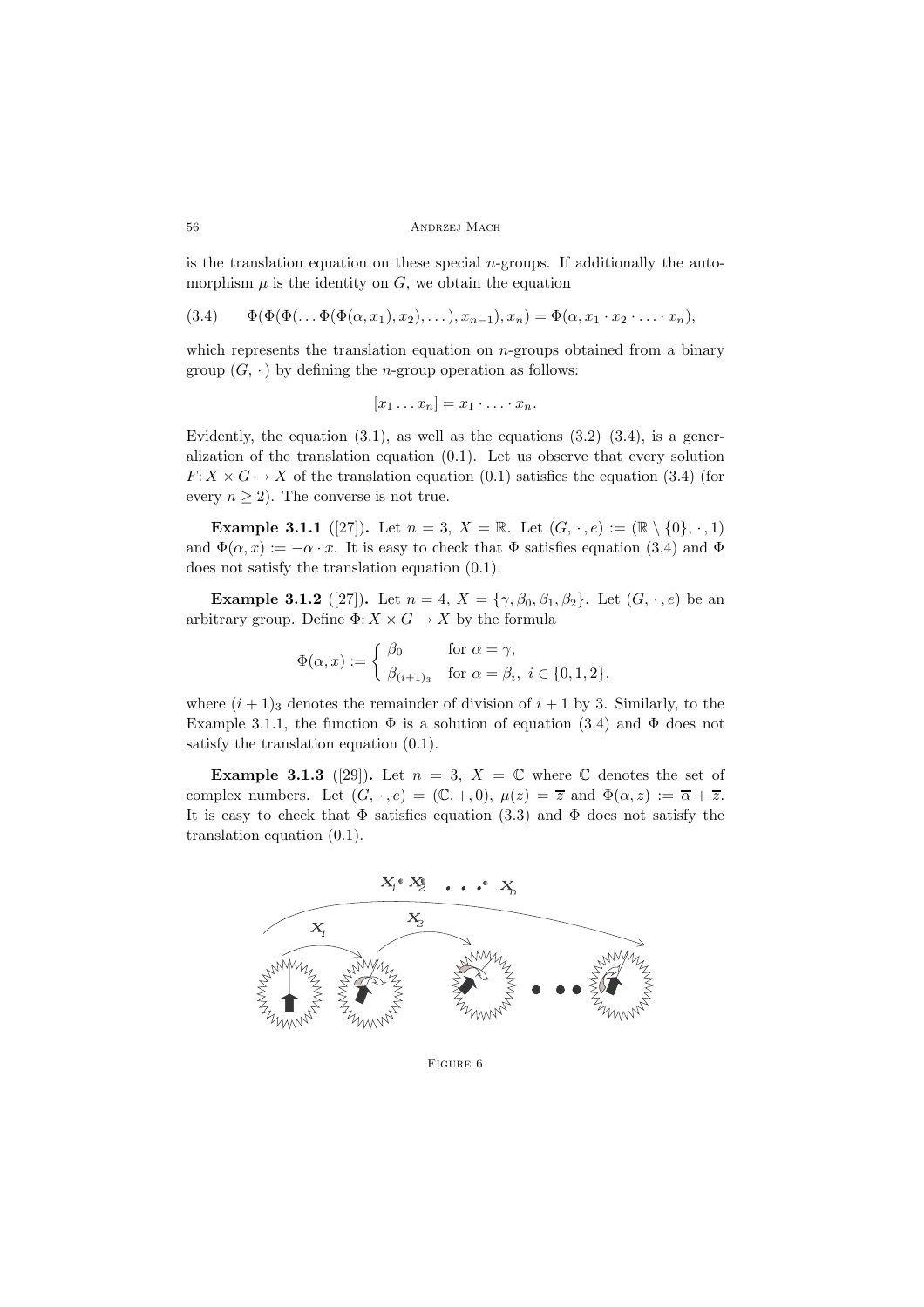is the translation equation on these special $n$-groups. If additionally the automorphism $\mu$ is the identity on $G$, we obtain the equation

$$\Phi(\Phi(\Phi(\dots\Phi(\Phi(\alpha,x_1),x_2),\dots),x_{n-1}),x_n)=\Phi(\alpha,x_1\cdot x_2\cdot\ldots\cdot x_n), \tag{3.4}$$

which represents the translation equation on $n$-groups obtained from a binary group $(G,\,\cdot\,)$ by defining the $n$-group operation as follows:

$$[x_1\dots x_n]=x_1\cdot\ldots\cdot x_n.$$

Evidently, the equation (3.1), as well as the equations (3.2)–(3.4), is a generalization of the translation equation (0.1). Let us observe that every solution $F\colon X\times G\to X$ of the translation equation (0.1) satisfies the equation (3.4) (for every $n\geq 2$). The converse is not true.

**Example 3.1.1** ([27])**.** Let $n=3$, $X=\mathbb{R}$. Let $(G,\,\cdot\,,e):=(\mathbb{R}\setminus\{0\},\,\cdot\,,1)$ and $\Phi(\alpha,x):=-\alpha\cdot x$. It is easy to check that $\Phi$ satisfies equation (3.4) and $\Phi$ does not satisfy the translation equation (0.1).

**Example 3.1.2** ([27])**.** Let $n=4$, $X=\{\gamma,\beta_0,\beta_1,\beta_2\}$. Let $(G,\,\cdot\,,e)$ be an arbitrary group. Define $\Phi\colon X\times G\to X$ by the formula

$$\Phi(\alpha,x):=\begin{cases}\beta_0 & \text{for } \alpha=\gamma,\\ \beta_{(i+1)_3} & \text{for } \alpha=\beta_i,\ i\in\{0,1,2\},\end{cases}$$

where $(i+1)_3$ denotes the remainder of division of $i+1$ by 3. Similarly, to the Example 3.1.1, the function $\Phi$ is a solution of equation (3.4) and $\Phi$ does not satisfy the translation equation (0.1).

**Example 3.1.3** ([29])**.** Let $n=3$, $X=\mathbb{C}$ where $\mathbb{C}$ denotes the set of complex numbers. Let $(G,\,\cdot\,,e)=(\mathbb{C},+,0)$, $\mu(z)=\overline{z}$ and $\Phi(\alpha,z):=\overline{\alpha}+\overline{z}$. It is easy to check that $\Phi$ satisfies equation (3.3) and $\Phi$ does not satisfy the translation equation (0.1).

Figure 6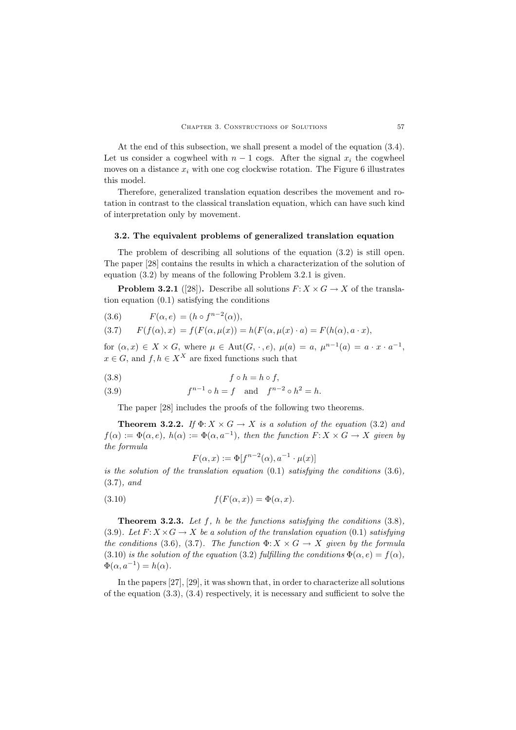At the end of this subsection, we shall present a model of the equation (3.4). Let us consider a cogwheel with $n-1$ cogs. After the signal $x_i$ the cogwheel moves on a distance $x_i$ with one cog clockwise rotation. The Figure 6 illustrates this model.

Therefore, generalized translation equation describes the movement and rotation in contrast to the classical translation equation, which can have such kind of interpretation only by movement.

### 3.2. The equivalent problems of generalized translation equation

The problem of describing all solutions of the equation (3.2) is still open. The paper [28] contains the results in which a characterization of the solution of equation (3.2) by means of the following Problem 3.2.1 is given.

**Problem 3.2.1** ([28])**.** Describe all solutions $F\colon X \times G \to X$ of the translation equation (0.1) satisfying the conditions

$$F(\alpha, e) = (h \circ f^{n-2}(\alpha)), \tag{3.6}$$

$$F(f(\alpha), x) = f(F(\alpha, \mu(x)) = h(F(\alpha, \mu(x) \cdot a) = F(h(\alpha), a \cdot x), \tag{3.7}$$

for $(\alpha, x) \in X \times G$, where $\mu \in \operatorname{Aut}(G, \cdot, e)$, $\mu(a) = a$, $\mu^{n-1}(a) = a \cdot x \cdot a^{-1}$, $x \in G$, and $f, h \in X^X$ are fixed functions such that

$$f \circ h = h \circ f, \tag{3.8}$$

$$f^{n-1} \circ h = f \quad \text{and} \quad f^{n-2} \circ h^2 = h. \tag{3.9}$$

The paper [28] includes the proofs of the following two theorems.

**Theorem 3.2.2.** *If $\Phi\colon X \times G \to X$ is a solution of the equation (3.2) and $f(\alpha) := \Phi(\alpha, e)$, $h(\alpha) := \Phi(\alpha, a^{-1})$, then the function $F\colon X \times G \to X$ given by the formula*

$$F(\alpha, x) := \Phi[f^{n-2}(\alpha), a^{-1} \cdot \mu(x)]$$

*is the solution of the translation equation (0.1) satisfying the conditions (3.6), (3.7), and*

$$f(F(\alpha, x)) = \Phi(\alpha, x). \tag{3.10}$$

**Theorem 3.2.3.** *Let $f$, $h$ be the functions satisfying the conditions (3.8), (3.9). Let $F\colon X \times G \to X$ be a solution of the translation equation (0.1) satisfying the conditions (3.6), (3.7). The function $\Phi\colon X \times G \to X$ given by the formula (3.10) is the solution of the equation (3.2) fulfilling the conditions $\Phi(\alpha, e) = f(\alpha)$, $\Phi(\alpha, a^{-1}) = h(\alpha)$.*

In the papers [27], [29], it was shown that, in order to characterize all solutions of the equation (3.3), (3.4) respectively, it is necessary and sufficient to solve the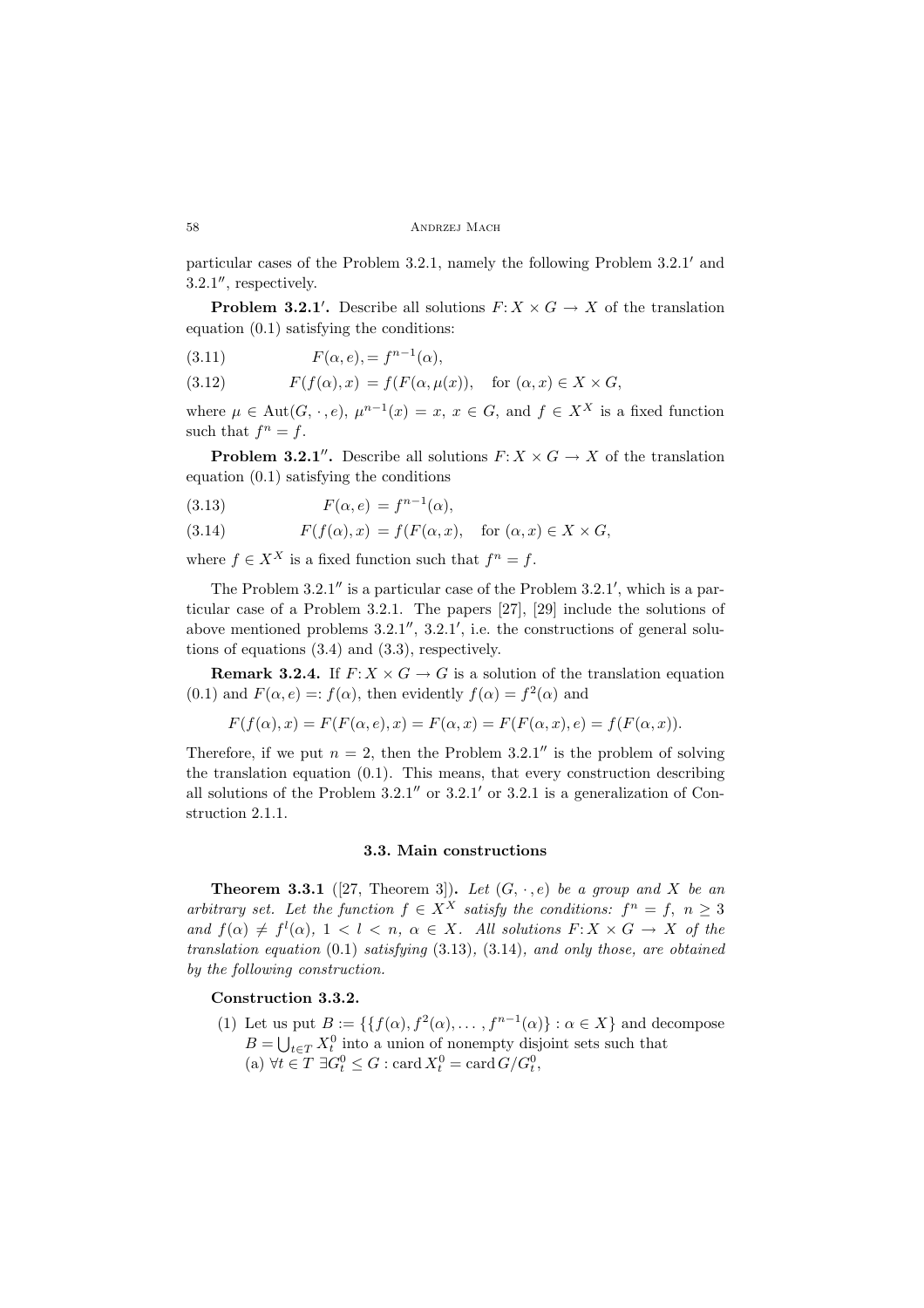particular cases of the Problem 3.2.1, namely the following Problem 3.2.1′ and 3.2.1″, respectively.

**Problem 3.2.1′.** Describe all solutions $F\colon X \times G \to X$ of the translation equation (0.1) satisfying the conditions:

$$F(\alpha, e), = f^{n-1}(\alpha), \tag{3.11}$$

$$F(f(\alpha), x) = f(F(\alpha, \mu(x)), \quad \text{for } (\alpha, x) \in X \times G, \tag{3.12}$$

where $\mu \in \operatorname{Aut}(G, \cdot, e)$, $\mu^{n-1}(x) = x$, $x \in G$, and $f \in X^X$ is a fixed function such that $f^n = f$.

**Problem 3.2.1″.** Describe all solutions $F\colon X \times G \to X$ of the translation equation (0.1) satisfying the conditions

$$F(\alpha, e) = f^{n-1}(\alpha), \tag{3.13}$$

$$F(f(\alpha), x) = f(F(\alpha, x), \quad \text{for } (\alpha, x) \in X \times G, \tag{3.14}$$

where $f \in X^X$ is a fixed function such that $f^n = f$.

The Problem 3.2.1″ is a particular case of the Problem 3.2.1′, which is a particular case of a Problem 3.2.1. The papers [27], [29] include the solutions of above mentioned problems 3.2.1″, 3.2.1′, i.e. the constructions of general solutions of equations (3.4) and (3.3), respectively.

**Remark 3.2.4.** If $F\colon X \times G \to G$ is a solution of the translation equation (0.1) and $F(\alpha, e) =: f(\alpha)$, then evidently $f(\alpha) = f^2(\alpha)$ and

$$F(f(\alpha), x) = F(F(\alpha, e), x) = F(\alpha, x) = F(F(\alpha, x), e) = f(F(\alpha, x)).$$

Therefore, if we put $n = 2$, then the Problem 3.2.1″ is the problem of solving the translation equation (0.1). This means, that every construction describing all solutions of the Problem 3.2.1″ or 3.2.1′ or 3.2.1 is a generalization of Construction 2.1.1.

### 3.3. Main constructions

**Theorem 3.3.1** ([27, Theorem 3])**.** *Let $(G, \cdot, e)$ be a group and $X$ be an arbitrary set. Let the function $f \in X^X$ satisfy the conditions: $f^n = f$, $n \geq 3$ and $f(\alpha) \neq f^l(\alpha)$, $1 < l < n$, $\alpha \in X$. All solutions $F\colon X \times G \to X$ of the translation equation* (0.1) *satisfying* (3.13)*,* (3.14)*, and only those, are obtained by the following construction.*

**Construction 3.3.2.**

(1) Let us put $B := \{\{f(\alpha), f^2(\alpha), \dots, f^{n-1}(\alpha)\} : \alpha \in X\}$ and decompose $B = \bigcup_{t \in T} X_t^0$ into a union of nonempty disjoint sets such that
  (a) $\forall t \in T\ \exists G_t^0 \leq G : \operatorname{card} X_t^0 = \operatorname{card} G/G_t^0$,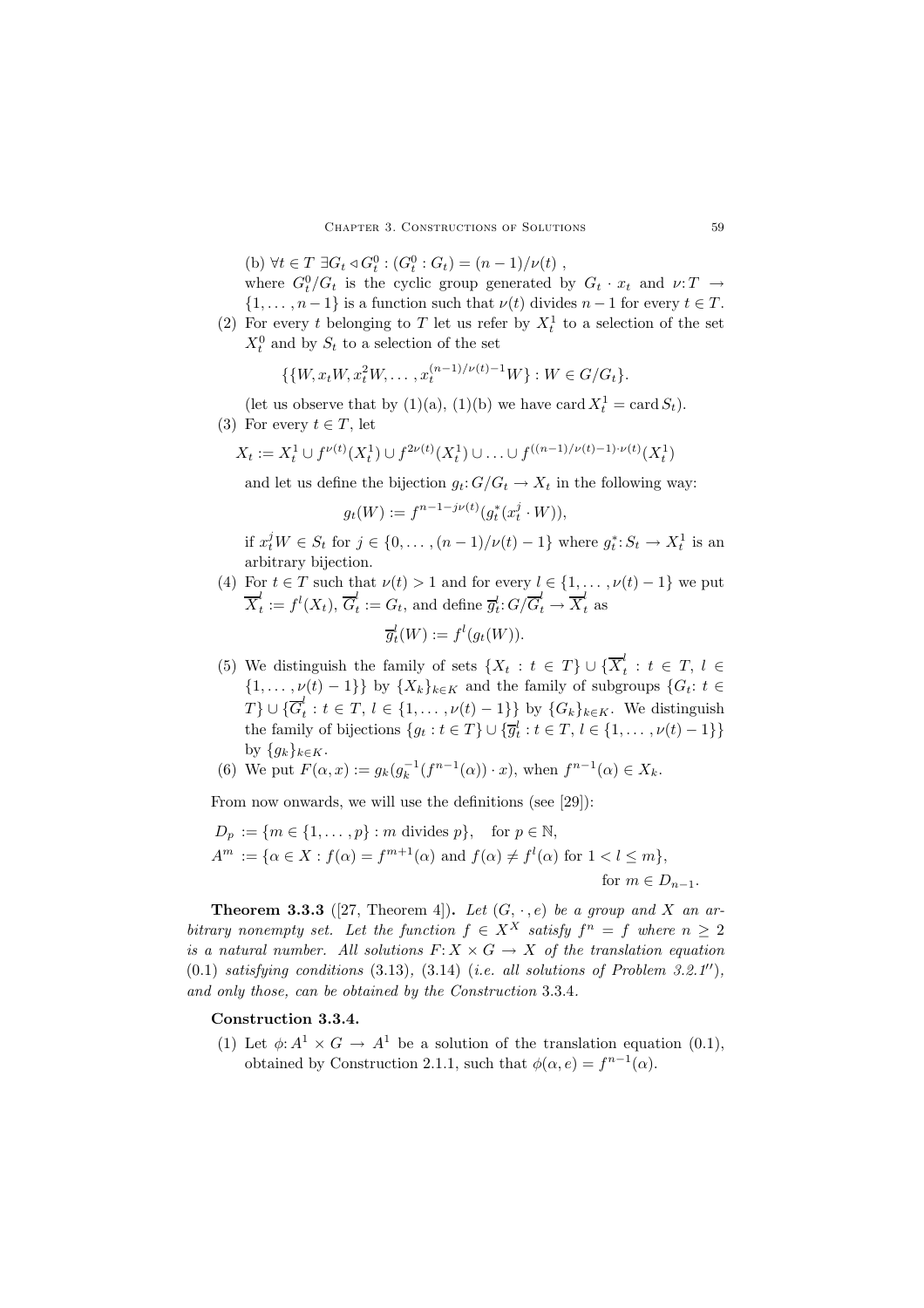(b) $\forall t \in T\ \exists G_t \lhd G_t^0 : (G_t^0 : G_t) = (n-1)/\nu(t)$ ,
where $G_t^0/G_t$ is the cyclic group generated by $G_t \cdot x_t$ and $\nu\colon T \to \{1, \dots, n-1\}$ is a function such that $\nu(t)$ divides $n-1$ for every $t \in T$.

(2) For every $t$ belonging to $T$ let us refer by $X_t^1$ to a selection of the set $X_t^0$ and by $S_t$ to a selection of the set

$$\{\{W, x_t W, x_t^2 W, \dots, x_t^{(n-1)/\nu(t)-1} W\} : W \in G/G_t\}.$$

(let us observe that by (1)(a), (1)(b) we have $\operatorname{card} X_t^1 = \operatorname{card} S_t$).

(3) For every $t \in T$, let

$$X_t := X_t^1 \cup f^{\nu(t)}(X_t^1) \cup f^{2\nu(t)}(X_t^1) \cup \ldots \cup f^{((n-1)/\nu(t)-1)\cdot\nu(t)}(X_t^1)$$

and let us define the bijection $g_t\colon G/G_t \to X_t$ in the following way:

$$g_t(W) := f^{n-1-j\nu(t)}(g_t^*(x_t^j \cdot W)),$$

if $x_t^j W \in S_t$ for $j \in \{0, \dots, (n-1)/\nu(t) - 1\}$ where $g_t^*\colon S_t \to X_t^1$ is an arbitrary bijection.

(4) For $t \in T$ such that $\nu(t) > 1$ and for every $l \in \{1, \dots, \nu(t)-1\}$ we put $\overline{X}_t^l := f^l(X_t)$, $\overline{G}_t^l := G_t$, and define $\overline{g}_t^l\colon G/\overline{G}_t^l \to \overline{X}_t^l$ as

$$\overline{g}_t^l(W) := f^l(g_t(W)).$$

(5) We distinguish the family of sets $\{X_t : t \in T\} \cup \{\overline{X}_t^l : t \in T,\ l \in \{1, \dots, \nu(t)-1\}\}$ by $\{X_k\}_{k\in K}$ and the family of subgroups $\{G_t\colon t \in T\} \cup \{\overline{G}_t^l : t \in T,\ l \in \{1, \dots, \nu(t)-1\}\}$ by $\{G_k\}_{k\in K}$. We distinguish the family of bijections $\{g_t : t \in T\} \cup \{\overline{g}_t^l : t \in T,\ l \in \{1, \dots, \nu(t)-1\}\}$ by $\{g_k\}_{k\in K}$.

(6) We put $F(\alpha, x) := g_k(g_k^{-1}(f^{n-1}(\alpha)) \cdot x)$, when $f^{n-1}(\alpha) \in X_k$.

From now onwards, we will use the definitions (see [29]):

$$D_p := \{m \in \{1, \dots, p\} : m \text{ divides } p\}, \quad \text{for } p \in \mathbb{N},$$
$$A^m := \{\alpha \in X : f(\alpha) = f^{m+1}(\alpha) \text{ and } f(\alpha) \neq f^l(\alpha) \text{ for } 1 < l \leq m\}, \quad \text{for } m \in D_{n-1}.$$

**Theorem 3.3.3** ([27, Theorem 4]). *Let $(G, \cdot, e)$ be a group and $X$ an arbitrary nonempty set. Let the function $f \in X^X$ satisfy $f^n = f$ where $n \geq 2$ is a natural number. All solutions $F\colon X \times G \to X$ of the translation equation (0.1) satisfying conditions (3.13), (3.14) (i.e. all solutions of Problem 3.2.1″), and only those, can be obtained by the Construction 3.3.4.*

**Construction 3.3.4.**

(1) Let $\phi\colon A^1 \times G \to A^1$ be a solution of the translation equation (0.1), obtained by Construction 2.1.1, such that $\phi(\alpha, e) = f^{n-1}(\alpha)$.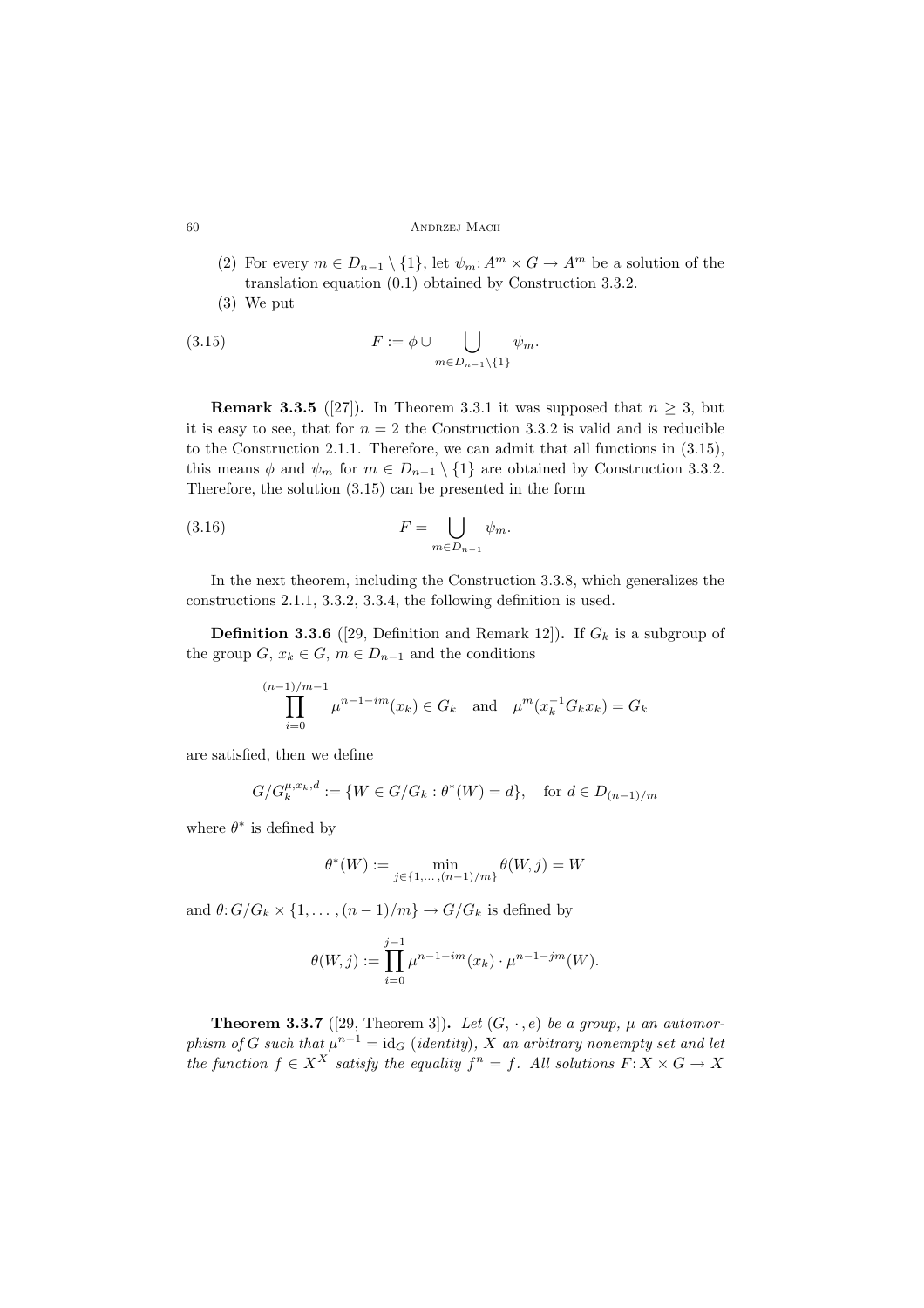(2) For every $m \in D_{n-1} \setminus \{1\}$, let $\psi_m\colon A^m \times G \to A^m$ be a solution of the translation equation (0.1) obtained by Construction 3.3.2.

(3) We put

$$F := \phi \cup \bigcup_{m \in D_{n-1} \setminus \{1\}} \psi_m. \tag{3.15}$$

**Remark 3.3.5** ([27])**.** In Theorem 3.3.1 it was supposed that $n \geq 3$, but it is easy to see, that for $n = 2$ the Construction 3.3.2 is valid and is reducible to the Construction 2.1.1. Therefore, we can admit that all functions in (3.15), this means $\phi$ and $\psi_m$ for $m \in D_{n-1} \setminus \{1\}$ are obtained by Construction 3.3.2. Therefore, the solution (3.15) can be presented in the form

$$F = \bigcup_{m \in D_{n-1}} \psi_m. \tag{3.16}$$

In the next theorem, including the Construction 3.3.8, which generalizes the constructions 2.1.1, 3.3.2, 3.3.4, the following definition is used.

**Definition 3.3.6** ([29, Definition and Remark 12])**.** If $G_k$ is a subgroup of the group $G$, $x_k \in G$, $m \in D_{n-1}$ and the conditions

$$\prod_{i=0}^{(n-1)/m-1} \mu^{n-1-im}(x_k) \in G_k \quad \text{and} \quad \mu^m(x_k^{-1} G_k x_k) = G_k$$

are satisfied, then we define

$$G/G_k^{\mu, x_k, d} := \{W \in G/G_k : \theta^*(W) = d\}, \quad \text{for } d \in D_{(n-1)/m}$$

where $\theta^*$ is defined by

$$\theta^*(W) := \min_{j \in \{1, \dots, (n-1)/m\}} \theta(W, j) = W$$

and $\theta\colon G/G_k \times \{1, \dots, (n-1)/m\} \to G/G_k$ is defined by

$$\theta(W, j) := \prod_{i=0}^{j-1} \mu^{n-1-im}(x_k) \cdot \mu^{n-1-jm}(W).$$

**Theorem 3.3.7** ([29, Theorem 3])**.** *Let $(G, \cdot, e)$ be a group, $\mu$ an automorphism of $G$ such that $\mu^{n-1} = \mathrm{id}_G$ (identity), $X$ an arbitrary nonempty set and let the function $f \in X^X$ satisfy the equality $f^n = f$. All solutions $F\colon X \times G \to X$*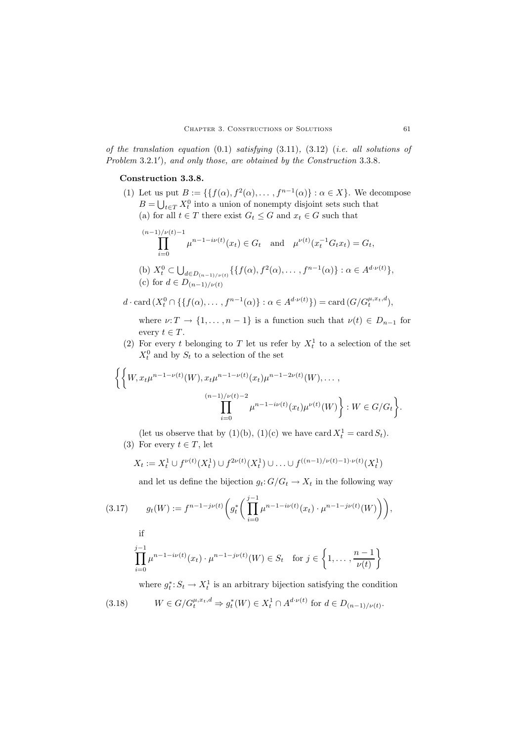*of the translation equation* (0.1) *satisfying* (3.11), (3.12) (*i.e. all solutions of Problem* 3.2.1′), *and only those, are obtained by the Construction* 3.3.8.

**Construction 3.3.8.**

(1) Let us put $B := \{\{f(\alpha), f^2(\alpha), \dots, f^{n-1}(\alpha)\} : \alpha \in X\}$. We decompose $B = \bigcup_{t \in T} X_t^0$ into a union of nonempty disjoint sets such that

(a) for all $t \in T$ there exist $G_t \leq G$ and $x_t \in G$ such that

$$\prod_{i=0}^{(n-1)/\nu(t)-1} \mu^{n-1-i\nu(t)}(x_t) \in G_t \quad \text{and} \quad \mu^{\nu(t)}(x_t^{-1} G_t x_t) = G_t,$$

(b) $X_t^0 \subset \bigcup_{d \in D_{(n-1)/\nu(t)}} \{\{f(\alpha), f^2(\alpha), \dots, f^{n-1}(\alpha)\} : \alpha \in A^{d \cdot \nu(t)}\}$,

(c) for $d \in D_{(n-1)/\nu(t)}$

$$d \cdot \operatorname{card}(X_t^0 \cap \{\{f(\alpha), \dots, f^{n-1}(\alpha)\} : \alpha \in A^{d \cdot \nu(t)}\}) = \operatorname{card}(G/G_t^{\mu, x_t, d}),$$

where $\nu: T \to \{1, \dots, n-1\}$ is a function such that $\nu(t) \in D_{n-1}$ for every $t \in T$.

(2) For every $t$ belonging to $T$ let us refer by $X_t^1$ to a selection of the set $X_t^0$ and by $S_t$ to a selection of the set

$$\Big\{\Big\{W, x_t \mu^{n-1-\nu(t)}(W), x_t \mu^{n-1-\nu(t)}(x_t) \mu^{n-1-2\nu(t)}(W), \dots, \prod_{i=0}^{(n-1)/\nu(t)-2} \mu^{n-1-i\nu(t)}(x_t) \mu^{\nu(t)}(W)\Big\} : W \in G/G_t\Big\}.$$

(let us observe that by (1)(b), (1)(c) we have $\operatorname{card} X_t^1 = \operatorname{card} S_t$).

(3) For every $t \in T$, let

$$X_t := X_t^1 \cup f^{\nu(t)}(X_t^1) \cup f^{2\nu(t)}(X_t^1) \cup \ldots \cup f^{((n-1)/\nu(t)-1) \cdot \nu(t)}(X_t^1)$$

and let us define the bijection $g_t: G/G_t \to X_t$ in the following way

$$g_t(W) := f^{n-1-j\nu(t)}\Big(g_t^*\Big(\prod_{i=0}^{j-1} \mu^{n-1-i\nu(t)}(x_t) \cdot \mu^{n-1-j\nu(t)}(W)\Big)\Big), \tag{3.17}$$

if

$$\prod_{i=0}^{j-1} \mu^{n-1-i\nu(t)}(x_t) \cdot \mu^{n-1-j\nu(t)}(W) \in S_t \quad \text{for } j \in \Big\{1, \dots, \frac{n-1}{\nu(t)}\Big\}$$

where $g_t^*: S_t \to X_t^1$ is an arbitrary bijection satisfying the condition

$$W \in G/G_t^{\mu, x_t, d} \Rightarrow g_t^*(W) \in X_t^1 \cap A^{d \cdot \nu(t)} \text{ for } d \in D_{(n-1)/\nu(t)}. \tag{3.18}$$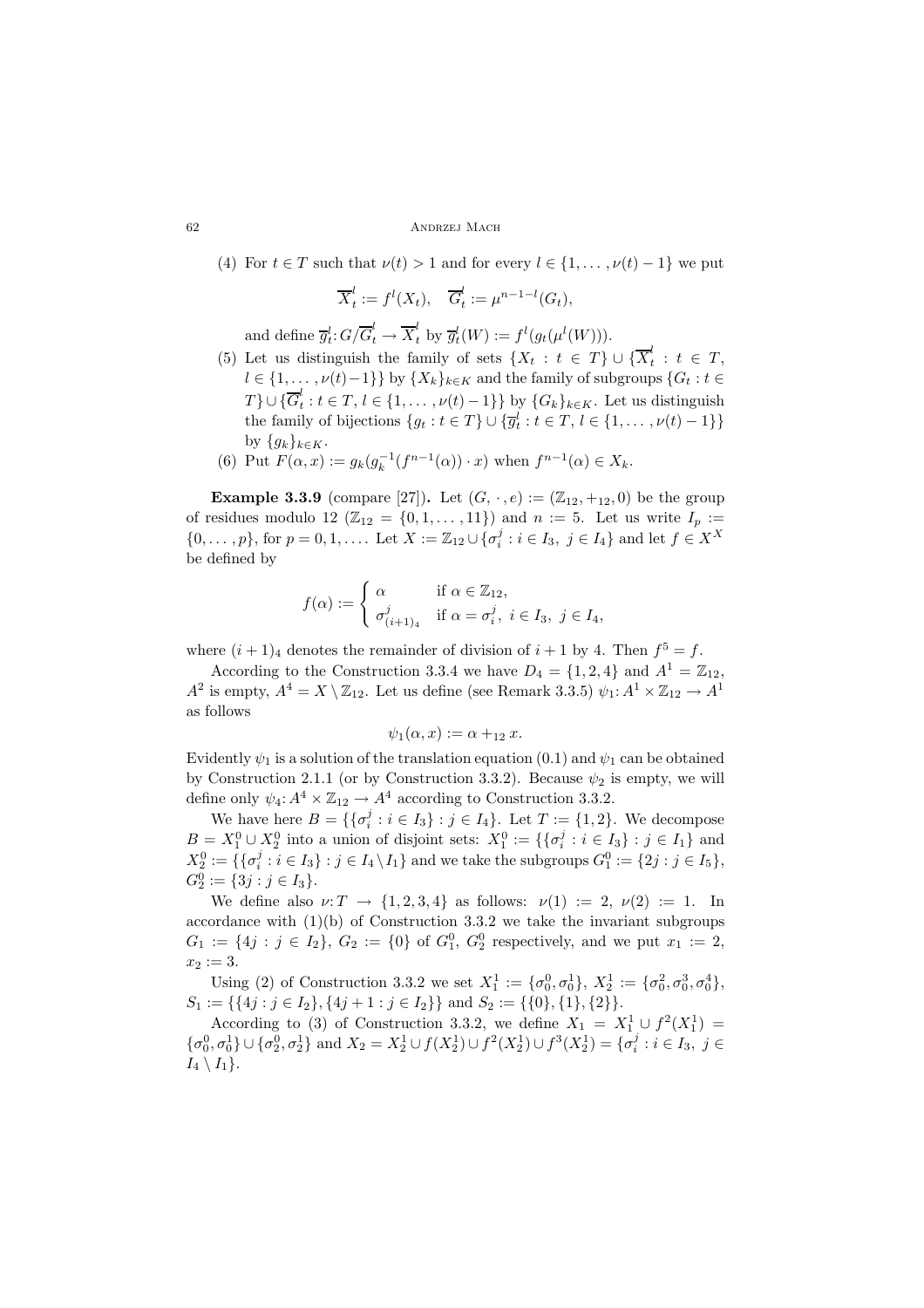(4) For $t \in T$ such that $\nu(t) > 1$ and for every $l \in \{1, \dots, \nu(t)-1\}$ we put

$$\overline{X}_t^l := f^l(X_t), \quad \overline{G}_t^l := \mu^{n-1-l}(G_t),$$

and define $\overline{g}_t^l : G/\overline{G}_t^l \to \overline{X}_t^l$ by $\overline{g}_t^l(W) := f^l(g_t(\mu^l(W)))$.

(5) Let us distinguish the family of sets $\{X_t : t \in T\} \cup \{\overline{X}_t^l : t \in T, l \in \{1, \dots, \nu(t)-1\}\}$ by $\{X_k\}_{k \in K}$ and the family of subgroups $\{G_t : t \in T\} \cup \{\overline{G}_t^l : t \in T, l \in \{1, \dots, \nu(t)-1\}\}$ by $\{G_k\}_{k \in K}$. Let us distinguish the family of bijections $\{g_t : t \in T\} \cup \{\overline{g}_t^l : t \in T, l \in \{1, \dots, \nu(t)-1\}\}$ by $\{g_k\}_{k \in K}$.

(6) Put $F(\alpha, x) := g_k(g_k^{-1}(f^{n-1}(\alpha)) \cdot x)$ when $f^{n-1}(\alpha) \in X_k$.

**Example 3.3.9** (compare [27]). Let $(G, \cdot, e) := (\mathbb{Z}_{12}, +_{12}, 0)$ be the group of residues modulo 12 ($\mathbb{Z}_{12} = \{0, 1, \dots, 11\}$) and $n := 5$. Let us write $I_p := \{0, \dots, p\}$, for $p = 0, 1, \dots$. Let $X := \mathbb{Z}_{12} \cup \{\sigma_i^j : i \in I_3,\ j \in I_4\}$ and let $f \in X^X$ be defined by

$$f(\alpha) := \begin{cases} \alpha & \text{if } \alpha \in \mathbb{Z}_{12}, \\ \sigma_{(i+1)_4}^j & \text{if } \alpha = \sigma_i^j,\ i \in I_3,\ j \in I_4, \end{cases}$$

where $(i+1)_4$ denotes the remainder of division of $i+1$ by 4. Then $f^5 = f$.

According to the Construction 3.3.4 we have $D_4 = \{1, 2, 4\}$ and $A^1 = \mathbb{Z}_{12}$, $A^2$ is empty, $A^4 = X \setminus \mathbb{Z}_{12}$. Let us define (see Remark 3.3.5) $\psi_1 : A^1 \times \mathbb{Z}_{12} \to A^1$ as follows

$$\psi_1(\alpha, x) := \alpha +_{12} x.$$

Evidently $\psi_1$ is a solution of the translation equation (0.1) and $\psi_1$ can be obtained by Construction 2.1.1 (or by Construction 3.3.2). Because $\psi_2$ is empty, we will define only $\psi_4 : A^4 \times \mathbb{Z}_{12} \to A^4$ according to Construction 3.3.2.

We have here $B = \{\{\sigma_i^j : i \in I_3\} : j \in I_4\}$. Let $T := \{1, 2\}$. We decompose $B = X_1^0 \cup X_2^0$ into a union of disjoint sets: $X_1^0 := \{\{\sigma_i^j : i \in I_3\} : j \in I_1\}$ and $X_2^0 := \{\{\sigma_i^j : i \in I_3\} : j \in I_4 \setminus I_1\}$ and we take the subgroups $G_1^0 := \{2j : j \in I_5\}$, $G_2^0 := \{3j : j \in I_3\}$.

We define also $\nu : T \to \{1, 2, 3, 4\}$ as follows: $\nu(1) := 2$, $\nu(2) := 1$. In accordance with (1)(b) of Construction 3.3.2 we take the invariant subgroups $G_1 := \{4j : j \in I_2\}$, $G_2 := \{0\}$ of $G_1^0$, $G_2^0$ respectively, and we put $x_1 := 2$, $x_2 := 3$.

Using (2) of Construction 3.3.2 we set $X_1^1 := \{\sigma_0^0, \sigma_0^1\}$, $X_2^1 := \{\sigma_0^2, \sigma_0^3, \sigma_0^4\}$, $S_1 := \{\{4j : j \in I_2\}, \{4j + 1 : j \in I_2\}\}$ and $S_2 := \{\{0\}, \{1\}, \{2\}\}$.

According to (3) of Construction 3.3.2, we define $X_1 = X_1^1 \cup f^2(X_1^1) = \{\sigma_0^0, \sigma_0^1\} \cup \{\sigma_2^0, \sigma_2^1\}$ and $X_2 = X_2^1 \cup f(X_2^1) \cup f^2(X_2^1) \cup f^3(X_2^1) = \{\sigma_i^j : i \in I_3,\ j \in I_4 \setminus I_1\}$.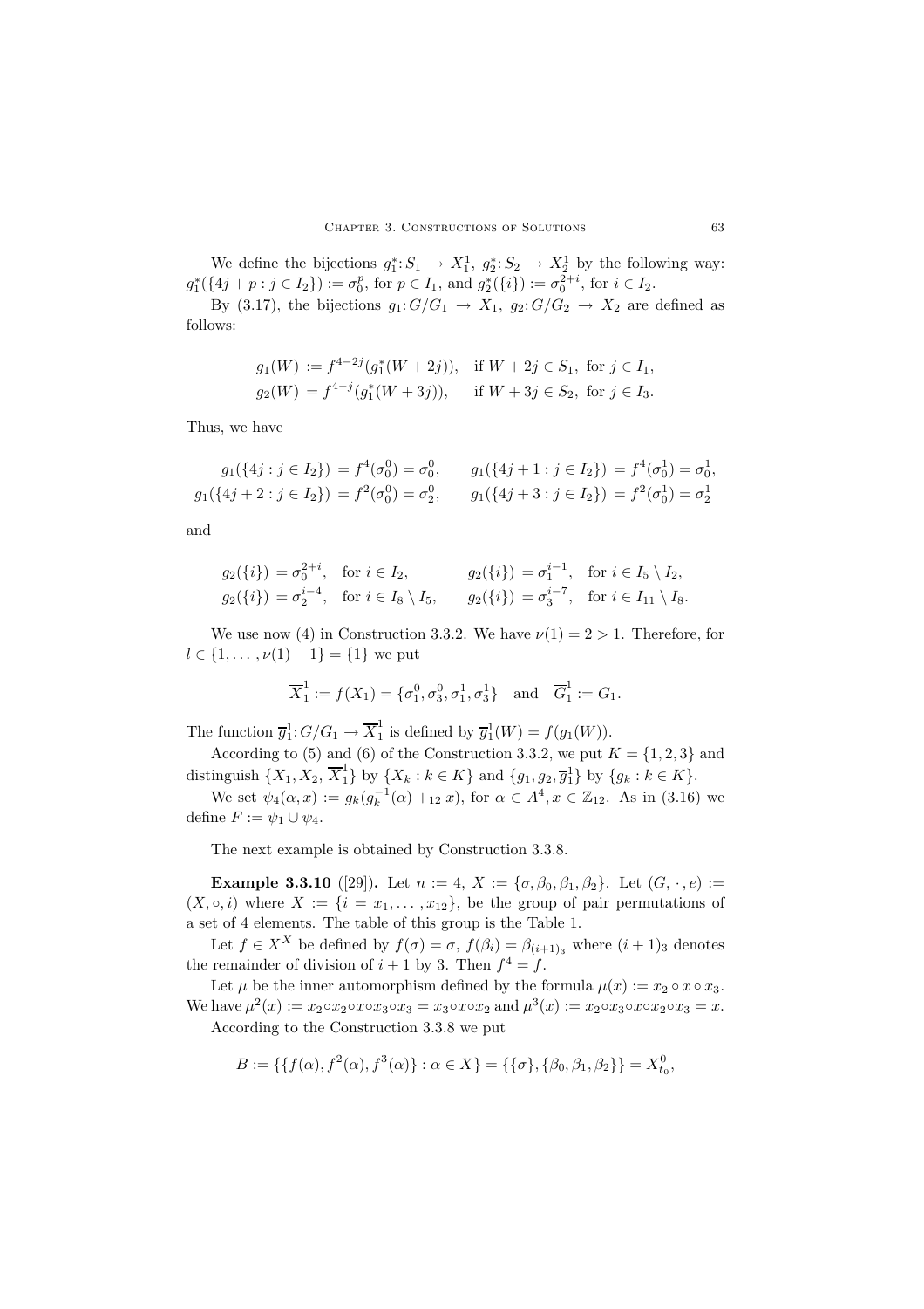We define the bijections $g_1^*: S_1 \to X_1^1$, $g_2^*: S_2 \to X_2^1$ by the following way: $g_1^*(\{4j+p : j \in I_2\}) := \sigma_0^p$, for $p \in I_1$, and $g_2^*(\{i\}) := \sigma_0^{2+i}$, for $i \in I_2$.

By (3.17), the bijections $g_1: G/G_1 \to X_1$, $g_2: G/G_2 \to X_2$ are defined as follows:

$$g_1(W) := f^{4-2j}(g_1^*(W+2j)), \quad \text{if } W+2j \in S_1, \text{ for } j \in I_1,$$
$$g_2(W) = f^{4-j}(g_1^*(W+3j)), \quad \text{if } W+3j \in S_2, \text{ for } j \in I_3.$$

Thus, we have

$$g_1(\{4j : j \in I_2\}) = f^4(\sigma_0^0) = \sigma_0^0, \qquad g_1(\{4j+1 : j \in I_2\}) = f^4(\sigma_0^1) = \sigma_0^1,$$
$$g_1(\{4j+2 : j \in I_2\}) = f^2(\sigma_0^0) = \sigma_2^0, \qquad g_1(\{4j+3 : j \in I_2\}) = f^2(\sigma_0^1) = \sigma_2^1$$

and

$$g_2(\{i\}) = \sigma_0^{2+i}, \quad \text{for } i \in I_2, \qquad g_2(\{i\}) = \sigma_1^{i-1}, \quad \text{for } i \in I_5 \setminus I_2,$$
$$g_2(\{i\}) = \sigma_2^{i-4}, \quad \text{for } i \in I_8 \setminus I_5, \qquad g_2(\{i\}) = \sigma_3^{i-7}, \quad \text{for } i \in I_{11} \setminus I_8.$$

We use now (4) in Construction 3.3.2. We have $\nu(1) = 2 > 1$. Therefore, for $l \in \{1, \dots, \nu(1)-1\} = \{1\}$ we put

$$\overline{X}_1^1 := f(X_1) = \{\sigma_1^0, \sigma_3^0, \sigma_1^1, \sigma_3^1\} \quad \text{and} \quad \overline{G}_1^1 := G_1.$$

The function $\overline{g}_1^1: G/G_1 \to \overline{X}_1^1$ is defined by $\overline{g}_1^1(W) = f(g_1(W))$.

According to (5) and (6) of the Construction 3.3.2, we put $K = \{1, 2, 3\}$ and distinguish $\{X_1, X_2, \overline{X}_1^1\}$ by $\{X_k : k \in K\}$ and $\{g_1, g_2, \overline{g}_1^1\}$ by $\{g_k : k \in K\}$.

We set $\psi_4(\alpha, x) := g_k(g_k^{-1}(\alpha) +_{12} x)$, for $\alpha \in A^4, x \in \mathbb{Z}_{12}$. As in (3.16) we define $F := \psi_1 \cup \psi_4$.

The next example is obtained by Construction 3.3.8.

**Example 3.3.10** ([29]). Let $n := 4$, $X := \{\sigma, \beta_0, \beta_1, \beta_2\}$. Let $(G, \cdot, e) := (X, \circ, i)$ where $X := \{i = x_1, \dots, x_{12}\}$, be the group of pair permutations of a set of 4 elements. The table of this group is the Table 1.

Let $f \in X^X$ be defined by $f(\sigma) = \sigma$, $f(\beta_i) = \beta_{(i+1)_3}$ where $(i+1)_3$ denotes the remainder of division of $i+1$ by 3. Then $f^4 = f$.

Let $\mu$ be the inner automorphism defined by the formula $\mu(x) := x_2 \circ x \circ x_3$. We have $\mu^2(x) := x_2 \circ x_2 \circ x \circ x_3 \circ x_3 = x_3 \circ x \circ x_2$ and $\mu^3(x) := x_2 \circ x_3 \circ x \circ x_2 \circ x_3 = x$.

According to the Construction 3.3.8 we put

$$B := \{\{f(\alpha), f^2(\alpha), f^3(\alpha)\} : \alpha \in X\} = \{\{\sigma\}, \{\beta_0, \beta_1, \beta_2\}\} = X_{t_0}^0,$$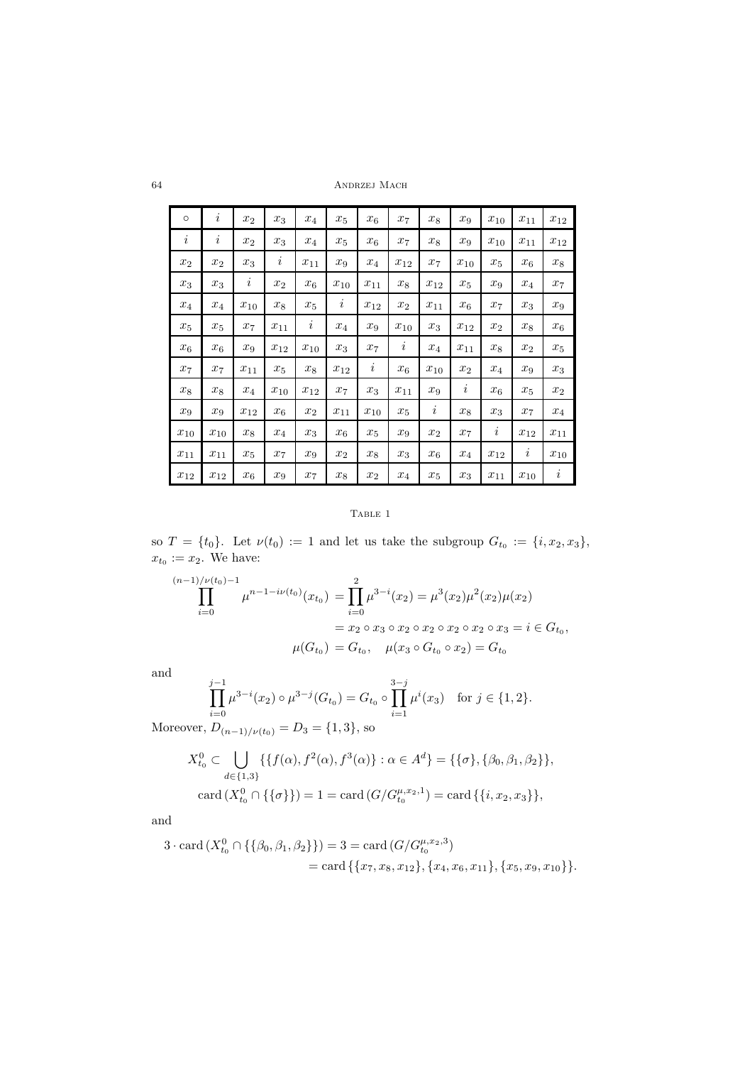| $\circ$ | $i$ | $x_2$ | $x_3$ | $x_4$ | $x_5$ | $x_6$ | $x_7$ | $x_8$ | $x_9$ | $x_{10}$ | $x_{11}$ | $x_{12}$ |
|---|---|---|---|---|---|---|---|---|---|---|---|---|
| $i$ | $i$ | $x_2$ | $x_3$ | $x_4$ | $x_5$ | $x_6$ | $x_7$ | $x_8$ | $x_9$ | $x_{10}$ | $x_{11}$ | $x_{12}$ |
| $x_2$ | $x_2$ | $x_3$ | $i$ | $x_{11}$ | $x_9$ | $x_4$ | $x_{12}$ | $x_7$ | $x_{10}$ | $x_5$ | $x_6$ | $x_8$ |
| $x_3$ | $x_3$ | $i$ | $x_2$ | $x_6$ | $x_{10}$ | $x_{11}$ | $x_8$ | $x_{12}$ | $x_5$ | $x_9$ | $x_4$ | $x_7$ |
| $x_4$ | $x_4$ | $x_{10}$ | $x_8$ | $x_5$ | $i$ | $x_{12}$ | $x_2$ | $x_{11}$ | $x_6$ | $x_7$ | $x_3$ | $x_9$ |
| $x_5$ | $x_5$ | $x_7$ | $x_{11}$ | $i$ | $x_4$ | $x_9$ | $x_{10}$ | $x_3$ | $x_{12}$ | $x_2$ | $x_8$ | $x_6$ |
| $x_6$ | $x_6$ | $x_9$ | $x_{12}$ | $x_{10}$ | $x_3$ | $x_7$ | $i$ | $x_4$ | $x_{11}$ | $x_8$ | $x_2$ | $x_5$ |
| $x_7$ | $x_7$ | $x_{11}$ | $x_5$ | $x_8$ | $x_{12}$ | $i$ | $x_6$ | $x_{10}$ | $x_2$ | $x_4$ | $x_9$ | $x_3$ |
| $x_8$ | $x_8$ | $x_4$ | $x_{10}$ | $x_{12}$ | $x_7$ | $x_3$ | $x_{11}$ | $x_9$ | $i$ | $x_6$ | $x_5$ | $x_2$ |
| $x_9$ | $x_9$ | $x_{12}$ | $x_6$ | $x_2$ | $x_{11}$ | $x_{10}$ | $x_5$ | $i$ | $x_8$ | $x_3$ | $x_7$ | $x_4$ |
| $x_{10}$ | $x_{10}$ | $x_8$ | $x_4$ | $x_3$ | $x_6$ | $x_5$ | $x_9$ | $x_2$ | $x_7$ | $i$ | $x_{12}$ | $x_{11}$ |
| $x_{11}$ | $x_{11}$ | $x_5$ | $x_7$ | $x_9$ | $x_2$ | $x_8$ | $x_3$ | $x_6$ | $x_4$ | $x_{12}$ | $i$ | $x_{10}$ |
| $x_{12}$ | $x_{12}$ | $x_6$ | $x_9$ | $x_7$ | $x_8$ | $x_2$ | $x_4$ | $x_5$ | $x_3$ | $x_{11}$ | $x_{10}$ | $i$ |

Table 1

so $T = \{t_0\}$. Let $\nu(t_0) := 1$ and let us take the subgroup $G_{t_0} := \{i, x_2, x_3\}$, $x_{t_0} := x_2$. We have:

$$\prod_{i=0}^{(n-1)/\nu(t_0)-1} \mu^{n-1-i\nu(t_0)}(x_{t_0}) = \prod_{i=0}^{2} \mu^{3-i}(x_2) = \mu^3(x_2)\mu^2(x_2)\mu(x_2)$$

$$= x_2 \circ x_3 \circ x_2 \circ x_2 \circ x_2 \circ x_2 \circ x_3 = i \in G_{t_0},$$

$$\mu(G_{t_0}) = G_{t_0}, \quad \mu(x_3 \circ G_{t_0} \circ x_2) = G_{t_0}$$

and

$$\prod_{i=0}^{j-1} \mu^{3-i}(x_2) \circ \mu^{3-j}(G_{t_0}) = G_{t_0} \circ \prod_{i=1}^{3-j} \mu^i(x_3) \quad \text{for } j \in \{1, 2\}.$$

Moreover, $D_{(n-1)/\nu(t_0)} = D_3 = \{1, 3\}$, so

$$X_{t_0}^0 \subset \bigcup_{d \in \{1,3\}} \{\{f(\alpha), f^2(\alpha), f^3(\alpha)\} : \alpha \in A^d\} = \{\{\sigma\}, \{\beta_0, \beta_1, \beta_2\}\},$$

$$\operatorname{card}(X_{t_0}^0 \cap \{\{\sigma\}\}) = 1 = \operatorname{card}(G/G_{t_0}^{\mu,x_2,1}) = \operatorname{card}\{\{i, x_2, x_3\}\},$$

and

$$3 \cdot \operatorname{card}(X_{t_0}^0 \cap \{\{\beta_0, \beta_1, \beta_2\}\}) = 3 = \operatorname{card}(G/G_{t_0}^{\mu,x_2,3})$$

$$= \operatorname{card}\{\{x_7, x_8, x_{12}\}, \{x_4, x_6, x_{11}\}, \{x_5, x_9, x_{10}\}\}.$$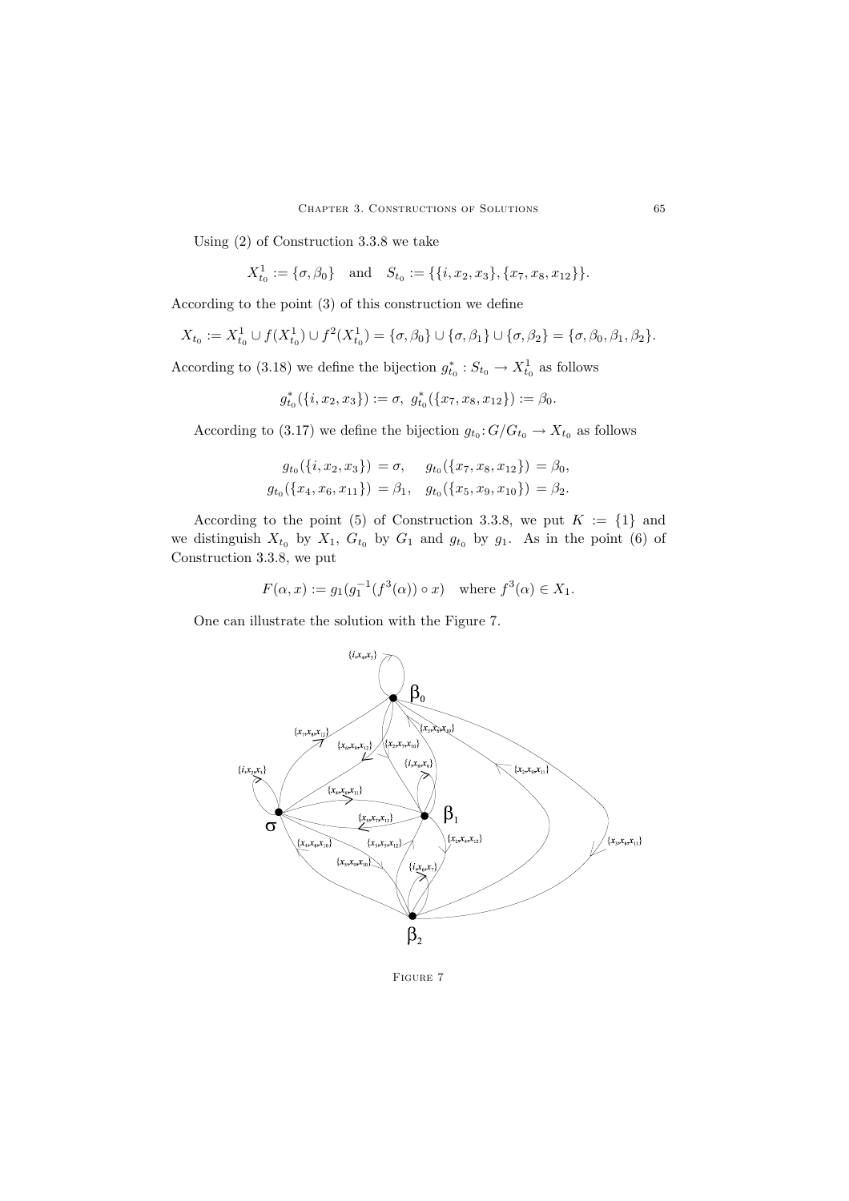Using (2) of Construction 3.3.8 we take

$$X^1_{t_0} := \{\sigma, \beta_0\} \quad \text{and} \quad S_{t_0} := \{\{i, x_2, x_3\}, \{x_7, x_8, x_{12}\}\}.$$

According to the point (3) of this construction we define

$$X_{t_0} := X^1_{t_0} \cup f(X^1_{t_0}) \cup f^2(X^1_{t_0}) = \{\sigma, \beta_0\} \cup \{\sigma, \beta_1\} \cup \{\sigma, \beta_2\} = \{\sigma, \beta_0, \beta_1, \beta_2\}.$$

According to (3.18) we define the bijection $g^*_{t_0} : S_{t_0} \to X^1_{t_0}$ as follows

$$g^*_{t_0}(\{i, x_2, x_3\}) := \sigma,\ g^*_{t_0}(\{x_7, x_8, x_{12}\}) := \beta_0.$$

According to (3.17) we define the bijection $g_{t_0} : G/G_{t_0} \to X_{t_0}$ as follows

$$\begin{aligned} g_{t_0}(\{i, x_2, x_3\}) &= \sigma, \quad & g_{t_0}(\{x_7, x_8, x_{12}\}) &= \beta_0, \\ g_{t_0}(\{x_4, x_6, x_{11}\}) &= \beta_1, \quad & g_{t_0}(\{x_5, x_9, x_{10}\}) &= \beta_2. \end{aligned}$$

According to the point (5) of Construction 3.3.8, we put $K := \{1\}$ and we distinguish $X_{t_0}$ by $X_1$, $G_{t_0}$ by $G_1$ and $g_{t_0}$ by $g_1$. As in the point (6) of Construction 3.3.8, we put

$$F(\alpha, x) := g_1(g_1^{-1}(f^3(\alpha)) \circ x) \quad \text{where } f^3(\alpha) \in X_1.$$

One can illustrate the solution with the Figure 7.

Figure 7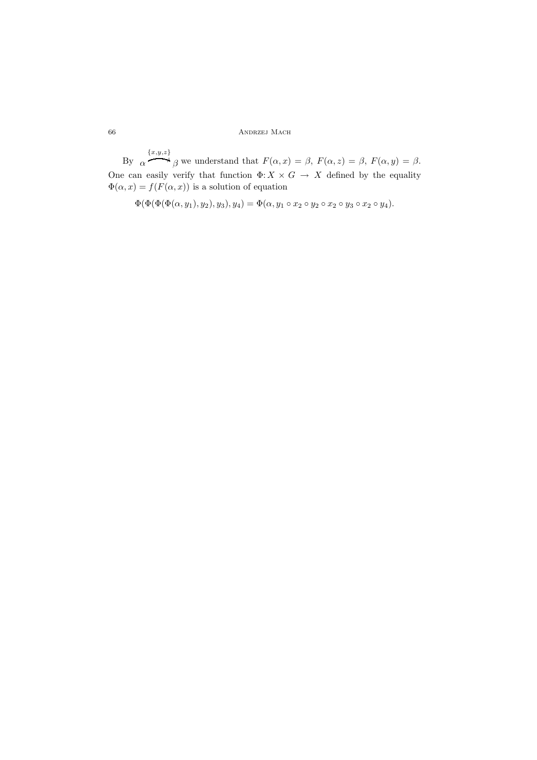By $\alpha \overset{\{x,y,z\}}{\curvearrowright} \beta$ we understand that $F(\alpha, x) = \beta$, $F(\alpha, z) = \beta$, $F(\alpha, y) = \beta$. One can easily verify that function $\Phi: X \times G \to X$ defined by the equality $\Phi(\alpha, x) = f(F(\alpha, x))$ is a solution of equation

$$\Phi(\Phi(\Phi(\Phi(\alpha, y_1), y_2), y_3), y_4) = \Phi(\alpha, y_1 \circ x_2 \circ y_2 \circ x_2 \circ y_3 \circ x_2 \circ y_4).$$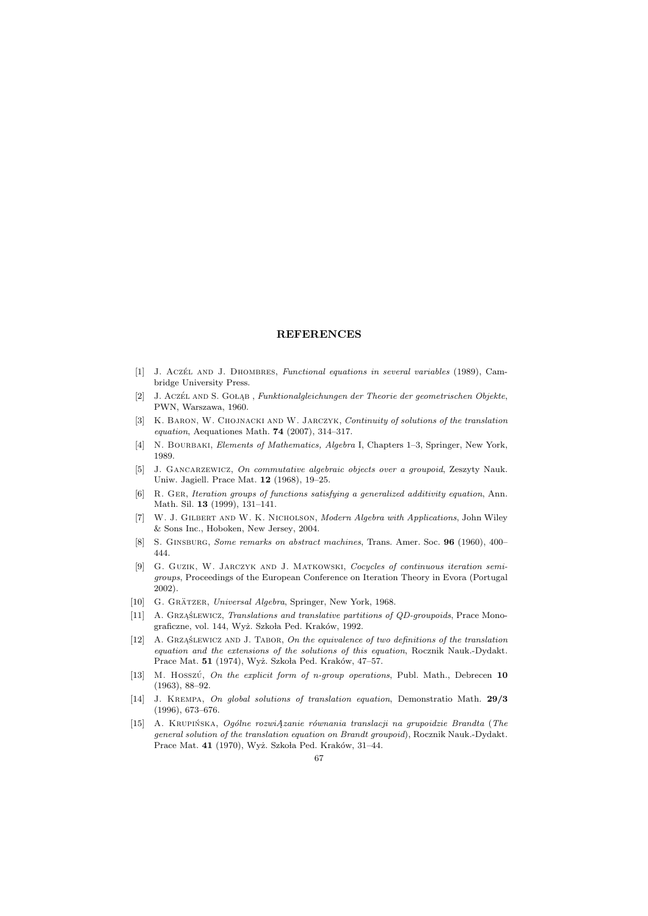## REFERENCES

[1] J. Aczél and J. Dhombres, *Functional equations in several variables* (1989), Cambridge University Press.

[2] J. Aczél and S. Gołąb , *Funktionalgleichungen der Theorie der geometrischen Objekte*, PWN, Warszawa, 1960.

[3] K. Baron, W. Chojnacki and W. Jarczyk, *Continuity of solutions of the translation equation*, Aequationes Math. **74** (2007), 314–317.

[4] N. Bourbaki, *Elements of Mathematics, Algebra* I, Chapters 1–3, Springer, New York, 1989.

[5] J. Gancarzewicz, *On commutative algebraic objects over a groupoid*, Zeszyty Nauk. Uniw. Jagiell. Prace Mat. **12** (1968), 19–25.

[6] R. Ger, *Iteration groups of functions satisfying a generalized additivity equation*, Ann. Math. Sil. **13** (1999), 131–141.

[7] W. J. Gilbert and W. K. Nicholson, *Modern Algebra with Applications*, John Wiley & Sons Inc., Hoboken, New Jersey, 2004.

[8] S. Ginsburg, *Some remarks on abstract machines*, Trans. Amer. Soc. **96** (1960), 400–444.

[9] G. Guzik, W. Jarczyk and J. Matkowski, *Cocycles of continuous iteration semigroups*, Proceedings of the European Conference on Iteration Theory in Evora (Portugal 2002).

[10] G. Grätzer, *Universal Algebra*, Springer, New York, 1968.

[11] A. Grząślewicz, *Translations and translative partitions of QD-groupoids*, Prace Monograficzne, vol. 144, Wyż. Szkoła Ped. Kraków, 1992.

[12] A. Grząślewicz and J. Tabor, *On the equivalence of two definitions of the translation equation and the extensions of the solutions of this equation*, Rocznik Nauk.-Dydakt. Prace Mat. **51** (1974), Wyż. Szkoła Ped. Kraków, 47–57.

[13] M. Hosszú, *On the explicit form of n-group operations*, Publ. Math., Debrecen **10** (1963), 88–92.

[14] J. Krempa, *On global solutions of translation equation*, Demonstratio Math. **29/3** (1996), 673–676.

[15] A. Krupińska, *Ogólne rozwiĄzanie równania translacji na grupoidzie Brandta* (*The general solution of the translation equation on Brandt groupoid*), Rocznik Nauk.-Dydakt. Prace Mat. **41** (1970), Wyż. Szkoła Ped. Kraków, 31–44.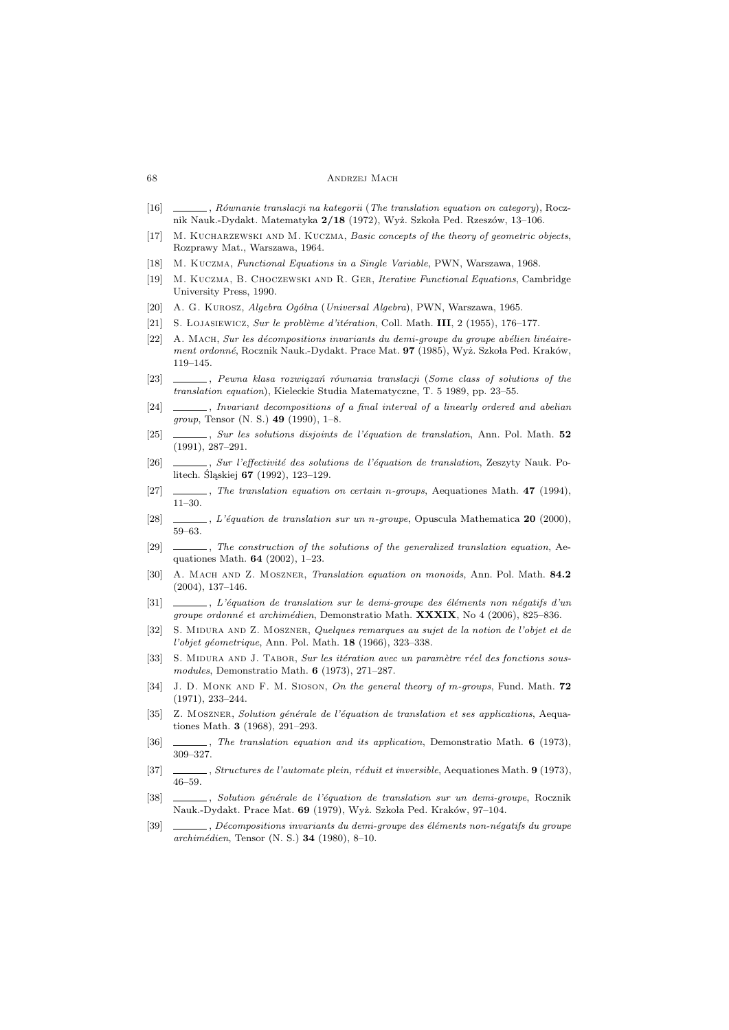[16] ______, *Równanie translacji na kategorii* (*The translation equation on category*), Rocznik Nauk.-Dydakt. Matematyka **2/18** (1972), Wyż. Szkoła Ped. Rzeszów, 13–106.

[17] M. Kucharzewski and M. Kuczma, *Basic concepts of the theory of geometric objects*, Rozprawy Mat., Warszawa, 1964.

[18] M. Kuczma, *Functional Equations in a Single Variable*, PWN, Warszawa, 1968.

[19] M. Kuczma, B. Choczewski and R. Ger, *Iterative Functional Equations*, Cambridge University Press, 1990.

[20] A. G. Kurosz, *Algebra Ogólna* (*Universal Algebra*), PWN, Warszawa, 1965.

[21] S. Łojasiewicz, *Sur le problème d'itération*, Coll. Math. **III**, 2 (1955), 176–177.

[22] A. Mach, *Sur les décompositions invariants du demi-groupe du groupe abélien linéairement ordonné*, Rocznik Nauk.-Dydakt. Prace Mat. **97** (1985), Wyż. Szkoła Ped. Kraków, 119–145.

[23] ______, *Pewna klasa rozwiązań równania translacji* (*Some class of solutions of the translation equation*), Kieleckie Studia Matematyczne, T. 5 1989, pp. 23–55.

[24] ______, *Invariant decompositions of a final interval of a linearly ordered and abelian group*, Tensor (N. S.) **49** (1990), 1–8.

[25] ______, *Sur les solutions disjoints de l'équation de translation*, Ann. Pol. Math. **52** (1991), 287–291.

[26] ______, *Sur l'effectivité des solutions de l'équation de translation*, Zeszyty Nauk. Politech. Śląskiej **67** (1992), 123–129.

[27] ______, *The translation equation on certain n-groups*, Aequationes Math. **47** (1994), 11–30.

[28] ______, *L'équation de translation sur un n-groupe*, Opuscula Mathematica **20** (2000), 59–63.

[29] ______, *The construction of the solutions of the generalized translation equation*, Aequationes Math. **64** (2002), 1–23.

[30] A. Mach and Z. Moszner, *Translation equation on monoids*, Ann. Pol. Math. **84.2** (2004), 137–146.

[31] ______, *L'équation de translation sur le demi-groupe des éléments non négatifs d'un groupe ordonné et archimédien*, Demonstratio Math. **XXXIX**, No 4 (2006), 825–836.

[32] S. Midura and Z. Moszner, *Quelques remarques au sujet de la notion de l'objet et de l'objet géometrique*, Ann. Pol. Math. **18** (1966), 323–338.

[33] S. Midura and J. Tabor, *Sur les itération avec un paramètre réel des fonctions sousmodules*, Demonstratio Math. **6** (1973), 271–287.

[34] J. D. Monk and F. M. Sioson, *On the general theory of m-groups*, Fund. Math. **72** (1971), 233–244.

[35] Z. Moszner, *Solution générale de l'équation de translation et ses applications*, Aequationes Math. **3** (1968), 291–293.

[36] ______, *The translation equation and its application*, Demonstratio Math. **6** (1973), 309–327.

[37] ______, *Structures de l'automate plein, réduit et inversible*, Aequationes Math. **9** (1973), 46–59.

[38] ______, *Solution générale de l'équation de translation sur un demi-groupe*, Rocznik Nauk.-Dydakt. Prace Mat. **69** (1979), Wyż. Szkoła Ped. Kraków, 97–104.

[39] ______, *Décompositions invariants du demi-groupe des éléments non-négatifs du groupe archimédien*, Tensor (N. S.) **34** (1980), 8–10.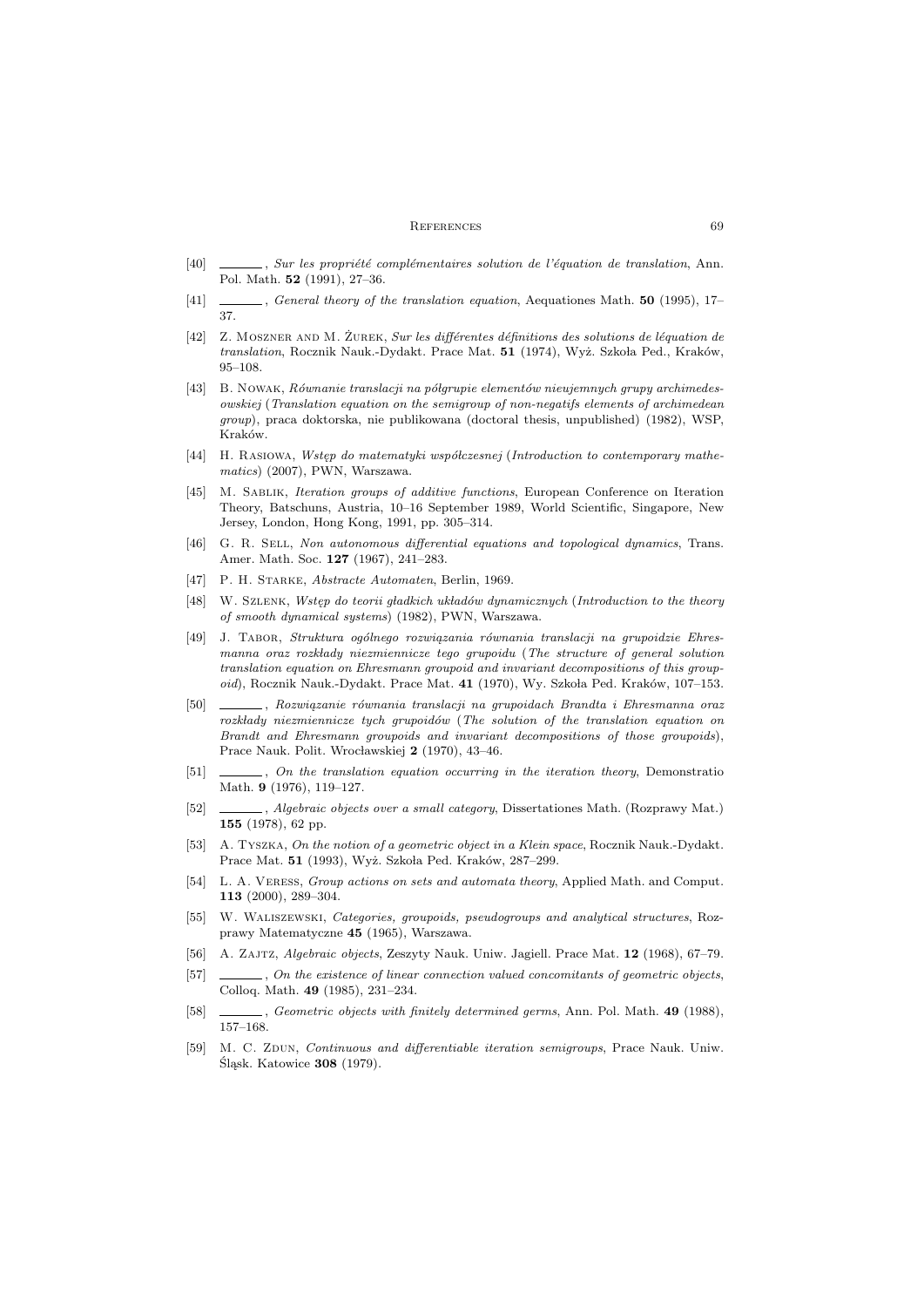[40] ______, *Sur les propriété complémentaires solution de l'équation de translation*, Ann. Pol. Math. **52** (1991), 27–36.

[41] ______, *General theory of the translation equation*, Aequationes Math. **50** (1995), 17–37.

[42] Z. Moszner and M. Żurek, *Sur les différentes définitions des solutions de léquation de translation*, Rocznik Nauk.-Dydakt. Prace Mat. **51** (1974), Wyż. Szkoła Ped., Kraków, 95–108.

[43] B. Nowak, *Równanie translacji na półgrupie elementów nieujemnych grupy archimedesowskiej* (*Translation equation on the semigroup of non-negatifs elements of archimedean group*), praca doktorska, nie publikowana (doctoral thesis, unpublished) (1982), WSP, Kraków.

[44] H. Rasiowa, *Wstęp do matematyki współczesnej* (*Introduction to contemporary mathematics*) (2007), PWN, Warszawa.

[45] M. Sablik, *Iteration groups of additive functions*, European Conference on Iteration Theory, Batschuns, Austria, 10–16 September 1989, World Scientific, Singapore, New Jersey, London, Hong Kong, 1991, pp. 305–314.

[46] G. R. Sell, *Non autonomous differential equations and topological dynamics*, Trans. Amer. Math. Soc. **127** (1967), 241–283.

[47] P. H. Starke, *Abstracte Automaten*, Berlin, 1969.

[48] W. Szlenk, *Wstęp do teorii gładkich układów dynamicznych* (*Introduction to the theory of smooth dynamical systems*) (1982), PWN, Warszawa.

[49] J. Tabor, *Struktura ogólnego rozwiązania równania translacji na grupoidzie Ehresmanna oraz rozkłady niezmiennicze tego grupoidu* (*The structure of general solution translation equation on Ehresmann groupoid and invariant decompositions of this groupoid*), Rocznik Nauk.-Dydakt. Prace Mat. **41** (1970), Wy. Szkoła Ped. Kraków, 107–153.

[50] ______, *Rozwiązanie równania translacji na grupoidach Brandta i Ehresmanna oraz rozkłady niezmiennicze tych grupoidów* (*The solution of the translation equation on Brandt and Ehresmann groupoids and invariant decompositions of those groupoids*), Prace Nauk. Polit. Wrocławskiej **2** (1970), 43–46.

[51] ______, *On the translation equation occurring in the iteration theory*, Demonstratio Math. **9** (1976), 119–127.

[52] ______, *Algebraic objects over a small category*, Dissertationes Math. (Rozprawy Mat.) **155** (1978), 62 pp.

[53] A. Tyszka, *On the notion of a geometric object in a Klein space*, Rocznik Nauk.-Dydakt. Prace Mat. **51** (1993), Wyż. Szkoła Ped. Kraków, 287–299.

[54] L. A. Veress, *Group actions on sets and automata theory*, Applied Math. and Comput. **113** (2000), 289–304.

[55] W. Waliszewski, *Categories, groupoids, pseudogroups and analytical structures*, Rozprawy Matematyczne **45** (1965), Warszawa.

[56] A. Zajtz, *Algebraic objects*, Zeszyty Nauk. Uniw. Jagiell. Prace Mat. **12** (1968), 67–79.

[57] ______, *On the existence of linear connection valued concomitants of geometric objects*, Colloq. Math. **49** (1985), 231–234.

[58] ______, *Geometric objects with finitely determined germs*, Ann. Pol. Math. **49** (1988), 157–168.

[59] M. C. Zdun, *Continuous and differentiable iteration semigroups*, Prace Nauk. Uniw. Śląsk. Katowice **308** (1979).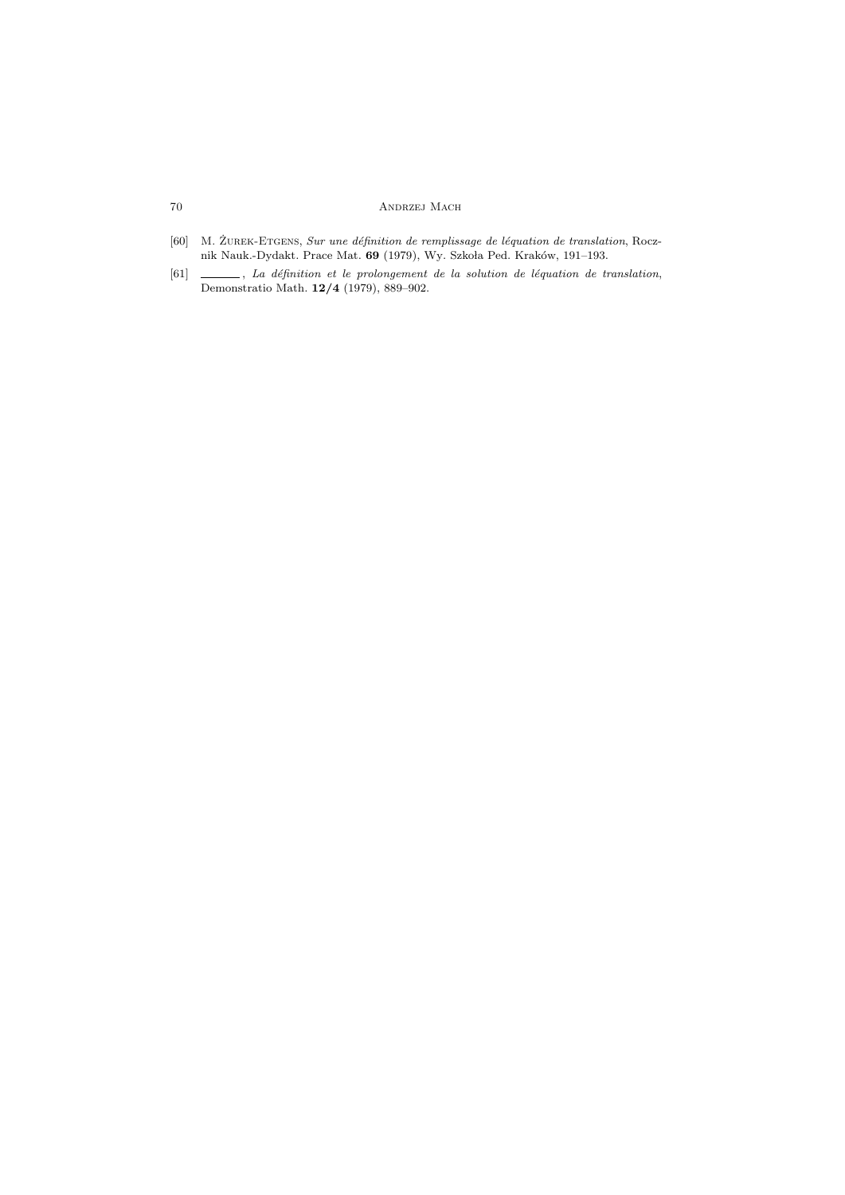[60] M. Żurek-Etgens, *Sur une définition de remplissage de léquation de translation*, Rocznik Nauk.-Dydakt. Prace Mat. **69** (1979), Wy. Szkoła Ped. Kraków, 191–193.

[61] ______, *La définition et le prolongement de la solution de léquation de translation*, Demonstratio Math. **12/4** (1979), 889–902.